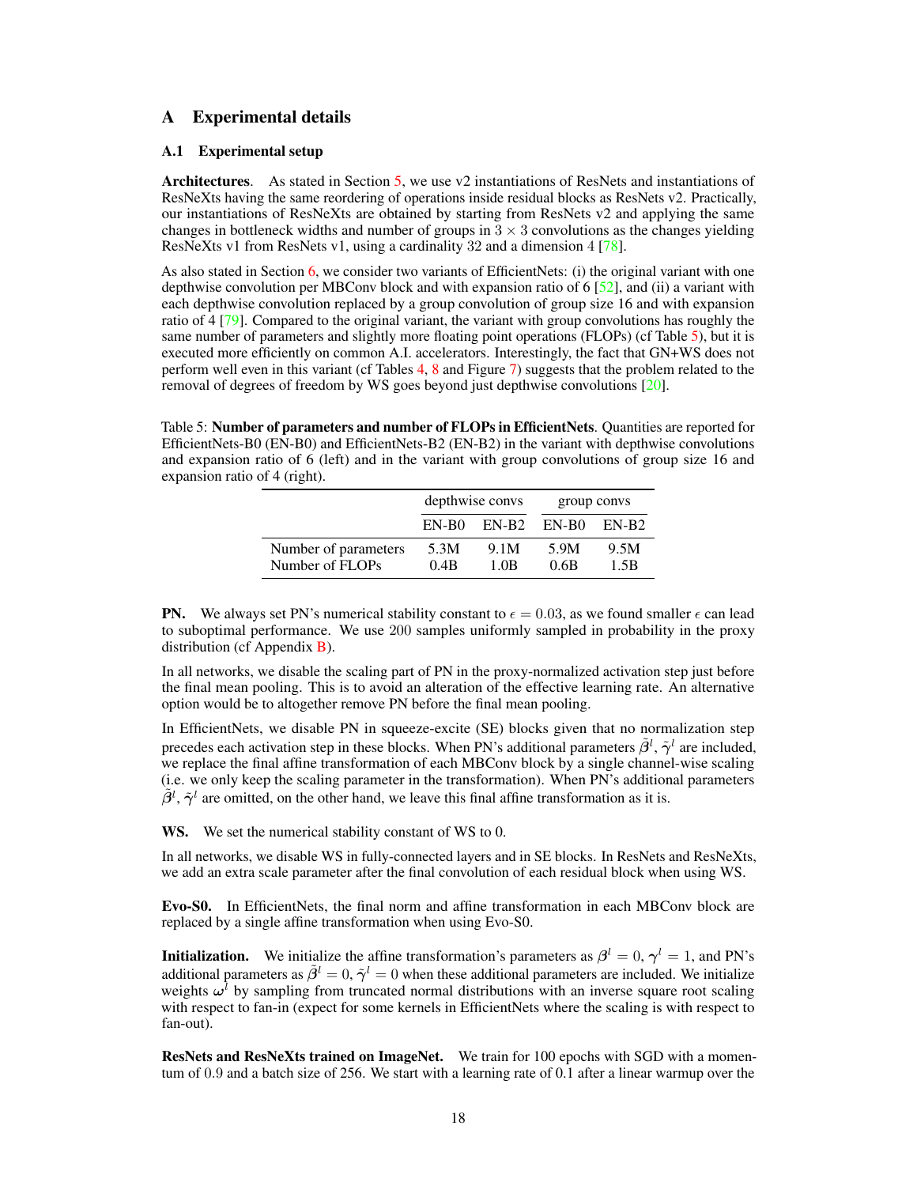# A Experimental details

## A.1 Experimental setup

**Architectures**. As stated in Section 5, we use v2 instantiations of ResNets and instantiations of ResNeXts having the same reordering of operations inside residual blocks as ResNets v2. Practically, our instantiations of ResNeXts are obtained by starting from ResNets v2 and applying the same changes in bottleneck widths and number of groups in $3 \times 3$ convolutions as the changes yielding ResNeXts v1 from ResNets v1, using a cardinality 32 and a dimension 4 [78].

As also stated in Section 6, we consider two variants of EfficientNets: (i) the original variant with one depthwise convolution per MBConv block and with expansion ratio of 6 [52], and (ii) a variant with each depthwise convolution replaced by a group convolution of group size 16 and with expansion ratio of 4 [79]. Compared to the original variant, the variant with group convolutions has roughly the same number of parameters and slightly more floating point operations (FLOPs) (cf Table 5), but it is executed more efficiently on common A.I. accelerators. Interestingly, the fact that GN+WS does not perform well even in this variant (cf Tables 4, 8 and Figure 7) suggests that the problem related to the removal of degrees of freedom by WS goes beyond just depthwise convolutions [20].

Table 5: **Number of parameters and number of FLOPs in EfficientNets**. Quantities are reported for EfficientNets-B0 (EN-B0) and EfficientNets-B2 (EN-B2) in the variant with depthwise convolutions and expansion ratio of 6 (left) and in the variant with group convolutions of group size 16 and expansion ratio of 4 (right).

| | depthwise convs | | group convs | |
|---|---|---|---|---|
| | EN-B0 | EN-B2 | EN-B0 | EN-B2 |
| Number of parameters | 5.3M | 9.1M | 5.9M | 9.5M |
| Number of FLOPs | 0.4B | 1.0B | 0.6B | 1.5B |

**PN.** We always set PN's numerical stability constant to $\epsilon = 0.03$, as we found smaller $\epsilon$ can lead to suboptimal performance. We use 200 samples uniformly sampled in probability in the proxy distribution (cf Appendix B).

In all networks, we disable the scaling part of PN in the proxy-normalized activation step just before the final mean pooling. This is to avoid an alteration of the effective learning rate. An alternative option would be to altogether remove PN before the final mean pooling.

In EfficientNets, we disable PN in squeeze-excite (SE) blocks given that no normalization step precedes each activation step in these blocks. When PN's additional parameters $\tilde{\boldsymbol{\beta}}^l$, $\tilde{\boldsymbol{\gamma}}^l$ are included, we replace the final affine transformation of each MBConv block by a single channel-wise scaling (i.e. we only keep the scaling parameter in the transformation). When PN's additional parameters $\tilde{\boldsymbol{\beta}}^l$, $\tilde{\boldsymbol{\gamma}}^l$ are omitted, on the other hand, we leave this final affine transformation as it is.

**WS.** We set the numerical stability constant of WS to 0.

In all networks, we disable WS in fully-connected layers and in SE blocks. In ResNets and ResNeXts, we add an extra scale parameter after the final convolution of each residual block when using WS.

**Evo-S0.** In EfficientNets, the final norm and affine transformation in each MBConv block are replaced by a single affine transformation when using Evo-S0.

**Initialization.** We initialize the affine transformation's parameters as $\boldsymbol{\beta}^l = 0$, $\boldsymbol{\gamma}^l = 1$, and PN's additional parameters as $\tilde{\boldsymbol{\beta}}^l = 0$, $\tilde{\boldsymbol{\gamma}}^l = 0$ when these additional parameters are included. We initialize weights $\boldsymbol{\omega}^l$ by sampling from truncated normal distributions with an inverse square root scaling with respect to fan-in (expect for some kernels in EfficientNets where the scaling is with respect to fan-out).

**ResNets and ResNeXts trained on ImageNet.** We train for 100 epochs with SGD with a momentum of 0.9 and a batch size of 256. We start with a learning rate of 0.1 after a linear warmup over the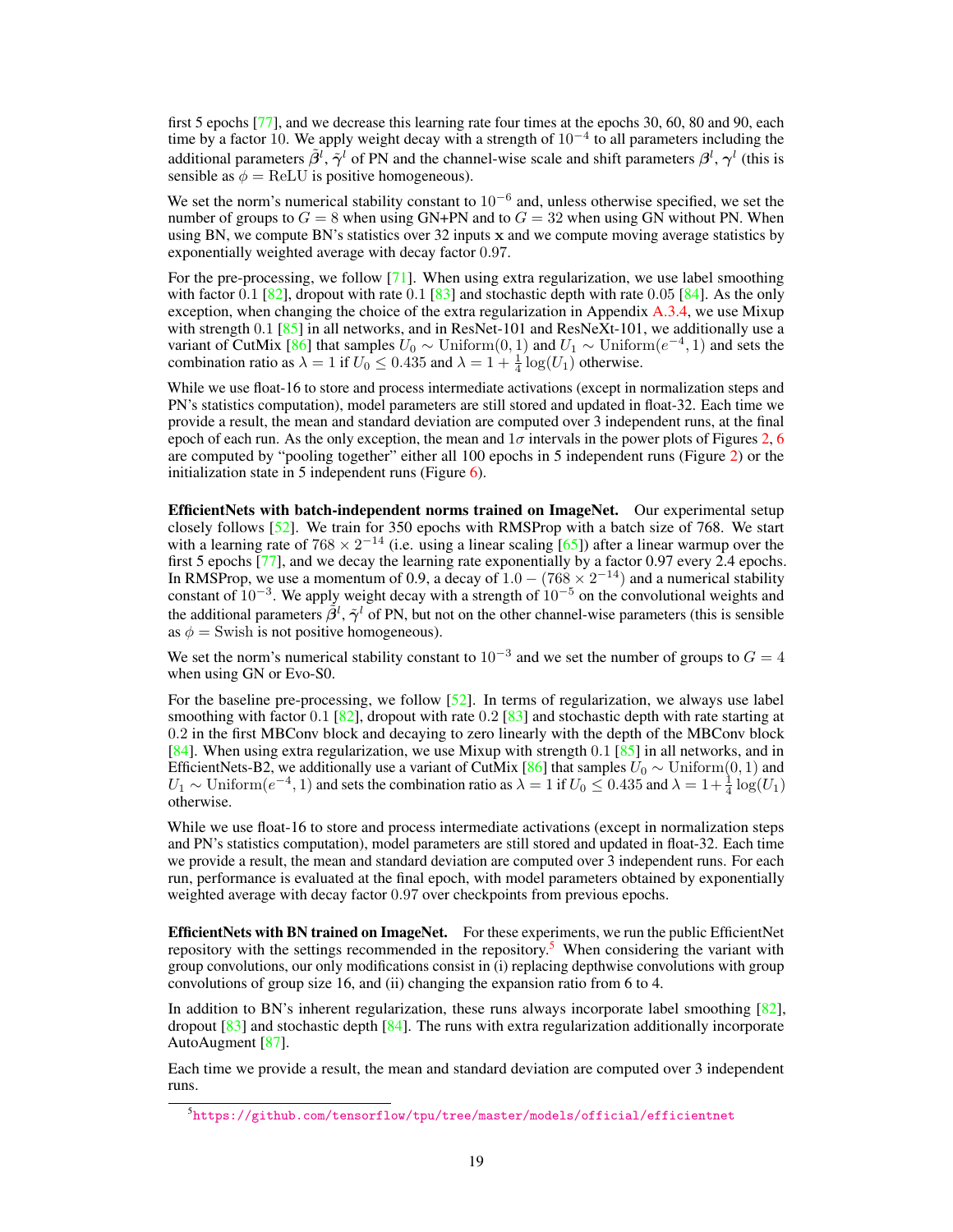first 5 epochs [77], and we decrease this learning rate four times at the epochs 30, 60, 80 and 90, each time by a factor 10. We apply weight decay with a strength of $10^{-4}$ to all parameters including the additional parameters $\tilde{\boldsymbol{\beta}}^l$, $\tilde{\boldsymbol{\gamma}}^l$ of PN and the channel-wise scale and shift parameters $\boldsymbol{\beta}^l$, $\boldsymbol{\gamma}^l$ (this is sensible as $\phi = \mathrm{ReLU}$ is positive homogeneous).

We set the norm's numerical stability constant to $10^{-6}$ and, unless otherwise specified, we set the number of groups to $G = 8$ when using GN+PN and to $G = 32$ when using GN without PN. When using BN, we compute BN's statistics over 32 inputs $\mathbf{x}$ and we compute moving average statistics by exponentially weighted average with decay factor 0.97.

For the pre-processing, we follow [71]. When using extra regularization, we use label smoothing with factor 0.1 [82], dropout with rate 0.1 [83] and stochastic depth with rate 0.05 [84]. As the only exception, when changing the choice of the extra regularization in Appendix A.3.4, we use Mixup with strength 0.1 [85] in all networks, and in ResNet-101 and ResNeXt-101, we additionally use a variant of CutMix [86] that samples $U_0 \sim \mathrm{Uniform}(0, 1)$ and $U_1 \sim \mathrm{Uniform}(e^{-4}, 1)$ and sets the combination ratio as $\lambda = 1$ if $U_0 \leq 0.435$ and $\lambda = 1 + \frac{1}{4}\log(U_1)$ otherwise.

While we use float-16 to store and process intermediate activations (except in normalization steps and PN's statistics computation), model parameters are still stored and updated in float-32. Each time we provide a result, the mean and standard deviation are computed over 3 independent runs, at the final epoch of each run. As the only exception, the mean and $1\sigma$ intervals in the power plots of Figures 2, 6 are computed by "pooling together" either all 100 epochs in 5 independent runs (Figure 2) or the initialization state in 5 independent runs (Figure 6).

**EfficientNets with batch-independent norms trained on ImageNet.** Our experimental setup closely follows [52]. We train for 350 epochs with RMSProp with a batch size of 768. We start with a learning rate of $768 \times 2^{-14}$ (i.e. using a linear scaling [65]) after a linear warmup over the first 5 epochs [77], and we decay the learning rate exponentially by a factor 0.97 every 2.4 epochs. In RMSProp, we use a momentum of 0.9, a decay of $1.0 - (768 \times 2^{-14})$ and a numerical stability constant of $10^{-3}$. We apply weight decay with a strength of $10^{-5}$ on the convolutional weights and the additional parameters $\tilde{\boldsymbol{\beta}}^l$, $\tilde{\boldsymbol{\gamma}}^l$ of PN, but not on the other channel-wise parameters (this is sensible as $\phi = \mathrm{Swish}$ is not positive homogeneous).

We set the norm's numerical stability constant to $10^{-3}$ and we set the number of groups to $G = 4$ when using GN or Evo-S0.

For the baseline pre-processing, we follow [52]. In terms of regularization, we always use label smoothing with factor 0.1 [82], dropout with rate 0.2 [83] and stochastic depth with rate starting at 0.2 in the first MBConv block and decaying to zero linearly with the depth of the MBConv block [84]. When using extra regularization, we use Mixup with strength 0.1 [85] in all networks, and in EfficientNets-B2, we additionally use a variant of CutMix [86] that samples $U_0 \sim \mathrm{Uniform}(0, 1)$ and $U_1 \sim \mathrm{Uniform}(e^{-4}, 1)$ and sets the combination ratio as $\lambda = 1$ if $U_0 \leq 0.435$ and $\lambda = 1 + \frac{1}{4}\log(U_1)$ otherwise.

While we use float-16 to store and process intermediate activations (except in normalization steps and PN's statistics computation), model parameters are still stored and updated in float-32. Each time we provide a result, the mean and standard deviation are computed over 3 independent runs. For each run, performance is evaluated at the final epoch, with model parameters obtained by exponentially weighted average with decay factor 0.97 over checkpoints from previous epochs.

**EfficientNets with BN trained on ImageNet.** For these experiments, we run the public EfficientNet repository with the settings recommended in the repository.[5] When considering the variant with group convolutions, our only modifications consist in (i) replacing depthwise convolutions with group convolutions of group size 16, and (ii) changing the expansion ratio from 6 to 4.

In addition to BN's inherent regularization, these runs always incorporate label smoothing [82], dropout [83] and stochastic depth [84]. The runs with extra regularization additionally incorporate AutoAugment [87].

Each time we provide a result, the mean and standard deviation are computed over 3 independent runs.

[5] https://github.com/tensorflow/tpu/tree/master/models/official/efficientnet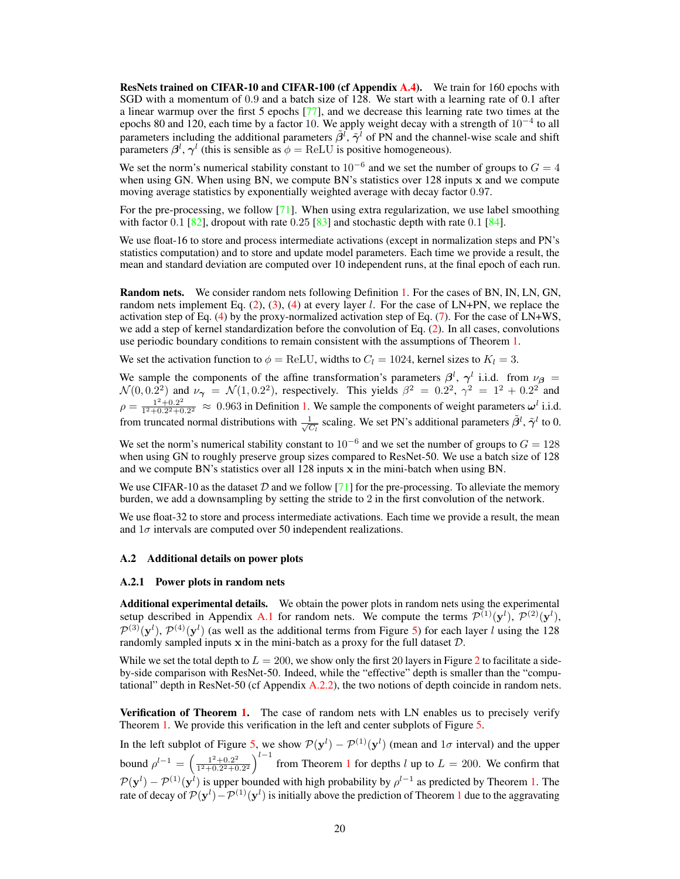**ResNets trained on CIFAR-10 and CIFAR-100 (cf Appendix A.4).** We train for 160 epochs with SGD with a momentum of 0.9 and a batch size of 128. We start with a learning rate of 0.1 after a linear warmup over the first 5 epochs [77], and we decrease this learning rate two times at the epochs 80 and 120, each time by a factor 10. We apply weight decay with a strength of $10^{-4}$ to all parameters including the additional parameters $\tilde{\boldsymbol{\beta}}^l$, $\tilde{\boldsymbol{\gamma}}^l$ of PN and the channel-wise scale and shift parameters $\boldsymbol{\beta}^l$, $\boldsymbol{\gamma}^l$ (this is sensible as $\phi = \mathrm{ReLU}$ is positive homogeneous).

We set the norm's numerical stability constant to $10^{-6}$ and we set the number of groups to $G = 4$ when using GN. When using BN, we compute BN's statistics over 128 inputs $\mathbf{x}$ and we compute moving average statistics by exponentially weighted average with decay factor 0.97.

For the pre-processing, we follow [71]. When using extra regularization, we use label smoothing with factor 0.1 [82], dropout with rate 0.25 [83] and stochastic depth with rate 0.1 [84].

We use float-16 to store and process intermediate activations (except in normalization steps and PN's statistics computation) and to store and update model parameters. Each time we provide a result, the mean and standard deviation are computed over 10 independent runs, at the final epoch of each run.

**Random nets.** We consider random nets following Definition 1. For the cases of BN, IN, LN, GN, random nets implement Eq. (2), (3), (4) at every layer $l$. For the case of LN+PN, we replace the activation step of Eq. (4) by the proxy-normalized activation step of Eq. (7). For the case of LN+WS, we add a step of kernel standardization before the convolution of Eq. (2). In all cases, convolutions use periodic boundary conditions to remain consistent with the assumptions of Theorem 1.

We set the activation function to $\phi = \mathrm{ReLU}$, widths to $C_l = 1024$, kernel sizes to $K_l = 3$.

We sample the components of the affine transformation's parameters $\boldsymbol{\beta}^l$, $\boldsymbol{\gamma}^l$ i.i.d. from $\nu_{\boldsymbol{\beta}} = \mathcal{N}(0, 0.2^2)$ and $\nu_{\boldsymbol{\gamma}} = \mathcal{N}(1, 0.2^2)$, respectively. This yields $\beta^2 = 0.2^2$, $\gamma^2 = 1^2 + 0.2^2$ and $\rho = \frac{1^2+0.2^2}{1^2+0.2^2+0.2^2} \approx 0.963$ in Definition 1. We sample the components of weight parameters $\boldsymbol{\omega}^l$ i.i.d. from truncated normal distributions with $\frac{1}{\sqrt{C_l}}$ scaling. We set PN's additional parameters $\tilde{\boldsymbol{\beta}}^l$, $\tilde{\boldsymbol{\gamma}}^l$ to 0.

We set the norm's numerical stability constant to $10^{-6}$ and we set the number of groups to $G = 128$ when using GN to roughly preserve group sizes compared to ResNet-50. We use a batch size of 128 and we compute BN's statistics over all 128 inputs $\mathbf{x}$ in the mini-batch when using BN.

We use CIFAR-10 as the dataset $\mathcal{D}$ and we follow [71] for the pre-processing. To alleviate the memory burden, we add a downsampling by setting the stride to 2 in the first convolution of the network.

We use float-32 to store and process intermediate activations. Each time we provide a result, the mean and $1\sigma$ intervals are computed over 50 independent realizations.

### A.2 Additional details on power plots

#### A.2.1 Power plots in random nets

**Additional experimental details.** We obtain the power plots in random nets using the experimental setup described in Appendix A.1 for random nets. We compute the terms $\mathcal{P}^{(1)}(\mathbf{y}^l)$, $\mathcal{P}^{(2)}(\mathbf{y}^l)$, $\mathcal{P}^{(3)}(\mathbf{y}^l)$, $\mathcal{P}^{(4)}(\mathbf{y}^l)$ (as well as the additional terms from Figure 5) for each layer $l$ using the 128 randomly sampled inputs $\mathbf{x}$ in the mini-batch as a proxy for the full dataset $\mathcal{D}$.

While we set the total depth to $L = 200$, we show only the first 20 layers in Figure 2 to facilitate a side-by-side comparison with ResNet-50. Indeed, while the "effective" depth is smaller than the "computational" depth in ResNet-50 (cf Appendix A.2.2), the two notions of depth coincide in random nets.

**Verification of Theorem 1.** The case of random nets with LN enables us to precisely verify Theorem 1. We provide this verification in the left and center subplots of Figure 5.

In the left subplot of Figure 5, we show $\mathcal{P}(\mathbf{y}^l) - \mathcal{P}^{(1)}(\mathbf{y}^l)$ (mean and $1\sigma$ interval) and the upper bound $\rho^{l-1} = \left(\frac{1^2+0.2^2}{1^2+0.2^2+0.2^2}\right)^{l-1}$ from Theorem 1 for depths $l$ up to $L = 200$. We confirm that $\mathcal{P}(\mathbf{y}^l) - \mathcal{P}^{(1)}(\mathbf{y}^l)$ is upper bounded with high probability by $\rho^{l-1}$ as predicted by Theorem 1. The rate of decay of $\mathcal{P}(\mathbf{y}^l) - \mathcal{P}^{(1)}(\mathbf{y}^l)$ is initially above the prediction of Theorem 1 due to the aggravating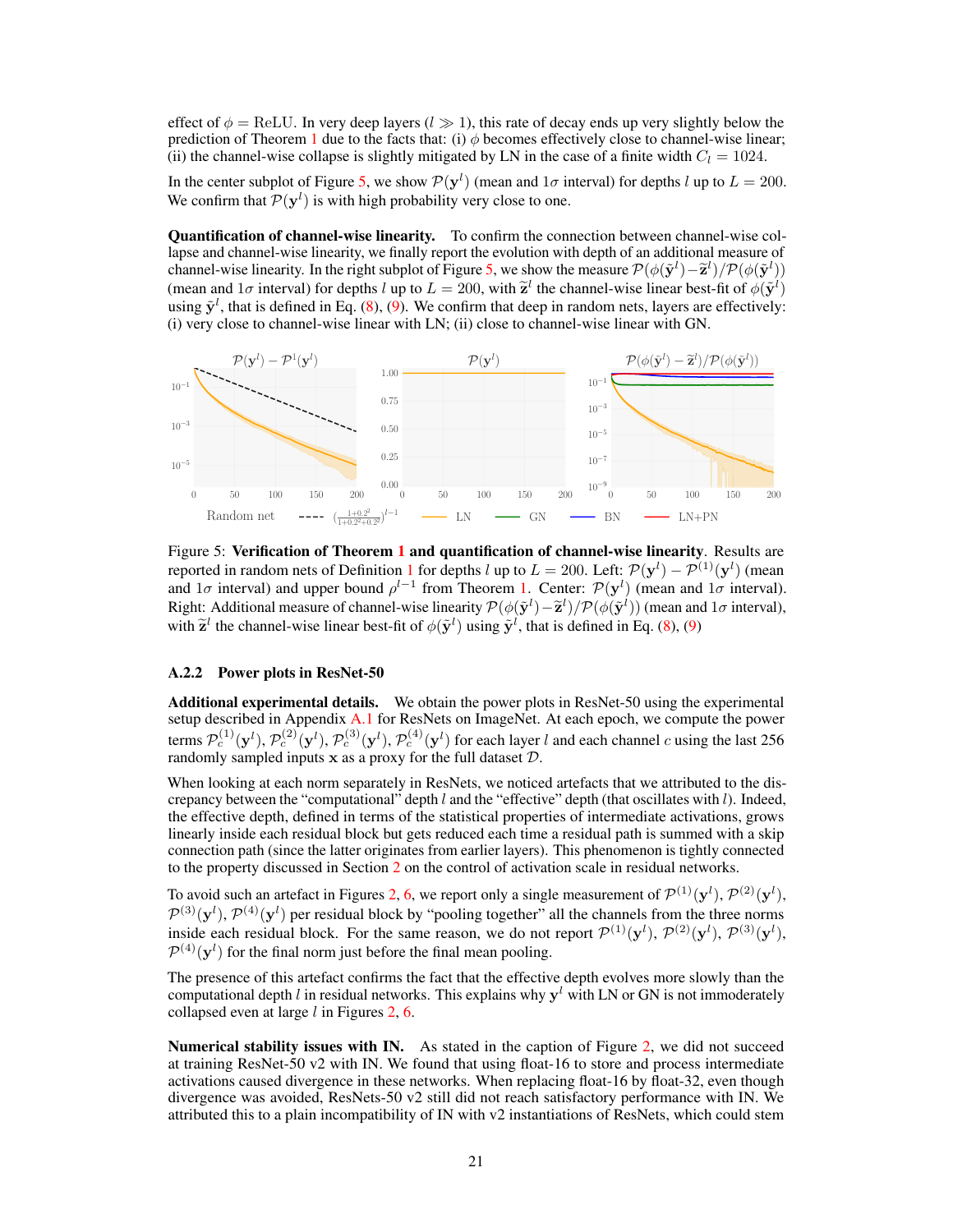effect of $\phi = \text{ReLU}$. In very deep layers ($l \gg 1$), this rate of decay ends up very slightly below the prediction of Theorem 1 due to the facts that: (i) $\phi$ becomes effectively close to channel-wise linear; (ii) the channel-wise collapse is slightly mitigated by LN in the case of a finite width $C_l = 1024$.

In the center subplot of Figure 5, we show $\mathcal{P}(\mathbf{y}^l)$ (mean and $1\sigma$ interval) for depths $l$ up to $L = 200$. We confirm that $\mathcal{P}(\mathbf{y}^l)$ is with high probability very close to one.

**Quantification of channel-wise linearity.** To confirm the connection between channel-wise collapse and channel-wise linearity, we finally report the evolution with depth of an additional measure of channel-wise linearity. In the right subplot of Figure 5, we show the measure $\mathcal{P}(\phi(\tilde{\mathbf{y}}^l) - \widetilde{\mathbf{z}}^l)/\mathcal{P}(\phi(\tilde{\mathbf{y}}^l))$ (mean and $1\sigma$ interval) for depths $l$ up to $L = 200$, with $\widetilde{\mathbf{z}}^l$ the channel-wise linear best-fit of $\phi(\tilde{\mathbf{y}}^l)$ using $\tilde{\mathbf{y}}^l$, that is defined in Eq. (8), (9). We confirm that deep in random nets, layers are effectively: (i) very close to channel-wise linear with LN; (ii) close to channel-wise linear with GN.

Figure 5: **Verification of Theorem 1 and quantification of channel-wise linearity**. Results are reported in random nets of Definition 1 for depths $l$ up to $L = 200$. Left: $\mathcal{P}(\mathbf{y}^l) - \mathcal{P}^{(1)}(\mathbf{y}^l)$ (mean and $1\sigma$ interval) and upper bound $\rho^{l-1}$ from Theorem 1. Center: $\mathcal{P}(\mathbf{y}^l)$ (mean and $1\sigma$ interval). Right: Additional measure of channel-wise linearity $\mathcal{P}(\phi(\tilde{\mathbf{y}}^l) - \widetilde{\mathbf{z}}^l)/\mathcal{P}(\phi(\tilde{\mathbf{y}}^l))$ (mean and $1\sigma$ interval), with $\widetilde{\mathbf{z}}^l$ the channel-wise linear best-fit of $\phi(\tilde{\mathbf{y}}^l)$ using $\tilde{\mathbf{y}}^l$, that is defined in Eq. (8), (9)

### A.2.2 Power plots in ResNet-50

**Additional experimental details.** We obtain the power plots in ResNet-50 using the experimental setup described in Appendix A.1 for ResNets on ImageNet. At each epoch, we compute the power terms $\mathcal{P}_c^{(1)}(\mathbf{y}^l)$, $\mathcal{P}_c^{(2)}(\mathbf{y}^l)$, $\mathcal{P}_c^{(3)}(\mathbf{y}^l)$, $\mathcal{P}_c^{(4)}(\mathbf{y}^l)$ for each layer $l$ and each channel $c$ using the last 256 randomly sampled inputs $\mathbf{x}$ as a proxy for the full dataset $\mathcal{D}$.

When looking at each norm separately in ResNets, we noticed artefacts that we attributed to the discrepancy between the "computational" depth $l$ and the "effective" depth (that oscillates with $l$). Indeed, the effective depth, defined in terms of the statistical properties of intermediate activations, grows linearly inside each residual block but gets reduced each time a residual path is summed with a skip connection path (since the latter originates from earlier layers). This phenomenon is tightly connected to the property discussed in Section 2 on the control of activation scale in residual networks.

To avoid such an artefact in Figures 2, 6, we report only a single measurement of $\mathcal{P}^{(1)}(\mathbf{y}^l)$, $\mathcal{P}^{(2)}(\mathbf{y}^l)$, $\mathcal{P}^{(3)}(\mathbf{y}^l)$, $\mathcal{P}^{(4)}(\mathbf{y}^l)$ per residual block by "pooling together" all the channels from the three norms inside each residual block. For the same reason, we do not report $\mathcal{P}^{(1)}(\mathbf{y}^l)$, $\mathcal{P}^{(2)}(\mathbf{y}^l)$, $\mathcal{P}^{(3)}(\mathbf{y}^l)$, $\mathcal{P}^{(4)}(\mathbf{y}^l)$ for the final norm just before the final mean pooling.

The presence of this artefact confirms the fact that the effective depth evolves more slowly than the computational depth $l$ in residual networks. This explains why $\mathbf{y}^l$ with LN or GN is not immoderately collapsed even at large $l$ in Figures 2, 6.

**Numerical stability issues with IN.** As stated in the caption of Figure 2, we did not succeed at training ResNet-50 v2 with IN. We found that using float-16 to store and process intermediate activations caused divergence in these networks. When replacing float-16 by float-32, even though divergence was avoided, ResNets-50 v2 still did not reach satisfactory performance with IN. We attributed this to a plain incompatibility of IN with v2 instantiations of ResNets, which could stem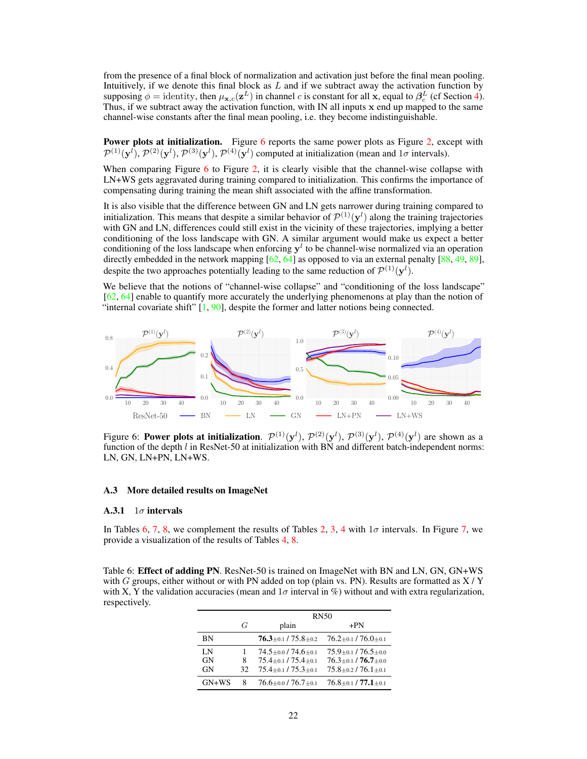from the presence of a final block of normalization and activation just before the final mean pooling. Intuitively, if we denote this final block as $L$ and if we subtract away the activation function by supposing $\phi = \text{identity}$, then $\mu_{\mathbf{x},c}(\mathbf{z}^L)$ in channel $c$ is constant for all $\mathbf{x}$, equal to $\beta_c^L$ (cf Section 4). Thus, if we subtract away the activation function, with IN all inputs $\mathbf{x}$ end up mapped to the same channel-wise constants after the final mean pooling, i.e. they become indistinguishable.

**Power plots at initialization.** Figure 6 reports the same power plots as Figure 2, except with $\mathcal{P}^{(1)}(\mathbf{y}^l)$, $\mathcal{P}^{(2)}(\mathbf{y}^l)$, $\mathcal{P}^{(3)}(\mathbf{y}^l)$, $\mathcal{P}^{(4)}(\mathbf{y}^l)$ computed at initialization (mean and $1\sigma$ intervals).

When comparing Figure 6 to Figure 2, it is clearly visible that the channel-wise collapse with LN+WS gets aggravated during training compared to initialization. This confirms the importance of compensating during training the mean shift associated with the affine transformation.

It is also visible that the difference between GN and LN gets narrower during training compared to initialization. This means that despite a similar behavior of $\mathcal{P}^{(1)}(\mathbf{y}^l)$ along the training trajectories with GN and LN, differences could still exist in the vicinity of these trajectories, implying a better conditioning of the loss landscape with GN. A similar argument would make us expect a better conditioning of the loss landscape when enforcing $\mathbf{y}^l$ to be channel-wise normalized via an operation directly embedded in the network mapping [62, 64] as opposed to via an external penalty [88, 49, 89], despite the two approaches potentially leading to the same reduction of $\mathcal{P}^{(1)}(\mathbf{y}^l)$.

We believe that the notions of "channel-wise collapse" and "conditioning of the loss landscape" [62, 64] enable to quantify more accurately the underlying phenomenons at play than the notion of "internal covariate shift" [1, 90], despite the former and latter notions being connected.

Figure 6: **Power plots at initialization**. $\mathcal{P}^{(1)}(\mathbf{y}^l)$, $\mathcal{P}^{(2)}(\mathbf{y}^l)$, $\mathcal{P}^{(3)}(\mathbf{y}^l)$, $\mathcal{P}^{(4)}(\mathbf{y}^l)$ are shown as a function of the depth $l$ in ResNet-50 at initialization with BN and different batch-independent norms: LN, GN, LN+PN, LN+WS.

### A.3 More detailed results on ImageNet

#### A.3.1 $1\sigma$ intervals

In Tables 6, 7, 8, we complement the results of Tables 2, 3, 4 with $1\sigma$ intervals. In Figure 7, we provide a visualization of the results of Tables 4, 8.

Table 6: **Effect of adding PN**. ResNet-50 is trained on ImageNet with BN and LN, GN, GN+WS with $G$ groups, either without or with PN added on top (plain vs. PN). Results are formatted as X / Y with X, Y the validation accuracies (mean and $1\sigma$ interval in %) without and with extra regularization, respectively.

| | $G$ | RN50 | |
|---|---|---|---|
| | | plain | +PN |
| BN | | **76.3**$\pm$0.1 / 75.8$\pm$0.2 | 76.2$\pm$0.1 / 76.0$\pm$0.1 |
| LN | 1 | 74.5$\pm$0.0 / 74.6$\pm$0.1 | 75.9$\pm$0.1 / 76.5$\pm$0.0 |
| GN | 8 | 75.4$\pm$0.1 / 75.4$\pm$0.1 | 76.3$\pm$0.1 / **76.7**$\pm$0.0 |
| GN | 32 | 75.4$\pm$0.1 / 75.3$\pm$0.1 | 75.8$\pm$0.2 / 76.1$\pm$0.1 |
| GN+WS | 8 | 76.6$\pm$0.0 / 76.7$\pm$0.1 | 76.8$\pm$0.1 / **77.1**$\pm$0.1 |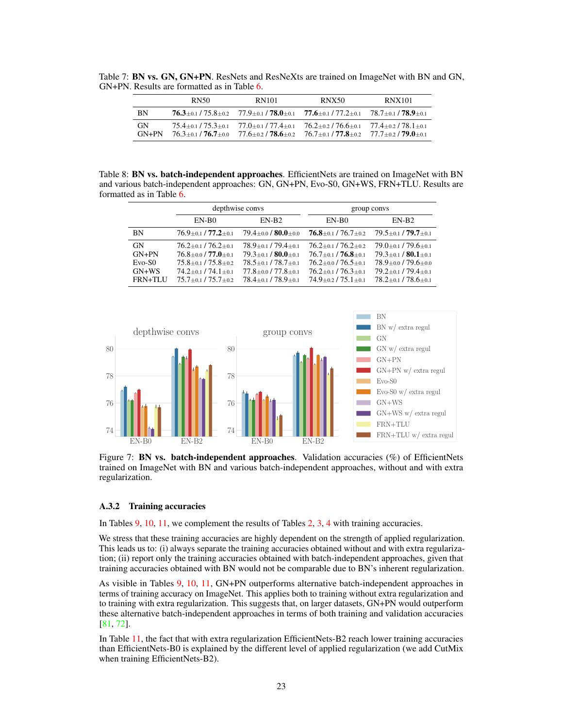Table 7: **BN vs. GN, GN+PN**. ResNets and ResNeXts are trained on ImageNet with BN and GN, GN+PN. Results are formatted as in Table 6.

| | RN50 | RN101 | RNX50 | RNX101 |
|---|---|---|---|---|
| BN | **76.3**$\pm$0.2 / 75.8$\pm$0.2 | 77.9$\pm$0.1 / **78.0**$\pm$0.1 | **77.6**$\pm$0.1 / 77.2$\pm$0.1 | 78.7$\pm$0.1 / **78.9**$\pm$0.1 |
| GN | 75.4$\pm$0.1 / 75.3$\pm$0.1 | 77.0$\pm$0.1 / 77.4$\pm$0.1 | 76.2$\pm$0.2 / 76.6$\pm$0.1 | 77.4$\pm$0.2 / 78.1$\pm$0.1 |
| GN+PN | 76.3$\pm$0.1 / **76.7**$\pm$0.0 | 77.6$\pm$0.2 / **78.6**$\pm$0.2 | 76.7$\pm$0.1 / **77.8**$\pm$0.2 | 77.7$\pm$0.2 / **79.0**$\pm$0.1 |

Table 8: **BN vs. batch-independent approaches**. EfficientNets are trained on ImageNet with BN and various batch-independent approaches: GN, GN+PN, Evo-S0, GN+WS, FRN+TLU. Results are formatted as in Table 6.

| | depthwise convs | | group convs | |
|---|---|---|---|---|
| | EN-B0 | EN-B2 | EN-B0 | EN-B2 |
| BN | 76.9$\pm$0.1 / **77.2**$\pm$0.1 | 79.4$\pm$0.0 / **80.0**$\pm$0.0 | **76.8**$\pm$0.1 / 76.7$\pm$0.2 | 79.5$\pm$0.1 / **79.7**$\pm$0.1 |
| GN | 76.2$\pm$0.1 / 76.2$\pm$0.1 | 78.9$\pm$0.1 / 79.4$\pm$0.1 | 76.2$\pm$0.1 / 76.2$\pm$0.2 | 79.0$\pm$0.1 / 79.6$\pm$0.1 |
| GN+PN | 76.8$\pm$0.0 / **77.0**$\pm$0.1 | 79.3$\pm$0.1 / **80.0**$\pm$0.1 | 76.7$\pm$0.1 / **76.8**$\pm$0.1 | 79.3$\pm$0.1 / **80.1**$\pm$0.1 |
| Evo-S0 | 75.8$\pm$0.1 / 75.8$\pm$0.2 | 78.5$\pm$0.1 / 78.7$\pm$0.1 | 76.2$\pm$0.0 / 76.5$\pm$0.1 | 78.9$\pm$0.0 / 79.6$\pm$0.0 |
| GN+WS | 74.2$\pm$0.1 / 74.1$\pm$0.1 | 77.8$\pm$0.0 / 77.8$\pm$0.1 | 76.2$\pm$0.1 / 76.3$\pm$0.1 | 79.2$\pm$0.1 / 79.4$\pm$0.1 |
| FRN+TLU | 75.7$\pm$0.1 / 75.7$\pm$0.2 | 78.4$\pm$0.1 / 78.9$\pm$0.1 | 74.9$\pm$0.2 / 75.1$\pm$0.1 | 78.2$\pm$0.1 / 78.6$\pm$0.1 |

Figure 7: **BN vs. batch-independent approaches**. Validation accuracies (%) of EfficientNets trained on ImageNet with BN and various batch-independent approaches, without and with extra regularization.

### A.3.2 Training accuracies

In Tables 9, 10, 11, we complement the results of Tables 2, 3, 4 with training accuracies.

We stress that these training accuracies are highly dependent on the strength of applied regularization. This leads us to: (i) always separate the training accuracies obtained without and with extra regularization; (ii) report only the training accuracies obtained with batch-independent approaches, given that training accuracies obtained with BN would not be comparable due to BN's inherent regularization.

As visible in Tables 9, 10, 11, GN+PN outperforms alternative batch-independent approaches in terms of training accuracy on ImageNet. This applies both to training without extra regularization and to training with extra regularization. This suggests that, on larger datasets, GN+PN would outperform these alternative batch-independent approaches in terms of both training and validation accuracies [81, 72].

In Table 11, the fact that with extra regularization EfficientNets-B2 reach lower training accuracies than EfficientNets-B0 is explained by the different level of applied regularization (we add CutMix when training EfficientNets-B2).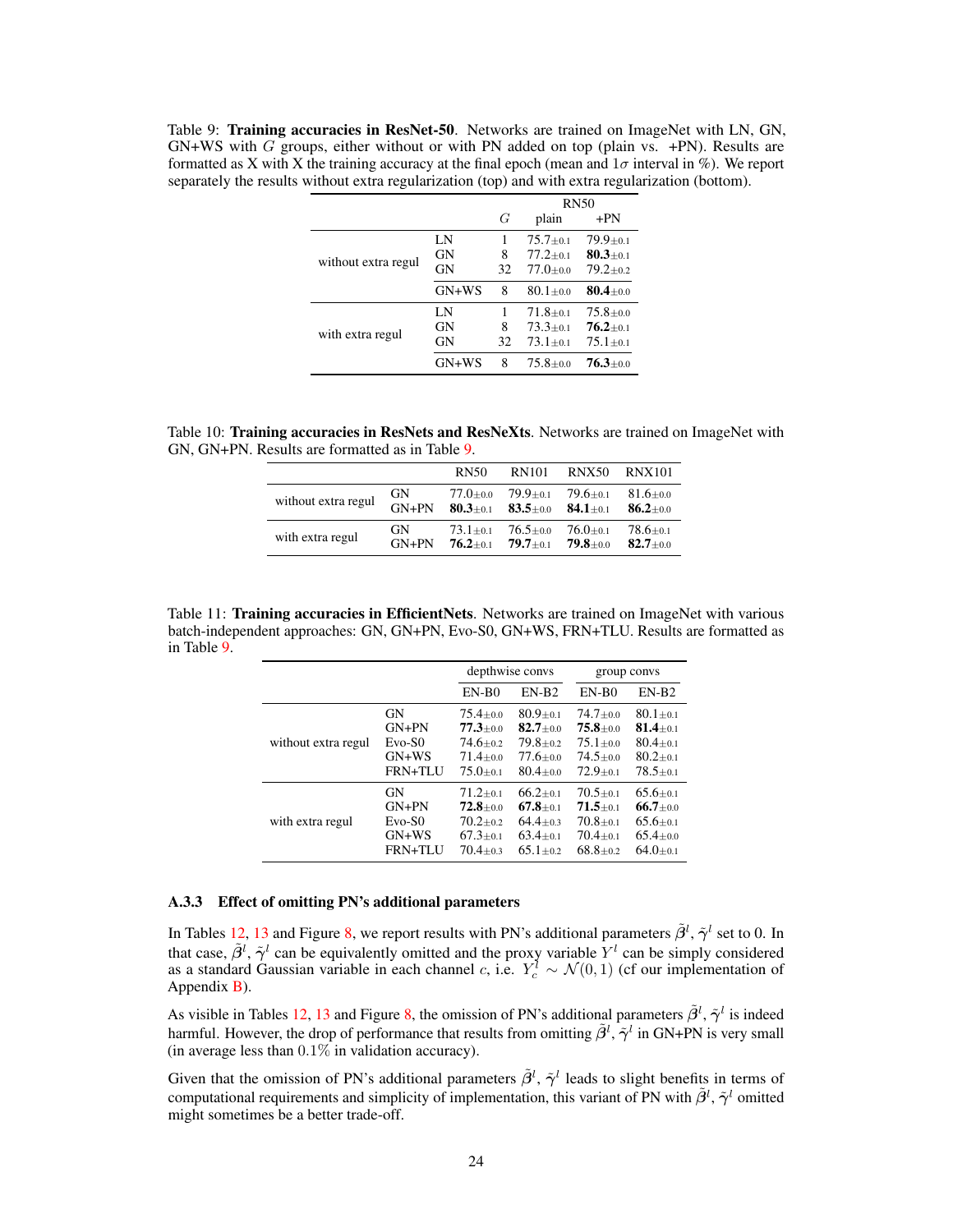Table 9: **Training accuracies in ResNet-50**. Networks are trained on ImageNet with LN, GN, GN+WS with $G$ groups, either without or with PN added on top (plain vs. +PN). Results are formatted as X with X the training accuracy at the final epoch (mean and $1\sigma$ interval in %). We report separately the results without extra regularization (top) and with extra regularization (bottom).

| | | | RN50 | |
|---|---|---|---|---|
| | | $G$ | plain | +PN |
| without extra regul | LN | 1 | 75.7$\pm$0.1 | 79.9$\pm$0.1 |
| | GN | 8 | 77.2$\pm$0.1 | **80.3**$\pm$0.1 |
| | GN | 32 | 77.0$\pm$0.0 | 79.2$\pm$0.2 |
| | GN+WS | 8 | 80.1$\pm$0.0 | **80.4**$\pm$0.0 |
| with extra regul | LN | 1 | 71.8$\pm$0.1 | 75.8$\pm$0.0 |
| | GN | 8 | 73.3$\pm$0.1 | **76.2**$\pm$0.1 |
| | GN | 32 | 73.1$\pm$0.1 | 75.1$\pm$0.1 |
| | GN+WS | 8 | 75.8$\pm$0.0 | **76.3**$\pm$0.0 |

Table 10: **Training accuracies in ResNets and ResNeXts**. Networks are trained on ImageNet with GN, GN+PN. Results are formatted as in Table 9.

| | | RN50 | RN101 | RNX50 | RNX101 |
|---|---|---|---|---|---|
| without extra regul | GN | 77.0$\pm$0.0 | 79.9$\pm$0.1 | 79.6$\pm$0.1 | 81.6$\pm$0.0 |
| | GN+PN | **80.3**$\pm$0.1 | **83.5**$\pm$0.0 | **84.1**$\pm$0.1 | **86.2**$\pm$0.0 |
| with extra regul | GN | 73.1$\pm$0.1 | 76.5$\pm$0.0 | 76.0$\pm$0.1 | 78.6$\pm$0.1 |
| | GN+PN | **76.2**$\pm$0.1 | **79.7**$\pm$0.1 | **79.8**$\pm$0.0 | **82.7**$\pm$0.0 |

Table 11: **Training accuracies in EfficientNets**. Networks are trained on ImageNet with various batch-independent approaches: GN, GN+PN, Evo-S0, GN+WS, FRN+TLU. Results are formatted as in Table 9.

| | | depthwise convs | | group convs | |
|---|---|---|---|---|---|
| | | EN-B0 | EN-B2 | EN-B0 | EN-B2 |
| without extra regul | GN | 75.4$\pm$0.0 | 80.9$\pm$0.1 | 74.7$\pm$0.0 | 80.1$\pm$0.1 |
| | GN+PN | **77.3**$\pm$0.0 | **82.7**$\pm$0.0 | **75.8**$\pm$0.0 | **81.4**$\pm$0.1 |
| | Evo-S0 | 74.6$\pm$0.2 | 79.8$\pm$0.2 | 75.1$\pm$0.0 | 80.4$\pm$0.1 |
| | GN+WS | 71.4$\pm$0.0 | 77.6$\pm$0.0 | 74.5$\pm$0.0 | 80.2$\pm$0.1 |
| | FRN+TLU | 75.0$\pm$0.1 | 80.4$\pm$0.0 | 72.9$\pm$0.1 | 78.5$\pm$0.1 |
| with extra regul | GN | 71.2$\pm$0.1 | 66.2$\pm$0.1 | 70.5$\pm$0.1 | 65.6$\pm$0.1 |
| | GN+PN | **72.8**$\pm$0.0 | **67.8**$\pm$0.1 | **71.5**$\pm$0.1 | **66.7**$\pm$0.0 |
| | Evo-S0 | 70.2$\pm$0.2 | 64.4$\pm$0.3 | 70.8$\pm$0.1 | 65.6$\pm$0.1 |
| | GN+WS | 67.3$\pm$0.1 | 63.4$\pm$0.1 | 70.4$\pm$0.1 | 65.4$\pm$0.0 |
| | FRN+TLU | 70.4$\pm$0.3 | 65.1$\pm$0.2 | 68.8$\pm$0.2 | 64.0$\pm$0.1 |

### A.3.3 Effect of omitting PN's additional parameters

In Tables 12, 13 and Figure 8, we report results with PN's additional parameters $\tilde{\boldsymbol{\beta}}^l$, $\tilde{\boldsymbol{\gamma}}^l$ set to 0. In that case, $\tilde{\boldsymbol{\beta}}^l$, $\tilde{\boldsymbol{\gamma}}^l$ can be equivalently omitted and the proxy variable $Y^l$ can be simply considered as a standard Gaussian variable in each channel $c$, i.e. $Y^l_c \sim \mathcal{N}(0,1)$ (cf our implementation of Appendix B).

As visible in Tables 12, 13 and Figure 8, the omission of PN's additional parameters $\tilde{\boldsymbol{\beta}}^l$, $\tilde{\boldsymbol{\gamma}}^l$ is indeed harmful. However, the drop of performance that results from omitting $\tilde{\boldsymbol{\beta}}^l$, $\tilde{\boldsymbol{\gamma}}^l$ in GN+PN is very small (in average less than $0.1\%$ in validation accuracy).

Given that the omission of PN's additional parameters $\tilde{\boldsymbol{\beta}}^l$, $\tilde{\boldsymbol{\gamma}}^l$ leads to slight benefits in terms of computational requirements and simplicity of implementation, this variant of PN with $\tilde{\boldsymbol{\beta}}^l$, $\tilde{\boldsymbol{\gamma}}^l$ omitted might sometimes be a better trade-off.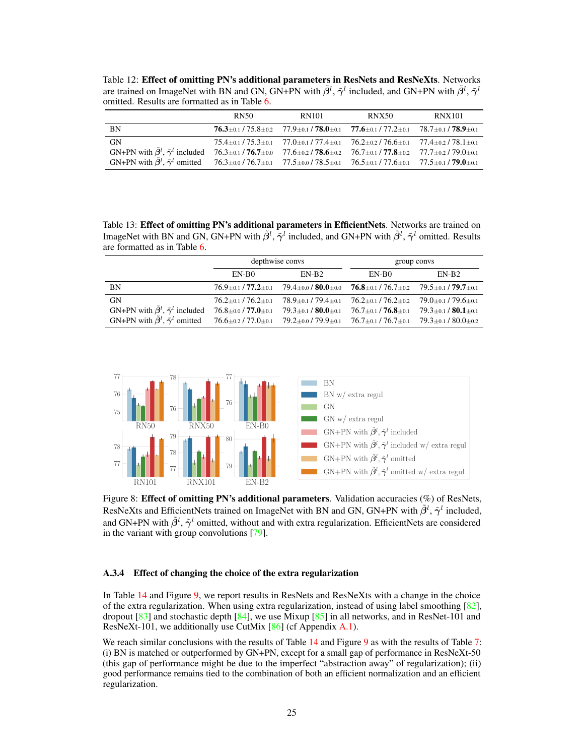Table 12: **Effect of omitting PN's additional parameters in ResNets and ResNeXts**. Networks are trained on ImageNet with BN and GN, GN+PN with $\tilde{\beta}^l$, $\tilde{\gamma}^l$ included, and GN+PN with $\tilde{\beta}^l$, $\tilde{\gamma}^l$ omitted. Results are formatted as in Table 6.

| | RN50 | RN101 | RNX50 | RNX101 |
|---|---|---|---|---|
| BN | **76.3**$\pm$0.1 / 75.8$\pm$0.2 | 77.9$\pm$0.1 / **78.0**$\pm$0.1 | **77.6**$\pm$0.1 / 77.2$\pm$0.1 | 78.7$\pm$0.1 / **78.9**$\pm$0.1 |
| GN | 75.4$\pm$0.1 / 75.3$\pm$0.1 | 77.0$\pm$0.1 / 77.4$\pm$0.1 | 76.2$\pm$0.2 / 76.6$\pm$0.1 | 77.4$\pm$0.2 / 78.1$\pm$0.1 |
| GN+PN with $\tilde{\beta}^l$, $\tilde{\gamma}^l$ included | 76.3$\pm$0.1 / **76.7**$\pm$0.0 | 77.6$\pm$0.2 / **78.6**$\pm$0.2 | 76.7$\pm$0.1 / **77.8**$\pm$0.2 | 77.7$\pm$0.2 / 79.0$\pm$0.1 |
| GN+PN with $\tilde{\beta}^l$, $\tilde{\gamma}^l$ omitted | 76.3$\pm$0.0 / 76.7$\pm$0.1 | 77.5$\pm$0.0 / 78.5$\pm$0.1 | 76.5$\pm$0.1 / 77.6$\pm$0.1 | 77.5$\pm$0.1 / **79.0**$\pm$0.1 |

Table 13: **Effect of omitting PN's additional parameters in EfficientNets**. Networks are trained on ImageNet with BN and GN, GN+PN with $\tilde{\beta}^l$, $\tilde{\gamma}^l$ included, and GN+PN with $\tilde{\beta}^l$, $\tilde{\gamma}^l$ omitted. Results are formatted as in Table 6.

| | depthwise convs | | group convs | |
|---|---|---|---|---|
| | EN-B0 | EN-B2 | EN-B0 | EN-B2 |
| BN | 76.9$\pm$0.1 / **77.2**$\pm$0.1 | 79.4$\pm$0.0 / **80.0**$\pm$0.0 | **76.8**$\pm$0.1 / 76.7$\pm$0.2 | 79.5$\pm$0.1 / **79.7**$\pm$0.1 |
| GN | 76.2$\pm$0.1 / 76.2$\pm$0.1 | 78.9$\pm$0.1 / 79.4$\pm$0.1 | 76.2$\pm$0.1 / 76.2$\pm$0.2 | 79.0$\pm$0.1 / 79.6$\pm$0.1 |
| GN+PN with $\tilde{\beta}^l$, $\tilde{\gamma}^l$ included | 76.8$\pm$0.0 / **77.0**$\pm$0.1 | 79.3$\pm$0.1 / **80.0**$\pm$0.1 | 76.7$\pm$0.1 / **76.8**$\pm$0.1 | 79.3$\pm$0.1 / **80.1**$\pm$0.1 |
| GN+PN with $\tilde{\beta}^l$, $\tilde{\gamma}^l$ omitted | 76.6$\pm$0.2 / 77.0$\pm$0.1 | 79.2$\pm$0.0 / 79.9$\pm$0.1 | 76.7$\pm$0.1 / 76.7$\pm$0.1 | 79.3$\pm$0.1 / 80.0$\pm$0.2 |

Figure 8: **Effect of omitting PN's additional parameters**. Validation accuracies (%) of ResNets, ResNeXts and EfficientNets trained on ImageNet with BN and GN, GN+PN with $\tilde{\beta}^l$, $\tilde{\gamma}^l$ included, and GN+PN with $\tilde{\beta}^l$, $\tilde{\gamma}^l$ omitted, without and with extra regularization. EfficientNets are considered in the variant with group convolutions [79].

#### A.3.4 Effect of changing the choice of the extra regularization

In Table 14 and Figure 9, we report results in ResNets and ResNeXts with a change in the choice of the extra regularization. When using extra regularization, instead of using label smoothing [82], dropout [83] and stochastic depth [84], we use Mixup [85] in all networks, and in ResNet-101 and ResNeXt-101, we additionally use CutMix [86] (cf Appendix A.1).

We reach similar conclusions with the results of Table 14 and Figure 9 as with the results of Table 7: (i) BN is matched or outperformed by GN+PN, except for a small gap of performance in ResNeXt-50 (this gap of performance might be due to the imperfect "abstraction away" of regularization); (ii) good performance remains tied to the combination of both an efficient normalization and an efficient regularization.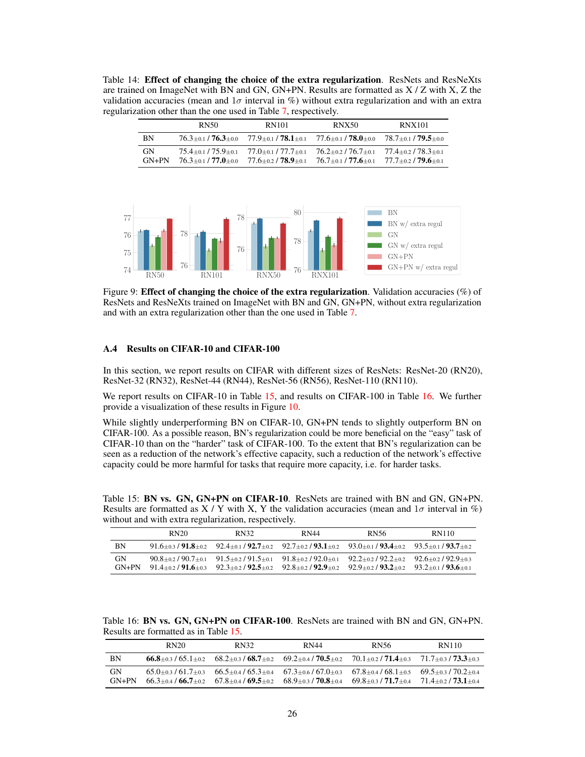Table 14: **Effect of changing the choice of the extra regularization**. ResNets and ResNeXts are trained on ImageNet with BN and GN, GN+PN. Results are formatted as X / Z with X, Z the validation accuracies (mean and $1\sigma$ interval in %) without extra regularization and with an extra regularization other than the one used in Table 7, respectively.

| | RN50 | RN101 | RNX50 | RNX101 |
|---|---|---|---|---|
| BN | 76.3$\pm$0.1 / **76.3**$\pm$0.0 | 77.9$\pm$0.1 / **78.1**$\pm$0.1 | 77.6$\pm$0.1 / **78.0**$\pm$0.0 | 78.7$\pm$0.1 / **79.5**$\pm$0.0 |
| GN | 75.4$\pm$0.1 / 75.9$\pm$0.1 | 77.0$\pm$0.1 / 77.7$\pm$0.1 | 76.2$\pm$0.2 / 76.7$\pm$0.1 | 77.4$\pm$0.2 / 78.3$\pm$0.1 |
| GN+PN | 76.3$\pm$0.1 / **77.0**$\pm$0.0 | 77.6$\pm$0.2 / **78.9**$\pm$0.1 | 76.7$\pm$0.1 / **77.6**$\pm$0.1 | 77.7$\pm$0.2 / **79.6**$\pm$0.1 |

Figure 9: **Effect of changing the choice of the extra regularization**. Validation accuracies (%) of ResNets and ResNeXts trained on ImageNet with BN and GN, GN+PN, without extra regularization and with an extra regularization other than the one used in Table 7.

### A.4 Results on CIFAR-10 and CIFAR-100

In this section, we report results on CIFAR with different sizes of ResNets: ResNet-20 (RN20), ResNet-32 (RN32), ResNet-44 (RN44), ResNet-56 (RN56), ResNet-110 (RN110).

We report results on CIFAR-10 in Table 15, and results on CIFAR-100 in Table 16. We further provide a visualization of these results in Figure 10.

While slightly underperforming BN on CIFAR-10, GN+PN tends to slightly outperform BN on CIFAR-100. As a possible reason, BN's regularization could be more beneficial on the "easy" task of CIFAR-10 than on the "harder" task of CIFAR-100. To the extent that BN's regularization can be seen as a reduction of the network's effective capacity, such a reduction of the network's effective capacity could be more harmful for tasks that require more capacity, i.e. for harder tasks.

Table 15: **BN vs. GN, GN+PN on CIFAR-10**. ResNets are trained with BN and GN, GN+PN. Results are formatted as X / Y with X, Y the validation accuracies (mean and $1\sigma$ interval in %) without and with extra regularization, respectively.

| | RN20 | RN32 | RN44 | RN56 | RN110 |
|---|---|---|---|---|---|
| BN | 91.6$\pm$0.3 / **91.8**$\pm$0.2 | 92.4$\pm$0.1 / **92.7**$\pm$0.2 | 92.7$\pm$0.2 / **93.1**$\pm$0.2 | 93.0$\pm$0.1 / **93.4**$\pm$0.2 | 93.5$\pm$0.1 / **93.7**$\pm$0.2 |
| GN | 90.8$\pm$0.2 / 90.7$\pm$0.1 | 91.5$\pm$0.2 / 91.5$\pm$0.1 | 91.8$\pm$0.2 / 92.0$\pm$0.1 | 92.2$\pm$0.2 / 92.2$\pm$0.2 | 92.6$\pm$0.2 / 92.9$\pm$0.3 |
| GN+PN | 91.4$\pm$0.2 / **91.6**$\pm$0.3 | 92.3$\pm$0.2 / **92.5**$\pm$0.2 | 92.8$\pm$0.2 / **92.9**$\pm$0.2 | 92.9$\pm$0.2 / **93.2**$\pm$0.2 | 93.2$\pm$0.1 / **93.6**$\pm$0.1 |

Table 16: **BN vs. GN, GN+PN on CIFAR-100**. ResNets are trained with BN and GN, GN+PN. Results are formatted as in Table 15.

| | RN20 | RN32 | RN44 | RN56 | RN110 |
|---|---|---|---|---|---|
| BN | **66.8**$\pm$0.3 / 65.1$\pm$0.2 | 68.2$\pm$0.3 / **68.7**$\pm$0.2 | 69.2$\pm$0.4 / **70.5**$\pm$0.2 | 70.1$\pm$0.2 / **71.4**$\pm$0.3 | 71.7$\pm$0.3 / **73.3**$\pm$0.3 |
| GN | 65.0$\pm$0.3 / 61.7$\pm$0.3 | 66.5$\pm$0.4 / 65.3$\pm$0.4 | 67.3$\pm$0.6 / 67.0$\pm$0.3 | 67.8$\pm$0.4 / 68.1$\pm$0.5 | 69.5$\pm$0.3 / 70.2$\pm$0.4 |
| GN+PN | 66.3$\pm$0.4 / **66.7**$\pm$0.2 | 67.8$\pm$0.4 / **69.5**$\pm$0.2 | 68.9$\pm$0.3 / **70.8**$\pm$0.4 | 69.8$\pm$0.3 / **71.7**$\pm$0.4 | 71.4$\pm$0.2 / **73.1**$\pm$0.4 |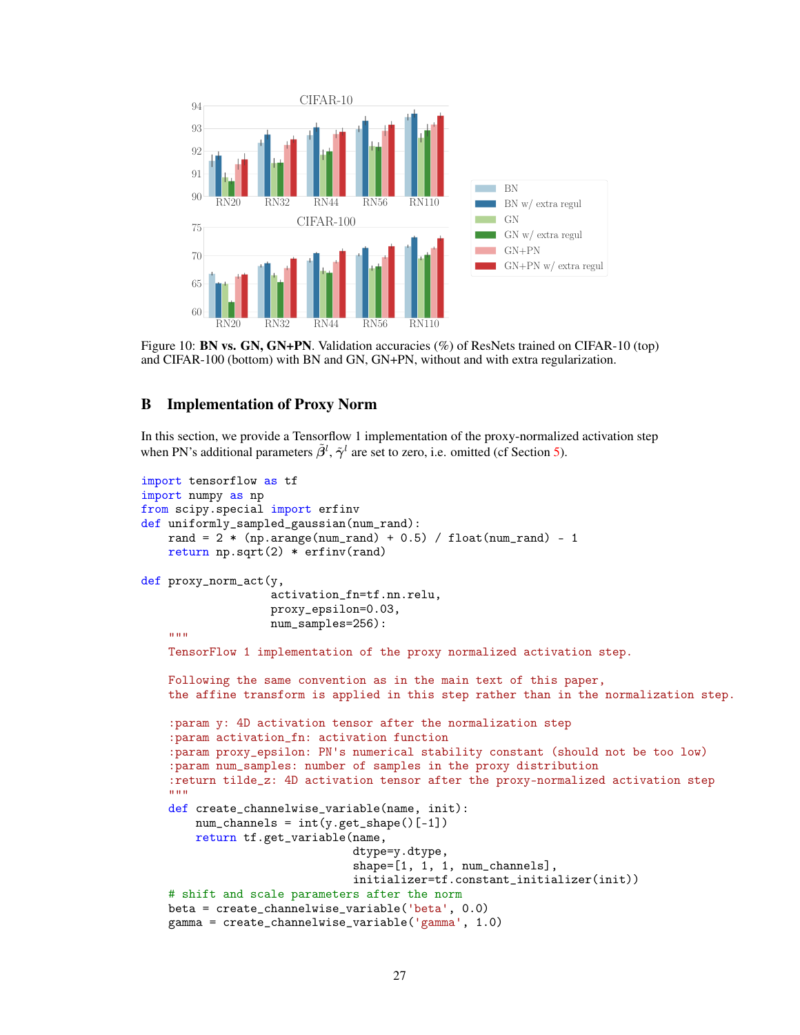Figure 10: **BN vs. GN, GN+PN**. Validation accuracies (%) of ResNets trained on CIFAR-10 (top) and CIFAR-100 (bottom) with BN and GN, GN+PN, without and with extra regularization.

## B Implementation of Proxy Norm

In this section, we provide a Tensorflow 1 implementation of the proxy-normalized activation step when PN's additional parameters $\tilde{\beta}^l$, $\tilde{\gamma}^l$ are set to zero, i.e. omitted (cf Section 5).

```
import tensorflow as tf
import numpy as np
from scipy.special import erfinv
def uniformly_sampled_gaussian(num_rand):
    rand = 2 * (np.arange(num_rand) + 0.5) / float(num_rand) - 1
    return np.sqrt(2) * erfinv(rand)

def proxy_norm_act(y,
                   activation_fn=tf.nn.relu,
                   proxy_epsilon=0.03,
                   num_samples=256):
    """
    TensorFlow 1 implementation of the proxy normalized activation step.

    Following the same convention as in the main text of this paper,
    the affine transform is applied in this step rather than in the normalization step.

    :param y: 4D activation tensor after the normalization step
    :param activation_fn: activation function
    :param proxy_epsilon: PN's numerical stability constant (should not be too low)
    :param num_samples: number of samples in the proxy distribution
    :return tilde_z: 4D activation tensor after the proxy-normalized activation step
    """
    def create_channelwise_variable(name, init):
        num_channels = int(y.get_shape()[-1])
        return tf.get_variable(name,
                               dtype=y.dtype,
                               shape=[1, 1, 1, num_channels],
                               initializer=tf.constant_initializer(init))
    # shift and scale parameters after the norm
    beta = create_channelwise_variable('beta', 0.0)
    gamma = create_channelwise_variable('gamma', 1.0)
```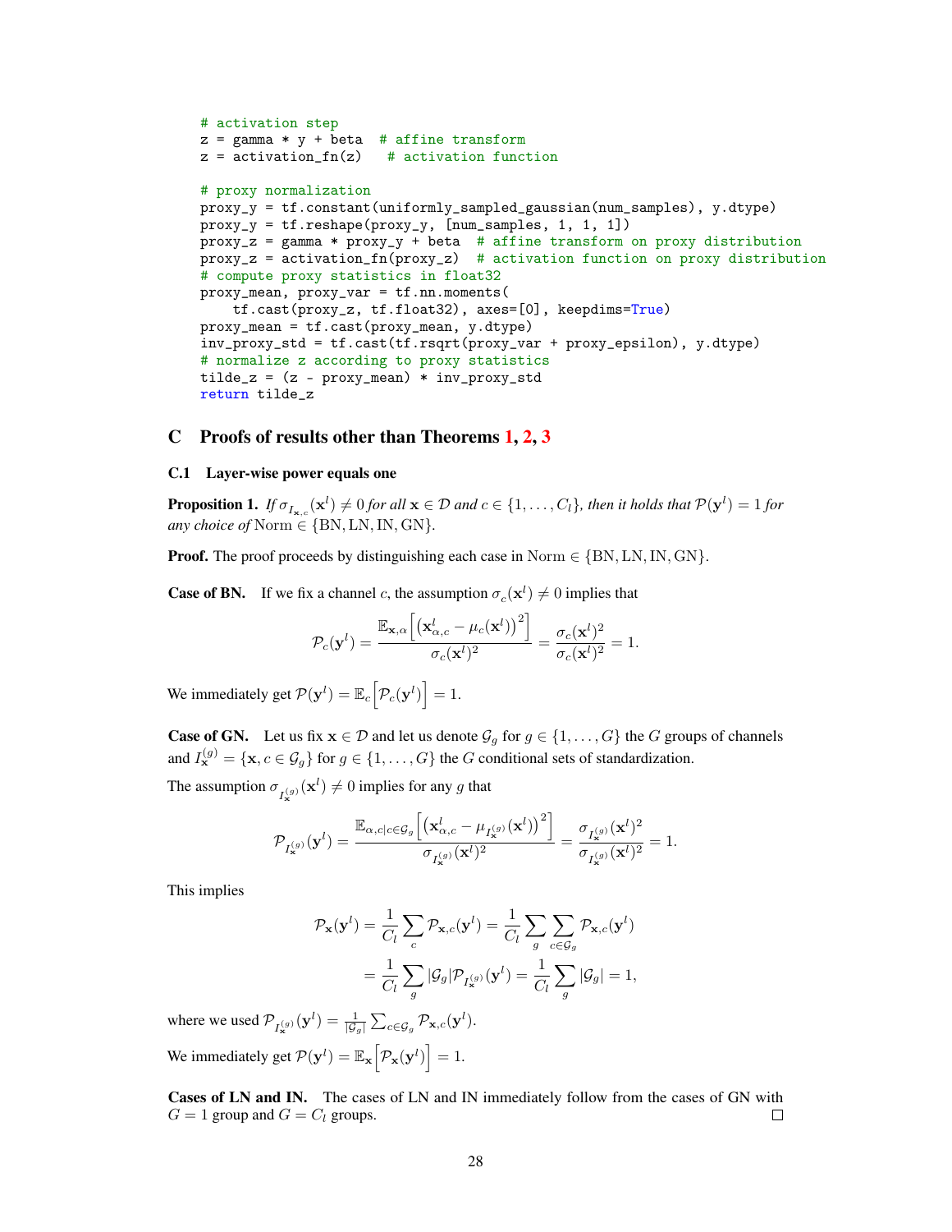```
    # activation step
    z = gamma * y + beta  # affine transform
    z = activation_fn(z)   # activation function

    # proxy normalization
    proxy_y = tf.constant(uniformly_sampled_gaussian(num_samples), y.dtype)
    proxy_y = tf.reshape(proxy_y, [num_samples, 1, 1, 1])
    proxy_z = gamma * proxy_y + beta  # affine transform on proxy distribution
    proxy_z = activation_fn(proxy_z)  # activation function on proxy distribution
    # compute proxy statistics in float32
    proxy_mean, proxy_var = tf.nn.moments(
        tf.cast(proxy_z, tf.float32), axes=[0], keepdims=True)
    proxy_mean = tf.cast(proxy_mean, y.dtype)
    inv_proxy_std = tf.cast(tf.rsqrt(proxy_var + proxy_epsilon), y.dtype)
    # normalize z according to proxy statistics
    tilde_z = (z - proxy_mean) * inv_proxy_std
    return tilde_z
```

## C Proofs of results other than Theorems 1, 2, 3

### C.1 Layer-wise power equals one

**Proposition 1.** *If $\sigma_{I_{\mathbf{x},c}}(\mathbf{x}^l) \neq 0$ for all $\mathbf{x} \in \mathcal{D}$ and $c \in \{1, \ldots, C_l\}$, then it holds that $\mathcal{P}(\mathbf{y}^l) = 1$ for any choice of* $\mathrm{Norm} \in \{\mathrm{BN}, \mathrm{LN}, \mathrm{IN}, \mathrm{GN}\}$.

**Proof.** The proof proceeds by distinguishing each case in $\mathrm{Norm} \in \{\mathrm{BN}, \mathrm{LN}, \mathrm{IN}, \mathrm{GN}\}$.

**Case of BN.** If we fix a channel $c$, the assumption $\sigma_c(\mathbf{x}^l) \neq 0$ implies that

$$\mathcal{P}_c(\mathbf{y}^l) = \frac{\mathbb{E}_{\mathbf{x},\alpha}\Big[\big(\mathbf{x}^l_{\alpha,c} - \mu_c(\mathbf{x}^l)\big)^2\Big]}{\sigma_c(\mathbf{x}^l)^2} = \frac{\sigma_c(\mathbf{x}^l)^2}{\sigma_c(\mathbf{x}^l)^2} = 1.$$

We immediately get $\mathcal{P}(\mathbf{y}^l) = \mathbb{E}_c\Big[\mathcal{P}_c(\mathbf{y}^l)\Big] = 1$.

**Case of GN.** Let us fix $\mathbf{x} \in \mathcal{D}$ and let us denote $\mathcal{G}_g$ for $g \in \{1, \ldots, G\}$ the $G$ groups of channels and $I^{(g)}_{\mathbf{x}} = \{\mathbf{x}, c \in \mathcal{G}_g\}$ for $g \in \{1, \ldots, G\}$ the $G$ conditional sets of standardization.

The assumption $\sigma_{I^{(g)}_{\mathbf{x}}}(\mathbf{x}^l) \neq 0$ implies for any $g$ that

$$\mathcal{P}_{I^{(g)}_{\mathbf{x}}}(\mathbf{y}^l) = \frac{\mathbb{E}_{\alpha,c|c\in\mathcal{G}_g}\Big[\big(\mathbf{x}^l_{\alpha,c} - \mu_{I^{(g)}_{\mathbf{x}}}(\mathbf{x}^l)\big)^2\Big]}{\sigma_{I^{(g)}_{\mathbf{x}}}(\mathbf{x}^l)^2} = \frac{\sigma_{I^{(g)}_{\mathbf{x}}}(\mathbf{x}^l)^2}{\sigma_{I^{(g)}_{\mathbf{x}}}(\mathbf{x}^l)^2} = 1.$$

This implies

$$\begin{aligned}
\mathcal{P}_{\mathbf{x}}(\mathbf{y}^l) &= \frac{1}{C_l}\sum_c \mathcal{P}_{\mathbf{x},c}(\mathbf{y}^l) = \frac{1}{C_l}\sum_g \sum_{c\in\mathcal{G}_g} \mathcal{P}_{\mathbf{x},c}(\mathbf{y}^l) \\
&= \frac{1}{C_l}\sum_g |\mathcal{G}_g| \mathcal{P}_{I^{(g)}_{\mathbf{x}}}(\mathbf{y}^l) = \frac{1}{C_l}\sum_g |\mathcal{G}_g| = 1,
\end{aligned}$$

where we used $\mathcal{P}_{I^{(g)}_{\mathbf{x}}}(\mathbf{y}^l) = \frac{1}{|\mathcal{G}_g|}\sum_{c\in\mathcal{G}_g}\mathcal{P}_{\mathbf{x},c}(\mathbf{y}^l)$.

We immediately get $\mathcal{P}(\mathbf{y}^l) = \mathbb{E}_{\mathbf{x}}\Big[\mathcal{P}_{\mathbf{x}}(\mathbf{y}^l)\Big] = 1$.

**Cases of LN and IN.** The cases of LN and IN immediately follow from the cases of GN with $G = 1$ group and $G = C_l$ groups. □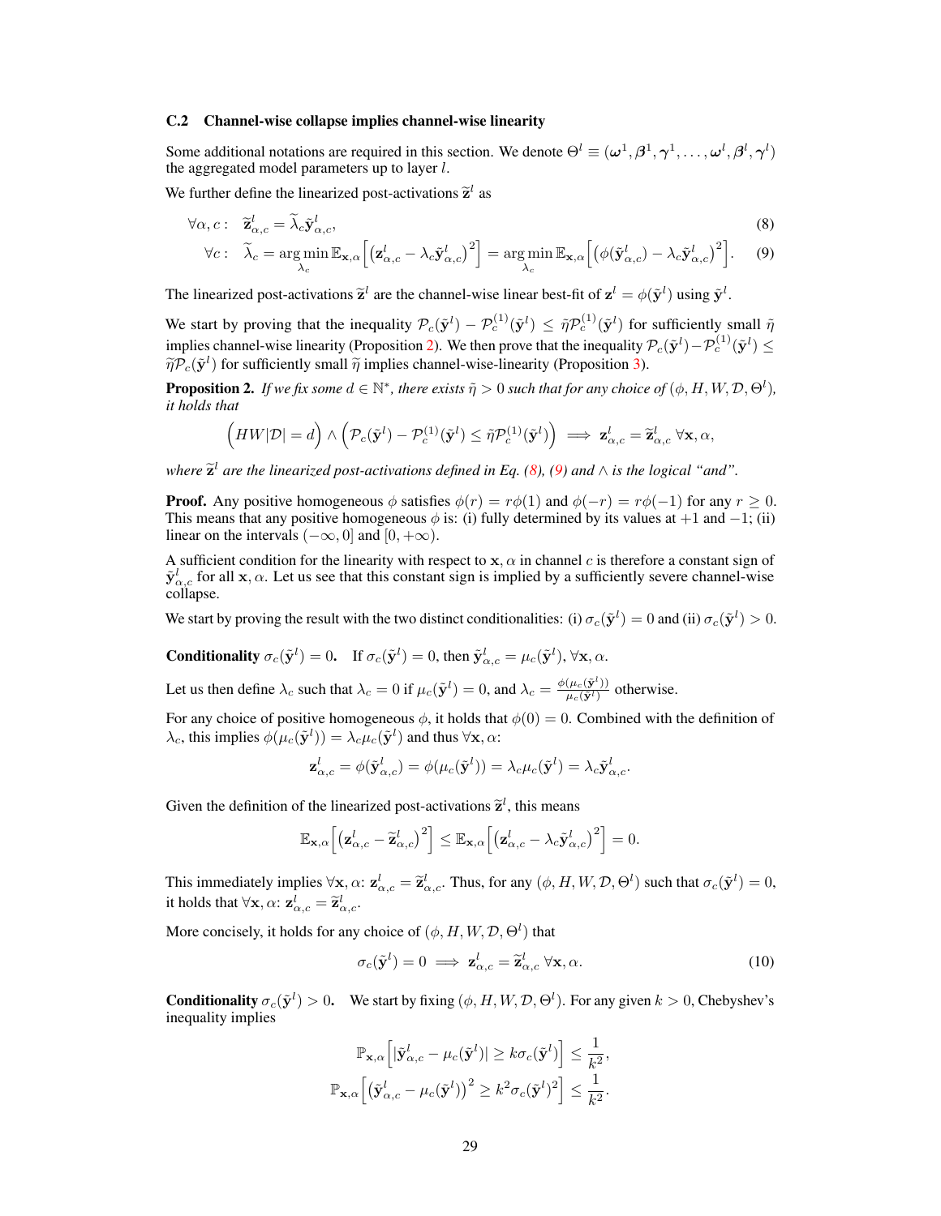### C.2 Channel-wise collapse implies channel-wise linearity

Some additional notations are required in this section. We denote $\Theta^l \equiv (\boldsymbol{\omega}^1, \boldsymbol{\beta}^1, \boldsymbol{\gamma}^1, \dots, \boldsymbol{\omega}^l, \boldsymbol{\beta}^l, \boldsymbol{\gamma}^l)$ the aggregated model parameters up to layer $l$.

We further define the linearized post-activations $\widetilde{\mathbf{z}}^l$ as

$$\forall \alpha, c: \quad \widetilde{\mathbf{z}}^l_{\alpha,c} = \widetilde{\lambda}_c \tilde{\mathbf{y}}^l_{\alpha,c}, \tag{8}$$

$$\forall c: \quad \widetilde{\lambda}_c = \underset{\lambda_c}{\arg\min}\, \mathbb{E}_{\mathbf{x},\alpha}\Big[\big(\mathbf{z}^l_{\alpha,c} - \lambda_c \tilde{\mathbf{y}}^l_{\alpha,c}\big)^2\Big] = \underset{\lambda_c}{\arg\min}\, \mathbb{E}_{\mathbf{x},\alpha}\Big[\big(\phi(\tilde{\mathbf{y}}^l_{\alpha,c}) - \lambda_c \tilde{\mathbf{y}}^l_{\alpha,c}\big)^2\Big]. \tag{9}$$

The linearized post-activations $\widetilde{\mathbf{z}}^l$ are the channel-wise linear best-fit of $\mathbf{z}^l = \phi(\tilde{\mathbf{y}}^l)$ using $\tilde{\mathbf{y}}^l$.

We start by proving that the inequality $\mathcal{P}_c(\tilde{\mathbf{y}}^l) - \mathcal{P}^{(1)}_c(\tilde{\mathbf{y}}^l) \leq \tilde{\eta}\mathcal{P}^{(1)}_c(\tilde{\mathbf{y}}^l)$ for sufficiently small $\tilde{\eta}$ implies channel-wise linearity (Proposition 2). We then prove that the inequality $\mathcal{P}_c(\tilde{\mathbf{y}}^l) - \mathcal{P}^{(1)}_c(\tilde{\mathbf{y}}^l) \leq \widetilde{\eta}\mathcal{P}_c(\tilde{\mathbf{y}}^l)$ for sufficiently small $\widetilde{\eta}$ implies channel-wise-linearity (Proposition 3).

**Proposition 2.** *If we fix some $d \in \mathbb{N}^*$, there exists $\tilde{\eta} > 0$ such that for any choice of $(\phi, H, W, \mathcal{D}, \Theta^l)$, it holds that*

$$\Big(HW|\mathcal{D}| = d\Big) \wedge \Big(\mathcal{P}_c(\tilde{\mathbf{y}}^l) - \mathcal{P}^{(1)}_c(\tilde{\mathbf{y}}^l) \leq \tilde{\eta}\mathcal{P}^{(1)}_c(\tilde{\mathbf{y}}^l)\Big) \implies \mathbf{z}^l_{\alpha,c} = \widetilde{\mathbf{z}}^l_{\alpha,c} \;\forall \mathbf{x}, \alpha,$$

*where $\widetilde{\mathbf{z}}^l$ are the linearized post-activations defined in Eq. (8), (9) and $\wedge$ is the logical "and".*

**Proof.** Any positive homogeneous $\phi$ satisfies $\phi(r) = r\phi(1)$ and $\phi(-r) = r\phi(-1)$ for any $r \geq 0$. This means that any positive homogeneous $\phi$ is: (i) fully determined by its values at $+1$ and $-1$; (ii) linear on the intervals $(-\infty, 0]$ and $[0, +\infty)$.

A sufficient condition for the linearity with respect to $\mathbf{x}, \alpha$ in channel $c$ is therefore a constant sign of $\tilde{\mathbf{y}}^l_{\alpha,c}$ for all $\mathbf{x}, \alpha$. Let us see that this constant sign is implied by a sufficiently severe channel-wise collapse.

We start by proving the result with the two distinct conditionalities: (i) $\sigma_c(\tilde{\mathbf{y}}^l) = 0$ and (ii) $\sigma_c(\tilde{\mathbf{y}}^l) > 0$.

**Conditionality $\sigma_c(\tilde{\mathbf{y}}^l) = 0$.** If $\sigma_c(\tilde{\mathbf{y}}^l) = 0$, then $\tilde{\mathbf{y}}^l_{\alpha,c} = \mu_c(\tilde{\mathbf{y}}^l), \forall \mathbf{x}, \alpha$.

Let us then define $\lambda_c$ such that $\lambda_c = 0$ if $\mu_c(\tilde{\mathbf{y}}^l) = 0$, and $\lambda_c = \frac{\phi(\mu_c(\tilde{\mathbf{y}}^l))}{\mu_c(\tilde{\mathbf{y}}^l)}$ otherwise.

For any choice of positive homogeneous $\phi$, it holds that $\phi(0) = 0$. Combined with the definition of $\lambda_c$, this implies $\phi(\mu_c(\tilde{\mathbf{y}}^l)) = \lambda_c \mu_c(\tilde{\mathbf{y}}^l)$ and thus $\forall \mathbf{x}, \alpha$:

$$\mathbf{z}^l_{\alpha,c} = \phi(\tilde{\mathbf{y}}^l_{\alpha,c}) = \phi(\mu_c(\tilde{\mathbf{y}}^l)) = \lambda_c \mu_c(\tilde{\mathbf{y}}^l) = \lambda_c \tilde{\mathbf{y}}^l_{\alpha,c}.$$

Given the definition of the linearized post-activations $\widetilde{\mathbf{z}}^l$, this means

$$\mathbb{E}_{\mathbf{x},\alpha}\Big[\big(\mathbf{z}^l_{\alpha,c} - \widetilde{\mathbf{z}}^l_{\alpha,c}\big)^2\Big] \leq \mathbb{E}_{\mathbf{x},\alpha}\Big[\big(\mathbf{z}^l_{\alpha,c} - \lambda_c \tilde{\mathbf{y}}^l_{\alpha,c}\big)^2\Big] = 0.$$

This immediately implies $\forall \mathbf{x}, \alpha$: $\mathbf{z}^l_{\alpha,c} = \widetilde{\mathbf{z}}^l_{\alpha,c}$. Thus, for any $(\phi, H, W, \mathcal{D}, \Theta^l)$ such that $\sigma_c(\tilde{\mathbf{y}}^l) = 0$, it holds that $\forall \mathbf{x}, \alpha$: $\mathbf{z}^l_{\alpha,c} = \widetilde{\mathbf{z}}^l_{\alpha,c}$.

More concisely, it holds for any choice of $(\phi, H, W, \mathcal{D}, \Theta^l)$ that

$$\sigma_c(\tilde{\mathbf{y}}^l) = 0 \implies \mathbf{z}^l_{\alpha,c} = \widetilde{\mathbf{z}}^l_{\alpha,c} \;\forall \mathbf{x}, \alpha. \tag{10}$$

**Conditionality $\sigma_c(\tilde{\mathbf{y}}^l) > 0$.** We start by fixing $(\phi, H, W, \mathcal{D}, \Theta^l)$. For any given $k > 0$, Chebyshev's inequality implies

$$\mathbb{P}_{\mathbf{x},\alpha}\Big[|\tilde{\mathbf{y}}^l_{\alpha,c} - \mu_c(\tilde{\mathbf{y}}^l)| \geq k\sigma_c(\tilde{\mathbf{y}}^l)\Big] \leq \frac{1}{k^2},$$

$$\mathbb{P}_{\mathbf{x},\alpha}\Big[\big(\tilde{\mathbf{y}}^l_{\alpha,c} - \mu_c(\tilde{\mathbf{y}}^l)\big)^2 \geq k^2\sigma_c(\tilde{\mathbf{y}}^l)^2\Big] \leq \frac{1}{k^2}.$$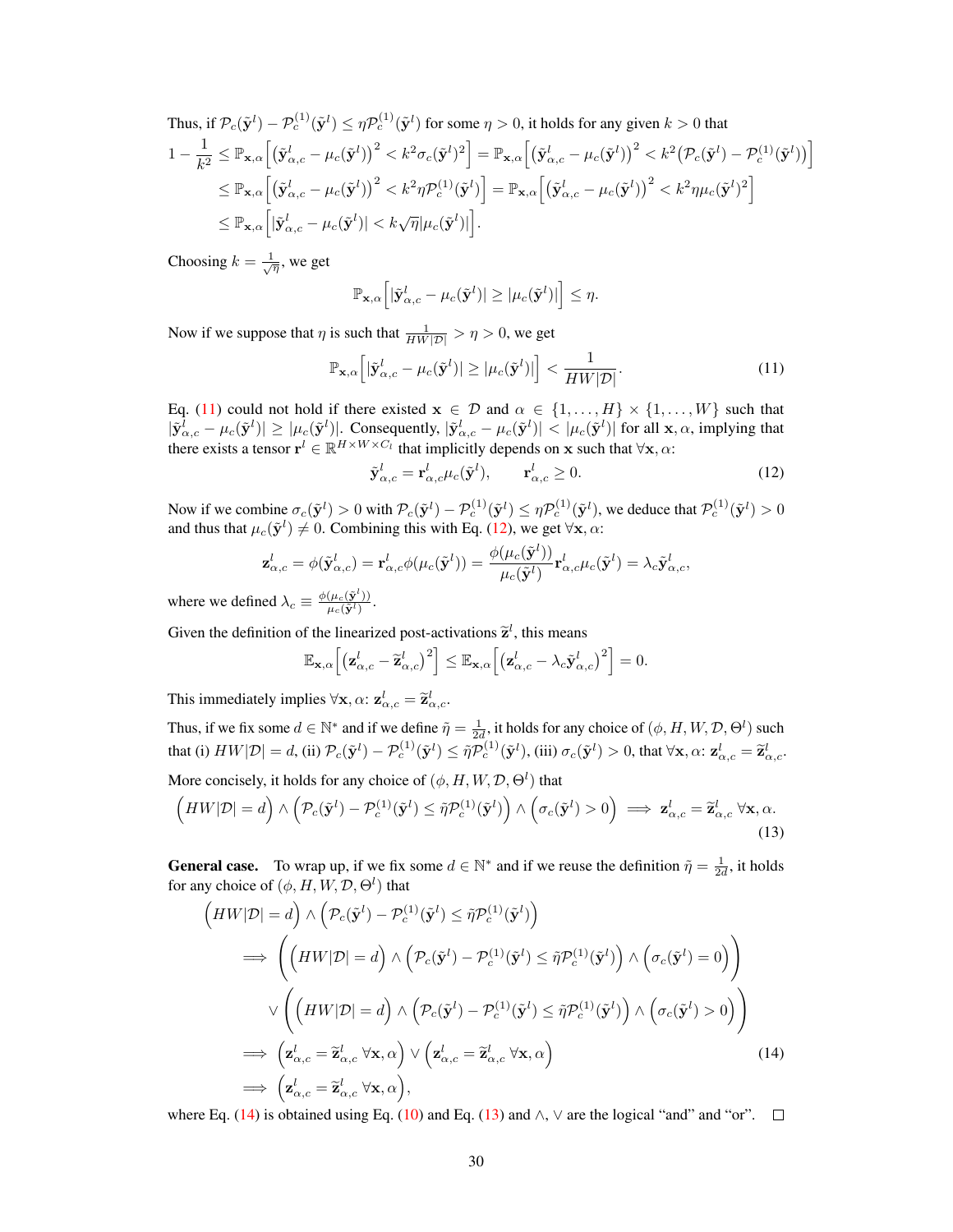Thus, if $\mathcal{P}_c(\tilde{\mathbf{y}}^l) - \mathcal{P}_c^{(1)}(\tilde{\mathbf{y}}^l) \leq \eta \mathcal{P}_c^{(1)}(\tilde{\mathbf{y}}^l)$ for some $\eta > 0$, it holds for any given $k > 0$ that

$$
\begin{aligned}
1 - \frac{1}{k^2} &\leq \mathbb{P}_{\mathbf{x},\alpha}\Big[\big(\tilde{\mathbf{y}}^l_{\alpha,c} - \mu_c(\tilde{\mathbf{y}}^l)\big)^2 < k^2 \sigma_c(\tilde{\mathbf{y}}^l)^2\Big] = \mathbb{P}_{\mathbf{x},\alpha}\Big[\big(\tilde{\mathbf{y}}^l_{\alpha,c} - \mu_c(\tilde{\mathbf{y}}^l)\big)^2 < k^2 \big(\mathcal{P}_c(\tilde{\mathbf{y}}^l) - \mathcal{P}_c^{(1)}(\tilde{\mathbf{y}}^l)\big)\Big] \\
&\leq \mathbb{P}_{\mathbf{x},\alpha}\Big[\big(\tilde{\mathbf{y}}^l_{\alpha,c} - \mu_c(\tilde{\mathbf{y}}^l)\big)^2 < k^2 \eta \mathcal{P}_c^{(1)}(\tilde{\mathbf{y}}^l)\Big] = \mathbb{P}_{\mathbf{x},\alpha}\Big[\big(\tilde{\mathbf{y}}^l_{\alpha,c} - \mu_c(\tilde{\mathbf{y}}^l)\big)^2 < k^2 \eta \mu_c(\tilde{\mathbf{y}}^l)^2\Big] \\
&\leq \mathbb{P}_{\mathbf{x},\alpha}\Big[|\tilde{\mathbf{y}}^l_{\alpha,c} - \mu_c(\tilde{\mathbf{y}}^l)| < k\sqrt{\eta}|\mu_c(\tilde{\mathbf{y}}^l)|\Big].
\end{aligned}
$$

Choosing $k = \frac{1}{\sqrt{\eta}}$, we get

$$
\mathbb{P}_{\mathbf{x},\alpha}\Big[|\tilde{\mathbf{y}}^l_{\alpha,c} - \mu_c(\tilde{\mathbf{y}}^l)| \geq |\mu_c(\tilde{\mathbf{y}}^l)|\Big] \leq \eta.
$$

Now if we suppose that $\eta$ is such that $\frac{1}{HW|\mathcal{D}|} > \eta > 0$, we get

$$
\mathbb{P}_{\mathbf{x},\alpha}\Big[|\tilde{\mathbf{y}}^l_{\alpha,c} - \mu_c(\tilde{\mathbf{y}}^l)| \geq |\mu_c(\tilde{\mathbf{y}}^l)|\Big] < \frac{1}{HW|\mathcal{D}|}. \tag{11}
$$

Eq. (11) could not hold if there existed $\mathbf{x} \in \mathcal{D}$ and $\alpha \in \{1,\dots,H\} \times \{1,\dots,W\}$ such that $|\tilde{\mathbf{y}}^l_{\alpha,c} - \mu_c(\tilde{\mathbf{y}}^l)| \geq |\mu_c(\tilde{\mathbf{y}}^l)|$. Consequently, $|\tilde{\mathbf{y}}^l_{\alpha,c} - \mu_c(\tilde{\mathbf{y}}^l)| < |\mu_c(\tilde{\mathbf{y}}^l)|$ for all $\mathbf{x}, \alpha$, implying that there exists a tensor $\mathbf{r}^l \in \mathbb{R}^{H \times W \times C_l}$ that implicitly depends on $\mathbf{x}$ such that $\forall \mathbf{x}, \alpha$:

$$
\tilde{\mathbf{y}}^l_{\alpha,c} = \mathbf{r}^l_{\alpha,c} \mu_c(\tilde{\mathbf{y}}^l), \qquad \mathbf{r}^l_{\alpha,c} \geq 0. \tag{12}
$$

Now if we combine $\sigma_c(\tilde{\mathbf{y}}^l) > 0$ with $\mathcal{P}_c(\tilde{\mathbf{y}}^l) - \mathcal{P}_c^{(1)}(\tilde{\mathbf{y}}^l) \leq \eta \mathcal{P}_c^{(1)}(\tilde{\mathbf{y}}^l)$, we deduce that $\mathcal{P}_c^{(1)}(\tilde{\mathbf{y}}^l) > 0$ and thus that $\mu_c(\tilde{\mathbf{y}}^l) \neq 0$. Combining this with Eq. (12), we get $\forall \mathbf{x}, \alpha$:

$$
\mathbf{z}^l_{\alpha,c} = \phi(\tilde{\mathbf{y}}^l_{\alpha,c}) = \mathbf{r}^l_{\alpha,c} \phi(\mu_c(\tilde{\mathbf{y}}^l)) = \frac{\phi(\mu_c(\tilde{\mathbf{y}}^l))}{\mu_c(\tilde{\mathbf{y}}^l)} \mathbf{r}^l_{\alpha,c} \mu_c(\tilde{\mathbf{y}}^l) = \lambda_c \tilde{\mathbf{y}}^l_{\alpha,c},
$$

where we defined $\lambda_c \equiv \frac{\phi(\mu_c(\tilde{\mathbf{y}}^l))}{\mu_c(\tilde{\mathbf{y}}^l)}$.

Given the definition of the linearized post-activations $\widetilde{\mathbf{z}}^l$, this means

$$
\mathbb{E}_{\mathbf{x},\alpha}\Big[\big(\mathbf{z}^l_{\alpha,c} - \widetilde{\mathbf{z}}^l_{\alpha,c}\big)^2\Big] \leq \mathbb{E}_{\mathbf{x},\alpha}\Big[\big(\mathbf{z}^l_{\alpha,c} - \lambda_c \tilde{\mathbf{y}}^l_{\alpha,c}\big)^2\Big] = 0.
$$

This immediately implies $\forall \mathbf{x}, \alpha$: $\mathbf{z}^l_{\alpha,c} = \widetilde{\mathbf{z}}^l_{\alpha,c}$.

Thus, if we fix some $d \in \mathbb{N}^*$ and if we define $\tilde{\eta} = \frac{1}{2d}$, it holds for any choice of $(\phi, H, W, \mathcal{D}, \Theta^l)$ such that (i) $HW|\mathcal{D}| = d$, (ii) $\mathcal{P}_c(\tilde{\mathbf{y}}^l) - \mathcal{P}_c^{(1)}(\tilde{\mathbf{y}}^l) \leq \tilde{\eta} \mathcal{P}_c^{(1)}(\tilde{\mathbf{y}}^l)$, (iii) $\sigma_c(\tilde{\mathbf{y}}^l) > 0$, that $\forall \mathbf{x}, \alpha$: $\mathbf{z}^l_{\alpha,c} = \widetilde{\mathbf{z}}^l_{\alpha,c}$.

More concisely, it holds for any choice of $(\phi, H, W, \mathcal{D}, \Theta^l)$ that

$$
\Big(HW|\mathcal{D}| = d\Big) \wedge \Big(\mathcal{P}_c(\tilde{\mathbf{y}}^l) - \mathcal{P}_c^{(1)}(\tilde{\mathbf{y}}^l) \leq \tilde{\eta} \mathcal{P}_c^{(1)}(\tilde{\mathbf{y}}^l)\Big) \wedge \Big(\sigma_c(\tilde{\mathbf{y}}^l) > 0\Big) \implies \mathbf{z}^l_{\alpha,c} = \widetilde{\mathbf{z}}^l_{\alpha,c} \ \forall \mathbf{x}, \alpha. \tag{13}
$$

**General case.** To wrap up, if we fix some $d \in \mathbb{N}^*$ and if we reuse the definition $\tilde{\eta} = \frac{1}{2d}$, it holds for any choice of $(\phi, H, W, \mathcal{D}, \Theta^l)$ that

$$
\begin{aligned}
&\Big(HW|\mathcal{D}| = d\Big) \wedge \Big(\mathcal{P}_c(\tilde{\mathbf{y}}^l) - \mathcal{P}_c^{(1)}(\tilde{\mathbf{y}}^l) \leq \tilde{\eta} \mathcal{P}_c^{(1)}(\tilde{\mathbf{y}}^l)\Big) \\
&\quad \implies \bigg(\Big(HW|\mathcal{D}| = d\Big) \wedge \Big(\mathcal{P}_c(\tilde{\mathbf{y}}^l) - \mathcal{P}_c^{(1)}(\tilde{\mathbf{y}}^l) \leq \tilde{\eta} \mathcal{P}_c^{(1)}(\tilde{\mathbf{y}}^l)\Big) \wedge \Big(\sigma_c(\tilde{\mathbf{y}}^l) = 0\Big)\bigg) \\
&\quad\quad \vee \bigg(\Big(HW|\mathcal{D}| = d\Big) \wedge \Big(\mathcal{P}_c(\tilde{\mathbf{y}}^l) - \mathcal{P}_c^{(1)}(\tilde{\mathbf{y}}^l) \leq \tilde{\eta} \mathcal{P}_c^{(1)}(\tilde{\mathbf{y}}^l)\Big) \wedge \Big(\sigma_c(\tilde{\mathbf{y}}^l) > 0\Big)\bigg) \\
&\quad \implies \Big(\mathbf{z}^l_{\alpha,c} = \widetilde{\mathbf{z}}^l_{\alpha,c} \ \forall \mathbf{x}, \alpha\Big) \vee \Big(\mathbf{z}^l_{\alpha,c} = \widetilde{\mathbf{z}}^l_{\alpha,c} \ \forall \mathbf{x}, \alpha\Big) \qquad\qquad (14) \\
&\quad \implies \Big(\mathbf{z}^l_{\alpha,c} = \widetilde{\mathbf{z}}^l_{\alpha,c} \ \forall \mathbf{x}, \alpha\Big),
\end{aligned}
$$

where Eq. (14) is obtained using Eq. (10) and Eq. (13) and $\wedge, \vee$ are the logical "and" and "or". $\square$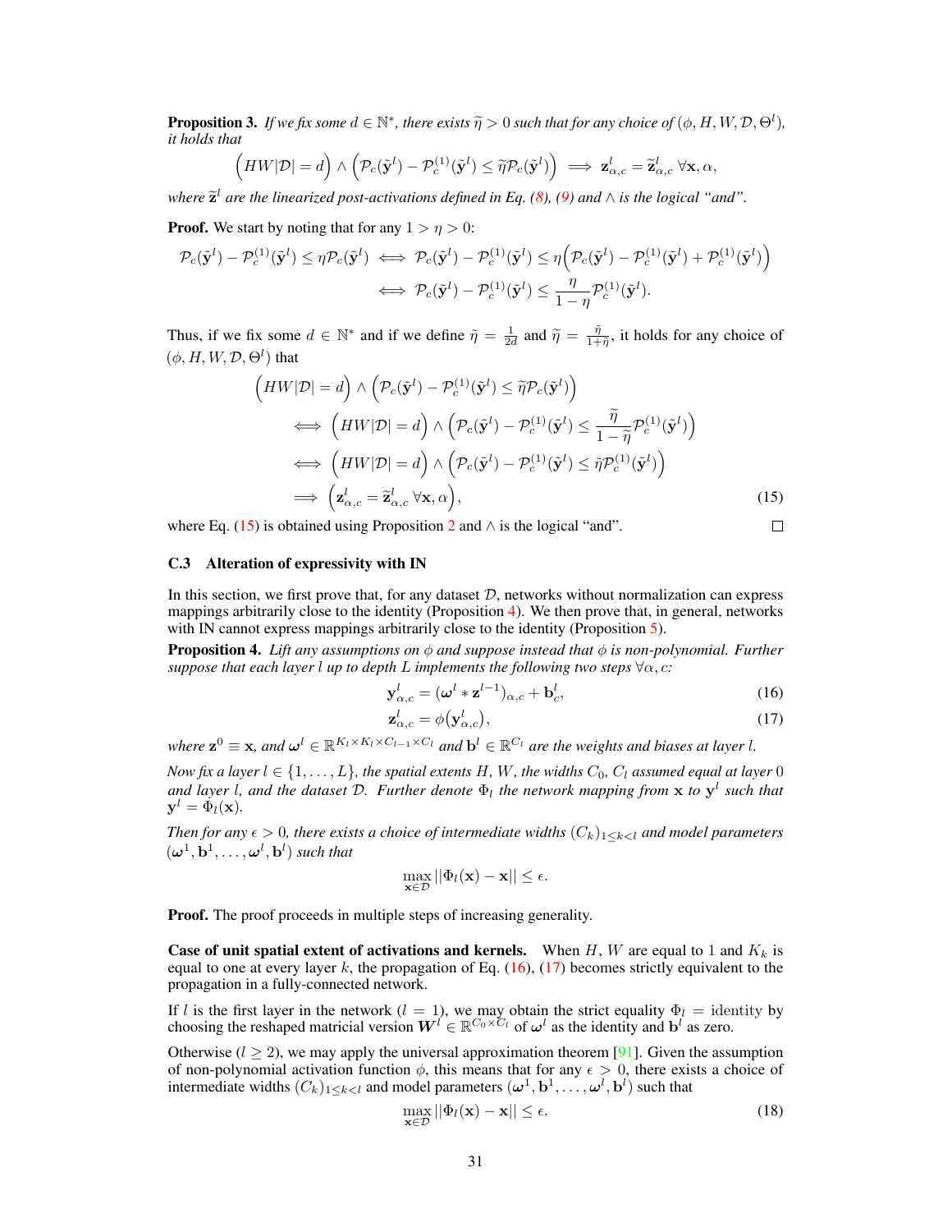**Proposition 3.** *If we fix some $d \in \mathbb{N}^*$, there exists $\widetilde{\eta} > 0$ such that for any choice of $(\phi, H, W, \mathcal{D}, \Theta^l)$, it holds that*

$$\Big(HW|\mathcal{D}| = d\Big) \wedge \Big(\mathcal{P}_c(\tilde{\mathbf{y}}^l) - \mathcal{P}_c^{(1)}(\tilde{\mathbf{y}}^l) \leq \widetilde{\eta}\mathcal{P}_c(\tilde{\mathbf{y}}^l)\Big) \implies \mathbf{z}^l_{\alpha,c} = \widetilde{\mathbf{z}}^l_{\alpha,c} \;\forall \mathbf{x}, \alpha,$$

*where $\widetilde{\mathbf{z}}^l$ are the linearized post-activations defined in Eq. (8), (9) and $\wedge$ is the logical "and".*

**Proof.** We start by noting that for any $1 > \eta > 0$:

$$\begin{aligned}
\mathcal{P}_c(\tilde{\mathbf{y}}^l) - \mathcal{P}_c^{(1)}(\tilde{\mathbf{y}}^l) \leq \eta\mathcal{P}_c(\tilde{\mathbf{y}}^l) &\iff \mathcal{P}_c(\tilde{\mathbf{y}}^l) - \mathcal{P}_c^{(1)}(\tilde{\mathbf{y}}^l) \leq \eta\Big(\mathcal{P}_c(\tilde{\mathbf{y}}^l) - \mathcal{P}_c^{(1)}(\tilde{\mathbf{y}}^l) + \mathcal{P}_c^{(1)}(\tilde{\mathbf{y}}^l)\Big) \\
&\iff \mathcal{P}_c(\tilde{\mathbf{y}}^l) - \mathcal{P}_c^{(1)}(\tilde{\mathbf{y}}^l) \leq \frac{\eta}{1-\eta}\mathcal{P}_c^{(1)}(\tilde{\mathbf{y}}^l).
\end{aligned}$$

Thus, if we fix some $d \in \mathbb{N}^*$ and if we define $\tilde{\eta} = \frac{1}{2d}$ and $\widetilde{\eta} = \frac{\tilde{\eta}}{1+\tilde{\eta}}$, it holds for any choice of $(\phi, H, W, \mathcal{D}, \Theta^l)$ that

$$\begin{aligned}
&\Big(HW|\mathcal{D}| = d\Big) \wedge \Big(\mathcal{P}_c(\tilde{\mathbf{y}}^l) - \mathcal{P}_c^{(1)}(\tilde{\mathbf{y}}^l) \leq \widetilde{\eta}\mathcal{P}_c(\tilde{\mathbf{y}}^l)\Big) \\
&\qquad\iff \Big(HW|\mathcal{D}| = d\Big) \wedge \Big(\mathcal{P}_c(\tilde{\mathbf{y}}^l) - \mathcal{P}_c^{(1)}(\tilde{\mathbf{y}}^l) \leq \frac{\widetilde{\eta}}{1-\widetilde{\eta}}\mathcal{P}_c^{(1)}(\tilde{\mathbf{y}}^l)\Big) \\
&\qquad\iff \Big(HW|\mathcal{D}| = d\Big) \wedge \Big(\mathcal{P}_c(\tilde{\mathbf{y}}^l) - \mathcal{P}_c^{(1)}(\tilde{\mathbf{y}}^l) \leq \tilde{\eta}\mathcal{P}_c^{(1)}(\tilde{\mathbf{y}}^l)\Big) \\
&\qquad\implies \Big(\mathbf{z}^l_{\alpha,c} = \widetilde{\mathbf{z}}^l_{\alpha,c} \;\forall \mathbf{x}, \alpha\Big), \qquad (15)
\end{aligned}$$

where Eq. (15) is obtained using Proposition 2 and $\wedge$ is the logical "and". □

### C.3 Alteration of expressivity with IN

In this section, we first prove that, for any dataset $\mathcal{D}$, networks without normalization can express mappings arbitrarily close to the identity (Proposition 4). We then prove that, in general, networks with IN cannot express mappings arbitrarily close to the identity (Proposition 5).

**Proposition 4.** *Lift any assumptions on $\phi$ and suppose instead that $\phi$ is non-polynomial. Further suppose that each layer $l$ up to depth $L$ implements the following two steps $\forall \alpha, c$:*

$$\mathbf{y}^l_{\alpha,c} = (\boldsymbol{\omega}^l * \mathbf{z}^{l-1})_{\alpha,c} + \mathbf{b}^l_c, \qquad (16)$$

$$\mathbf{z}^l_{\alpha,c} = \phi\big(\mathbf{y}^l_{\alpha,c}\big), \qquad (17)$$

*where $\mathbf{z}^0 \equiv \mathbf{x}$, and $\boldsymbol{\omega}^l \in \mathbb{R}^{K_l \times K_l \times C_{l-1} \times C_l}$ and $\mathbf{b}^l \in \mathbb{R}^{C_l}$ are the weights and biases at layer $l$.*

*Now fix a layer $l \in \{1, \ldots, L\}$, the spatial extents $H$, $W$, the widths $C_0$, $C_l$ assumed equal at layer 0 and layer $l$, and the dataset $\mathcal{D}$. Further denote $\Phi_l$ the network mapping from $\mathbf{x}$ to $\mathbf{y}^l$ such that $\mathbf{y}^l = \Phi_l(\mathbf{x})$.*

*Then for any $\epsilon > 0$, there exists a choice of intermediate widths $(C_k)_{1 \leq k < l}$ and model parameters $(\boldsymbol{\omega}^1, \mathbf{b}^1, \ldots, \boldsymbol{\omega}^l, \mathbf{b}^l)$ such that*

$$\max_{\mathbf{x} \in \mathcal{D}} ||\Phi_l(\mathbf{x}) - \mathbf{x}|| \leq \epsilon.$$

**Proof.** The proof proceeds in multiple steps of increasing generality.

**Case of unit spatial extent of activations and kernels.** When $H$, $W$ are equal to 1 and $K_k$ is equal to one at every layer $k$, the propagation of Eq. (16), (17) becomes strictly equivalent to the propagation in a fully-connected network.

If $l$ is the first layer in the network ($l = 1$), we may obtain the strict equality $\Phi_l = \text{identity}$ by choosing the reshaped matricial version $\boldsymbol{W}^l \in \mathbb{R}^{C_0 \times C_l}$ of $\boldsymbol{\omega}^l$ as the identity and $\mathbf{b}^l$ as zero.

Otherwise ($l \geq 2$), we may apply the universal approximation theorem [91]. Given the assumption of non-polynomial activation function $\phi$, this means that for any $\epsilon > 0$, there exists a choice of intermediate widths $(C_k)_{1 \leq k < l}$ and model parameters $(\boldsymbol{\omega}^1, \mathbf{b}^1, \ldots, \boldsymbol{\omega}^l, \mathbf{b}^l)$ such that

$$\max_{\mathbf{x} \in \mathcal{D}} ||\Phi_l(\mathbf{x}) - \mathbf{x}|| \leq \epsilon. \qquad (18)$$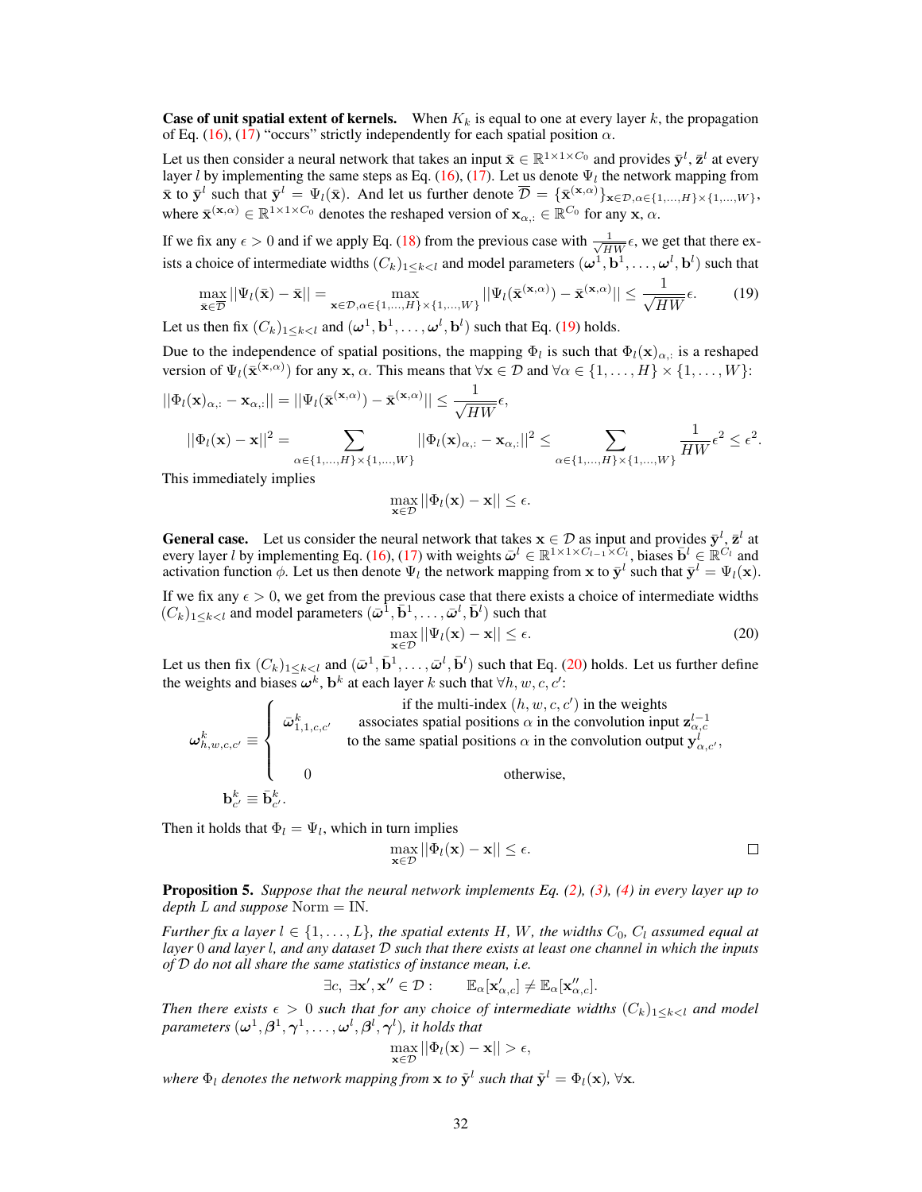**Case of unit spatial extent of kernels.** When $K_k$ is equal to one at every layer $k$, the propagation of Eq. (16), (17) "occurs" strictly independently for each spatial position $\alpha$.

Let us then consider a neural network that takes an input $\bar{\mathbf{x}} \in \mathbb{R}^{1\times 1\times C_0}$ and provides $\bar{\mathbf{y}}^l$, $\bar{\mathbf{z}}^l$ at every layer $l$ by implementing the same steps as Eq. (16), (17). Let us denote $\Psi_l$ the network mapping from $\bar{\mathbf{x}}$ to $\bar{\mathbf{y}}^l$ such that $\bar{\mathbf{y}}^l = \Psi_l(\bar{\mathbf{x}})$. And let us further denote $\overline{\mathcal{D}} = \{\bar{\mathbf{x}}^{(\mathbf{x},\alpha)}\}_{\mathbf{x}\in\mathcal{D},\alpha\in\{1,\dots,H\}\times\{1,\dots,W\}}$, where $\bar{\mathbf{x}}^{(\mathbf{x},\alpha)} \in \mathbb{R}^{1\times 1\times C_0}$ denotes the reshaped version of $\mathbf{x}_{\alpha,:} \in \mathbb{R}^{C_0}$ for any $\mathbf{x}$, $\alpha$.

If we fix any $\epsilon > 0$ and if we apply Eq. (18) from the previous case with $\frac{1}{\sqrt{HW}}\epsilon$, we get that there exists a choice of intermediate widths $(C_k)_{1\le k<l}$ and model parameters $(\boldsymbol{\omega}^1, \mathbf{b}^1, \dots, \boldsymbol{\omega}^l, \mathbf{b}^l)$ such that

$$\max_{\bar{\mathbf{x}}\in\overline{\mathcal{D}}} ||\Psi_l(\bar{\mathbf{x}}) - \bar{\mathbf{x}}|| = \max_{\mathbf{x}\in\mathcal{D},\alpha\in\{1,\dots,H\}\times\{1,\dots,W\}} ||\Psi_l(\bar{\mathbf{x}}^{(\mathbf{x},\alpha)}) - \bar{\mathbf{x}}^{(\mathbf{x},\alpha)}|| \le \frac{1}{\sqrt{HW}}\epsilon. \tag{19}$$

Let us then fix $(C_k)_{1\le k<l}$ and $(\boldsymbol{\omega}^1, \mathbf{b}^1, \dots, \boldsymbol{\omega}^l, \mathbf{b}^l)$ such that Eq. (19) holds.

Due to the independence of spatial positions, the mapping $\Phi_l$ is such that $\Phi_l(\mathbf{x})_{\alpha,:}$ is a reshaped version of $\Psi_l(\bar{\mathbf{x}}^{(\mathbf{x},\alpha)})$ for any $\mathbf{x}$, $\alpha$. This means that $\forall \mathbf{x} \in \mathcal{D}$ and $\forall \alpha \in \{1,\dots,H\}\times\{1,\dots,W\}$:

$$||\Phi_l(\mathbf{x})_{\alpha,:} - \mathbf{x}_{\alpha,:}|| = ||\Psi_l(\bar{\mathbf{x}}^{(\mathbf{x},\alpha)}) - \bar{\mathbf{x}}^{(\mathbf{x},\alpha)}|| \le \frac{1}{\sqrt{HW}}\epsilon,$$

$$||\Phi_l(\mathbf{x}) - \mathbf{x}||^2 = \sum_{\alpha\in\{1,\dots,H\}\times\{1,\dots,W\}} ||\Phi_l(\mathbf{x})_{\alpha,:} - \mathbf{x}_{\alpha,:}||^2 \le \sum_{\alpha\in\{1,\dots,H\}\times\{1,\dots,W\}} \frac{1}{HW}\epsilon^2 \le \epsilon^2.$$

This immediately implies

$$\max_{\mathbf{x}\in\mathcal{D}} ||\Phi_l(\mathbf{x}) - \mathbf{x}|| \le \epsilon.$$

**General case.** Let us consider the neural network that takes $\mathbf{x} \in \mathcal{D}$ as input and provides $\bar{\mathbf{y}}^l$, $\bar{\mathbf{z}}^l$ at every layer $l$ by implementing Eq. (16), (17) with weights $\bar{\boldsymbol{\omega}}^l \in \mathbb{R}^{1\times 1\times C_{l-1}\times C_l}$, biases $\bar{\mathbf{b}}^l \in \mathbb{R}^{C_l}$ and activation function $\phi$. Let us then denote $\Psi_l$ the network mapping from $\mathbf{x}$ to $\bar{\mathbf{y}}^l$ such that $\bar{\mathbf{y}}^l = \Psi_l(\mathbf{x})$.

If we fix any $\epsilon > 0$, we get from the previous case that there exists a choice of intermediate widths $(C_k)_{1\le k<l}$ and model parameters $(\bar{\boldsymbol{\omega}}^1, \bar{\mathbf{b}}^1, \dots, \bar{\boldsymbol{\omega}}^l, \bar{\mathbf{b}}^l)$ such that

$$\max_{\mathbf{x}\in\mathcal{D}} ||\Psi_l(\mathbf{x}) - \mathbf{x}|| \le \epsilon. \tag{20}$$

Let us then fix $(C_k)_{1\le k<l}$ and $(\bar{\boldsymbol{\omega}}^1, \bar{\mathbf{b}}^1, \dots, \bar{\boldsymbol{\omega}}^l, \bar{\mathbf{b}}^l)$ such that Eq. (20) holds. Let us further define the weights and biases $\boldsymbol{\omega}^k$, $\mathbf{b}^k$ at each layer $k$ such that $\forall h, w, c, c'$:

$$\boldsymbol{\omega}^k_{h,w,c,c'} \equiv \begin{cases} \bar{\boldsymbol{\omega}}^k_{1,1,c,c'} & \begin{array}{c}\text{if the multi-index } (h,w,c,c') \text{ in the weights} \\ \text{associates spatial positions } \alpha \text{ in the convolution input } \mathbf{z}^{l-1}_{\alpha,c} \\ \text{to the same spatial positions } \alpha \text{ in the convolution output } \mathbf{y}^l_{\alpha,c'},\end{array} \\ 0 & \text{otherwise,} \end{cases}$$

$$\mathbf{b}^k_{c'} \equiv \bar{\mathbf{b}}^k_{c'}.$$

Then it holds that $\Phi_l = \Psi_l$, which in turn implies

$$\max_{\mathbf{x}\in\mathcal{D}} ||\Phi_l(\mathbf{x}) - \mathbf{x}|| \le \epsilon.$$

□

**Proposition 5.** *Suppose that the neural network implements Eq. (2), (3), (4) in every layer up to depth $L$ and suppose* Norm = IN.

*Further fix a layer $l \in \{1,\dots,L\}$, the spatial extents $H$, $W$, the widths $C_0$, $C_l$ assumed equal at layer 0 and layer $l$, and any dataset $\mathcal{D}$ such that there exists at least one channel in which the inputs of $\mathcal{D}$ do not all share the same statistics of instance mean, i.e.*

$$\exists c,\ \exists \mathbf{x}', \mathbf{x}'' \in \mathcal{D}: \qquad \mathbb{E}_\alpha[\mathbf{x}'_{\alpha,c}] \neq \mathbb{E}_\alpha[\mathbf{x}''_{\alpha,c}].$$

*Then there exists $\epsilon > 0$ such that for any choice of intermediate widths $(C_k)_{1\le k<l}$ and model parameters $(\boldsymbol{\omega}^1, \boldsymbol{\beta}^1, \boldsymbol{\gamma}^1, \dots, \boldsymbol{\omega}^l, \boldsymbol{\beta}^l, \boldsymbol{\gamma}^l)$, it holds that*

$$\max_{\mathbf{x}\in\mathcal{D}} ||\Phi_l(\mathbf{x}) - \mathbf{x}|| > \epsilon,$$

*where $\Phi_l$ denotes the network mapping from $\mathbf{x}$ to $\tilde{\mathbf{y}}^l$ such that $\tilde{\mathbf{y}}^l = \Phi_l(\mathbf{x})$, $\forall \mathbf{x}$.*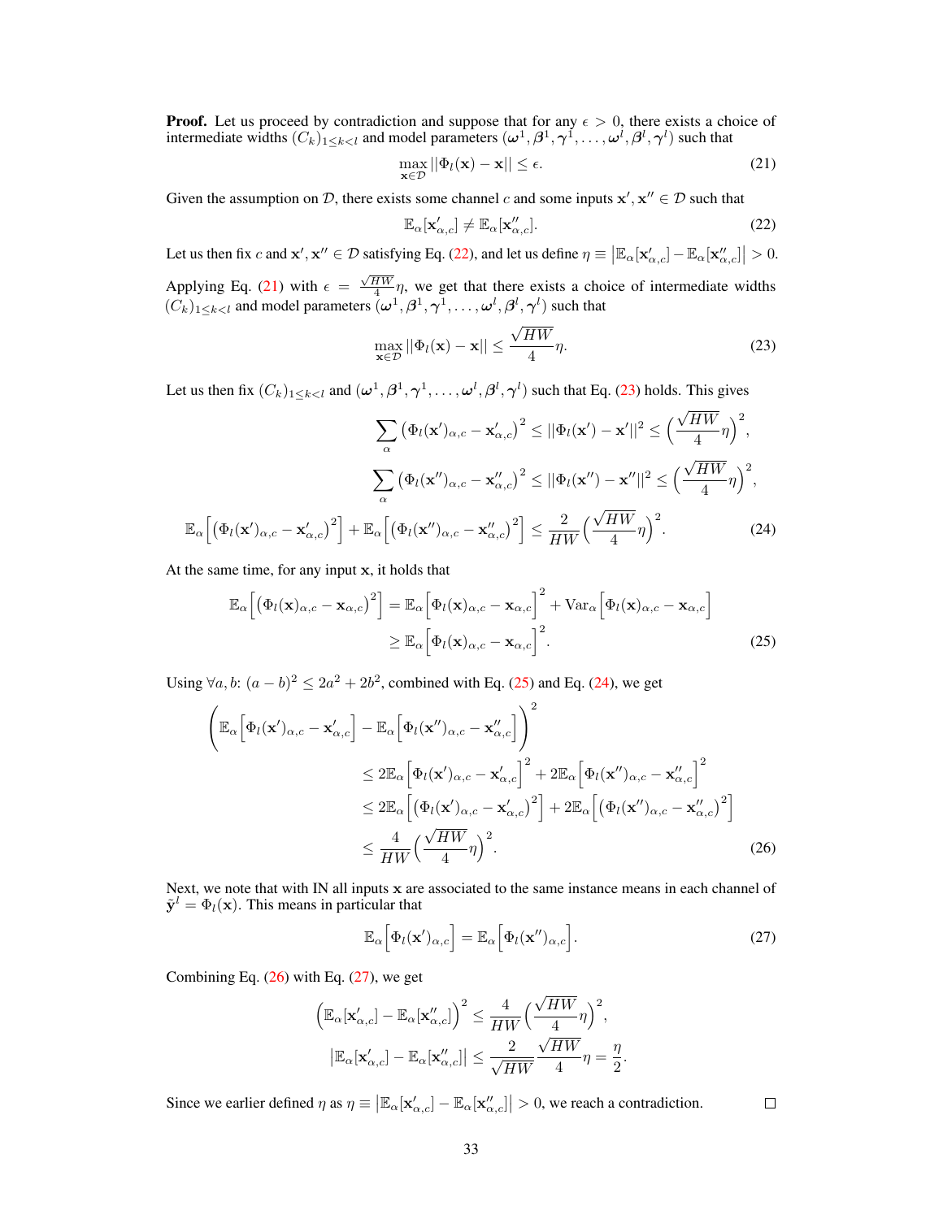**Proof.** Let us proceed by contradiction and suppose that for any $\epsilon > 0$, there exists a choice of intermediate widths $(C_k)_{1 \leq k < l}$ and model parameters $(\boldsymbol{\omega}^1, \boldsymbol{\beta}^1, \boldsymbol{\gamma}^1, \dots, \boldsymbol{\omega}^l, \boldsymbol{\beta}^l, \boldsymbol{\gamma}^l)$ such that

$$\max_{\mathbf{x} \in \mathcal{D}} ||\Phi_l(\mathbf{x}) - \mathbf{x}|| \leq \epsilon. \tag{21}$$

Given the assumption on $\mathcal{D}$, there exists some channel $c$ and some inputs $\mathbf{x}', \mathbf{x}'' \in \mathcal{D}$ such that

$$\mathbb{E}_\alpha[\mathbf{x}'_{\alpha,c}] \neq \mathbb{E}_\alpha[\mathbf{x}''_{\alpha,c}]. \tag{22}$$

Let us then fix $c$ and $\mathbf{x}', \mathbf{x}'' \in \mathcal{D}$ satisfying Eq. (22), and let us define $\eta \equiv \left|\mathbb{E}_\alpha[\mathbf{x}'_{\alpha,c}] - \mathbb{E}_\alpha[\mathbf{x}''_{\alpha,c}]\right| > 0$.

Applying Eq. (21) with $\epsilon = \frac{\sqrt{HW}}{4}\eta$, we get that there exists a choice of intermediate widths $(C_k)_{1 \leq k < l}$ and model parameters $(\boldsymbol{\omega}^1, \boldsymbol{\beta}^1, \boldsymbol{\gamma}^1, \dots, \boldsymbol{\omega}^l, \boldsymbol{\beta}^l, \boldsymbol{\gamma}^l)$ such that

$$\max_{\mathbf{x} \in \mathcal{D}} ||\Phi_l(\mathbf{x}) - \mathbf{x}|| \leq \frac{\sqrt{HW}}{4}\eta. \tag{23}$$

Let us then fix $(C_k)_{1 \leq k < l}$ and $(\boldsymbol{\omega}^1, \boldsymbol{\beta}^1, \boldsymbol{\gamma}^1, \dots, \boldsymbol{\omega}^l, \boldsymbol{\beta}^l, \boldsymbol{\gamma}^l)$ such that Eq. (23) holds. This gives

$$\sum_\alpha \left(\Phi_l(\mathbf{x}')_{\alpha,c} - \mathbf{x}'_{\alpha,c}\right)^2 \leq ||\Phi_l(\mathbf{x}') - \mathbf{x}'||^2 \leq \left(\frac{\sqrt{HW}}{4}\eta\right)^2,$$

$$\sum_\alpha \left(\Phi_l(\mathbf{x}'')_{\alpha,c} - \mathbf{x}''_{\alpha,c}\right)^2 \leq ||\Phi_l(\mathbf{x}'') - \mathbf{x}''||^2 \leq \left(\frac{\sqrt{HW}}{4}\eta\right)^2,$$

$$\mathbb{E}_\alpha\Big[\left(\Phi_l(\mathbf{x}')_{\alpha,c} - \mathbf{x}'_{\alpha,c}\right)^2\Big] + \mathbb{E}_\alpha\Big[\left(\Phi_l(\mathbf{x}'')_{\alpha,c} - \mathbf{x}''_{\alpha,c}\right)^2\Big] \leq \frac{2}{HW}\left(\frac{\sqrt{HW}}{4}\eta\right)^2. \tag{24}$$

At the same time, for any input $\mathbf{x}$, it holds that

$$\begin{aligned}
\mathbb{E}_\alpha\Big[\left(\Phi_l(\mathbf{x})_{\alpha,c} - \mathbf{x}_{\alpha,c}\right)^2\Big] &= \mathbb{E}_\alpha\Big[\Phi_l(\mathbf{x})_{\alpha,c} - \mathbf{x}_{\alpha,c}\Big]^2 + \mathrm{Var}_\alpha\Big[\Phi_l(\mathbf{x})_{\alpha,c} - \mathbf{x}_{\alpha,c}\Big] \\
&\geq \mathbb{E}_\alpha\Big[\Phi_l(\mathbf{x})_{\alpha,c} - \mathbf{x}_{\alpha,c}\Big]^2.
\end{aligned} \tag{25}$$

Using $\forall a, b$: $(a-b)^2 \leq 2a^2 + 2b^2$, combined with Eq. (25) and Eq. (24), we get

$$\begin{aligned}
&\left(\mathbb{E}_\alpha\Big[\Phi_l(\mathbf{x}')_{\alpha,c} - \mathbf{x}'_{\alpha,c}\Big] - \mathbb{E}_\alpha\Big[\Phi_l(\mathbf{x}'')_{\alpha,c} - \mathbf{x}''_{\alpha,c}\Big]\right)^2 \\
&\qquad \leq 2\mathbb{E}_\alpha\Big[\Phi_l(\mathbf{x}')_{\alpha,c} - \mathbf{x}'_{\alpha,c}\Big]^2 + 2\mathbb{E}_\alpha\Big[\Phi_l(\mathbf{x}'')_{\alpha,c} - \mathbf{x}''_{\alpha,c}\Big]^2 \\
&\qquad \leq 2\mathbb{E}_\alpha\Big[\left(\Phi_l(\mathbf{x}')_{\alpha,c} - \mathbf{x}'_{\alpha,c}\right)^2\Big] + 2\mathbb{E}_\alpha\Big[\left(\Phi_l(\mathbf{x}'')_{\alpha,c} - \mathbf{x}''_{\alpha,c}\right)^2\Big] \\
&\qquad \leq \frac{4}{HW}\left(\frac{\sqrt{HW}}{4}\eta\right)^2.
\end{aligned} \tag{26}$$

Next, we note that with IN all inputs $\mathbf{x}$ are associated to the same instance means in each channel of $\tilde{\mathbf{y}}^l = \Phi_l(\mathbf{x})$. This means in particular that

$$\mathbb{E}_\alpha\Big[\Phi_l(\mathbf{x}')_{\alpha,c}\Big] = \mathbb{E}_\alpha\Big[\Phi_l(\mathbf{x}'')_{\alpha,c}\Big]. \tag{27}$$

Combining Eq. (26) with Eq. (27), we get

$$\left(\mathbb{E}_\alpha[\mathbf{x}'_{\alpha,c}] - \mathbb{E}_\alpha[\mathbf{x}''_{\alpha,c}]\right)^2 \leq \frac{4}{HW}\left(\frac{\sqrt{HW}}{4}\eta\right)^2,$$

$$\left|\mathbb{E}_\alpha[\mathbf{x}'_{\alpha,c}] - \mathbb{E}_\alpha[\mathbf{x}''_{\alpha,c}]\right| \leq \frac{2}{\sqrt{HW}}\frac{\sqrt{HW}}{4}\eta = \frac{\eta}{2}.$$

Since we earlier defined $\eta$ as $\eta \equiv \left|\mathbb{E}_\alpha[\mathbf{x}'_{\alpha,c}] - \mathbb{E}_\alpha[\mathbf{x}''_{\alpha,c}]\right| > 0$, we reach a contradiction. $\square$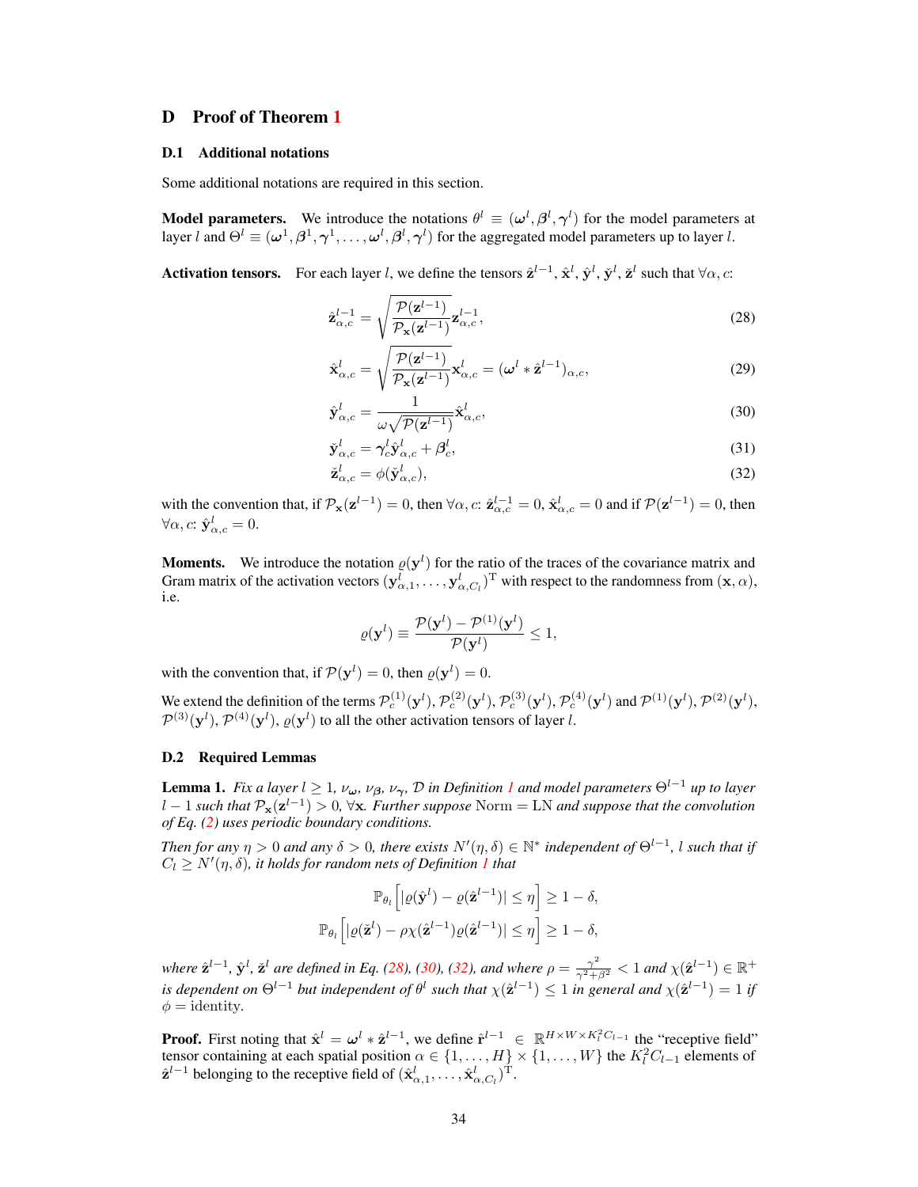## D Proof of Theorem 1

### D.1 Additional notations

Some additional notations are required in this section.

**Model parameters.** We introduce the notations $\theta^l \equiv (\boldsymbol{\omega}^l, \boldsymbol{\beta}^l, \boldsymbol{\gamma}^l)$ for the model parameters at layer $l$ and $\Theta^l \equiv (\boldsymbol{\omega}^1, \boldsymbol{\beta}^1, \boldsymbol{\gamma}^1, \dots, \boldsymbol{\omega}^l, \boldsymbol{\beta}^l, \boldsymbol{\gamma}^l)$ for the aggregated model parameters up to layer $l$.

**Activation tensors.** For each layer $l$, we define the tensors $\hat{\mathbf{z}}^{l-1}$, $\hat{\mathbf{x}}^l$, $\hat{\mathbf{y}}^l$, $\check{\mathbf{y}}^l$, $\check{\mathbf{z}}^l$ such that $\forall \alpha, c$:

$$\hat{\mathbf{z}}^{l-1}_{\alpha,c} = \sqrt{\frac{\mathcal{P}(\mathbf{z}^{l-1})}{\mathcal{P}_{\mathbf{x}}(\mathbf{z}^{l-1})}} \mathbf{z}^{l-1}_{\alpha,c}, \tag{28}$$

$$\hat{\mathbf{x}}^{l}_{\alpha,c} = \sqrt{\frac{\mathcal{P}(\mathbf{z}^{l-1})}{\mathcal{P}_{\mathbf{x}}(\mathbf{z}^{l-1})}} \mathbf{x}^{l}_{\alpha,c} = (\boldsymbol{\omega}^l * \hat{\mathbf{z}}^{l-1})_{\alpha,c}, \tag{29}$$

$$\hat{\mathbf{y}}^{l}_{\alpha,c} = \frac{1}{\omega\sqrt{\mathcal{P}(\mathbf{z}^{l-1})}} \hat{\mathbf{x}}^{l}_{\alpha,c}, \tag{30}$$

$$\check{\mathbf{y}}^{l}_{\alpha,c} = \boldsymbol{\gamma}^l_c \hat{\mathbf{y}}^{l}_{\alpha,c} + \boldsymbol{\beta}^l_c, \tag{31}$$

$$\check{\mathbf{z}}^{l}_{\alpha,c} = \phi(\check{\mathbf{y}}^{l}_{\alpha,c}), \tag{32}$$

with the convention that, if $\mathcal{P}_{\mathbf{x}}(\mathbf{z}^{l-1}) = 0$, then $\forall \alpha, c$: $\hat{\mathbf{z}}^{l-1}_{\alpha,c} = 0$, $\hat{\mathbf{x}}^{l}_{\alpha,c} = 0$ and if $\mathcal{P}(\mathbf{z}^{l-1}) = 0$, then $\forall \alpha, c$: $\hat{\mathbf{y}}^{l}_{\alpha,c} = 0$.

**Moments.** We introduce the notation $\varrho(\mathbf{y}^l)$ for the ratio of the traces of the covariance matrix and Gram matrix of the activation vectors $(\mathbf{y}^l_{\alpha,1}, \dots, \mathbf{y}^l_{\alpha,C_l})^{\mathrm{T}}$ with respect to the randomness from $(\mathbf{x}, \alpha)$, i.e.

$$\varrho(\mathbf{y}^l) \equiv \frac{\mathcal{P}(\mathbf{y}^l) - \mathcal{P}^{(1)}(\mathbf{y}^l)}{\mathcal{P}(\mathbf{y}^l)} \leq 1,$$

with the convention that, if $\mathcal{P}(\mathbf{y}^l) = 0$, then $\varrho(\mathbf{y}^l) = 0$.

We extend the definition of the terms $\mathcal{P}^{(1)}_c(\mathbf{y}^l)$, $\mathcal{P}^{(2)}_c(\mathbf{y}^l)$, $\mathcal{P}^{(3)}_c(\mathbf{y}^l)$, $\mathcal{P}^{(4)}_c(\mathbf{y}^l)$ and $\mathcal{P}^{(1)}(\mathbf{y}^l)$, $\mathcal{P}^{(2)}(\mathbf{y}^l)$, $\mathcal{P}^{(3)}(\mathbf{y}^l)$, $\mathcal{P}^{(4)}(\mathbf{y}^l)$, $\varrho(\mathbf{y}^l)$ to all the other activation tensors of layer $l$.

### D.2 Required Lemmas

**Lemma 1.** *Fix a layer $l \geq 1$, $\nu_{\boldsymbol{\omega}}$, $\nu_{\boldsymbol{\beta}}$, $\nu_{\boldsymbol{\gamma}}$, $\mathcal{D}$ in Definition 1 and model parameters $\Theta^{l-1}$ up to layer $l-1$ such that $\mathcal{P}_{\mathbf{x}}(\mathbf{z}^{l-1}) > 0$, $\forall \mathbf{x}$. Further suppose* Norm = LN *and suppose that the convolution of Eq. (2) uses periodic boundary conditions.*

*Then for any $\eta > 0$ and any $\delta > 0$, there exists $N'(\eta, \delta) \in \mathbb{N}^*$ independent of $\Theta^{l-1}$, $l$ such that if $C_l \geq N'(\eta, \delta)$, it holds for random nets of Definition 1 that*

$$\mathbb{P}_{\theta_l}\Big[ |\varrho(\hat{\mathbf{y}}^l) - \varrho(\hat{\mathbf{z}}^{l-1})| \leq \eta \Big] \geq 1 - \delta,$$

$$\mathbb{P}_{\theta_l}\Big[ |\varrho(\check{\mathbf{z}}^l) - \rho\chi(\hat{\mathbf{z}}^{l-1})\varrho(\hat{\mathbf{z}}^{l-1})| \leq \eta \Big] \geq 1 - \delta,$$

*where $\hat{\mathbf{z}}^{l-1}$, $\hat{\mathbf{y}}^l$, $\check{\mathbf{z}}^l$ are defined in Eq. (28), (30), (32), and where $\rho = \frac{\gamma^2}{\gamma^2 + \beta^2} < 1$ and $\chi(\hat{\mathbf{z}}^{l-1}) \in \mathbb{R}^+$ is dependent on $\Theta^{l-1}$ but independent of $\theta^l$ such that $\chi(\hat{\mathbf{z}}^{l-1}) \leq 1$ in general and $\chi(\hat{\mathbf{z}}^{l-1}) = 1$ if $\phi = \text{identity}$.*

**Proof.** First noting that $\hat{\mathbf{x}}^l = \boldsymbol{\omega}^l * \hat{\mathbf{z}}^{l-1}$, we define $\hat{\mathbf{r}}^{l-1} \in \mathbb{R}^{H \times W \times K_l^2 C_{l-1}}$ the "receptive field" tensor containing at each spatial position $\alpha \in \{1, \dots, H\} \times \{1, \dots, W\}$ the $K_l^2 C_{l-1}$ elements of $\hat{\mathbf{z}}^{l-1}$ belonging to the receptive field of $(\hat{\mathbf{x}}^l_{\alpha,1}, \dots, \hat{\mathbf{x}}^l_{\alpha,C_l})^{\mathrm{T}}$.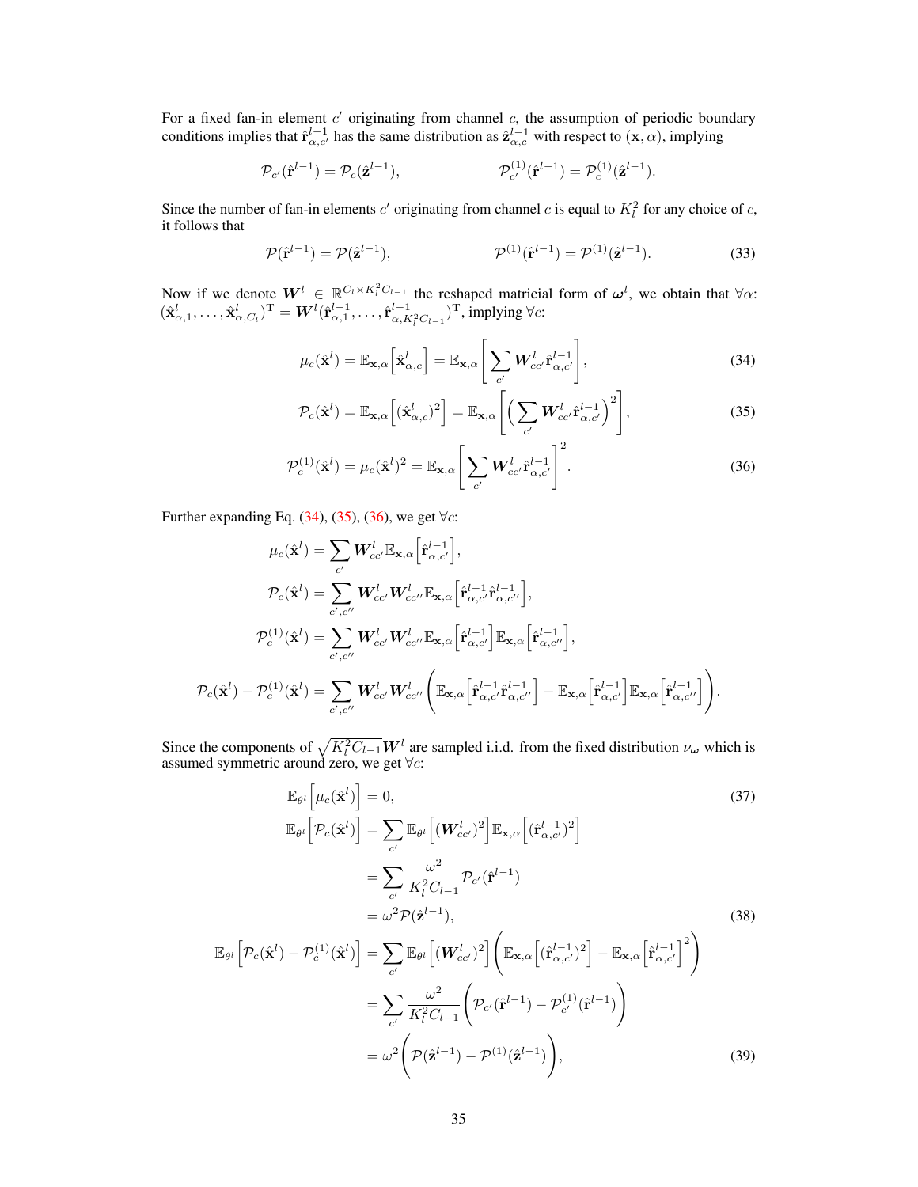For a fixed fan-in element $c'$ originating from channel $c$, the assumption of periodic boundary conditions implies that $\hat{\mathbf{r}}^{l-1}_{\alpha,c'}$ has the same distribution as $\hat{\mathbf{z}}^{l-1}_{\alpha,c}$ with respect to $(\mathbf{x}, \alpha)$, implying

$$\mathcal{P}_{c'}(\hat{\mathbf{r}}^{l-1}) = \mathcal{P}_c(\hat{\mathbf{z}}^{l-1}), \qquad \qquad \mathcal{P}^{(1)}_{c'}(\hat{\mathbf{r}}^{l-1}) = \mathcal{P}^{(1)}_c(\hat{\mathbf{z}}^{l-1}).$$

Since the number of fan-in elements $c'$ originating from channel $c$ is equal to $K_l^2$ for any choice of $c$, it follows that

$$\mathcal{P}(\hat{\mathbf{r}}^{l-1}) = \mathcal{P}(\hat{\mathbf{z}}^{l-1}), \qquad \qquad \mathcal{P}^{(1)}(\hat{\mathbf{r}}^{l-1}) = \mathcal{P}^{(1)}(\hat{\mathbf{z}}^{l-1}). \tag{33}$$

Now if we denote $\boldsymbol{W}^l \in \mathbb{R}^{C_l \times K_l^2 C_{l-1}}$ the reshaped matricial form of $\boldsymbol{\omega}^l$, we obtain that $\forall \alpha$: $(\hat{\mathbf{x}}^l_{\alpha,1}, \dots, \hat{\mathbf{x}}^l_{\alpha,C_l})^{\mathrm{T}} = \boldsymbol{W}^l (\hat{\mathbf{r}}^{l-1}_{\alpha,1}, \dots, \hat{\mathbf{r}}^{l-1}_{\alpha,K_l^2 C_{l-1}})^{\mathrm{T}}$, implying $\forall c$:

$$\mu_c(\hat{\mathbf{x}}^l) = \mathbb{E}_{\mathbf{x},\alpha}\Big[\hat{\mathbf{x}}^l_{\alpha,c}\Big] = \mathbb{E}_{\mathbf{x},\alpha}\Bigg[\sum_{c'} \boldsymbol{W}^l_{cc'} \hat{\mathbf{r}}^{l-1}_{\alpha,c'}\Bigg], \tag{34}$$

$$\mathcal{P}_c(\hat{\mathbf{x}}^l) = \mathbb{E}_{\mathbf{x},\alpha}\Big[(\hat{\mathbf{x}}^l_{\alpha,c})^2\Big] = \mathbb{E}_{\mathbf{x},\alpha}\Bigg[\Big(\sum_{c'} \boldsymbol{W}^l_{cc'} \hat{\mathbf{r}}^{l-1}_{\alpha,c'}\Big)^2\Bigg], \tag{35}$$

$$\mathcal{P}^{(1)}_c(\hat{\mathbf{x}}^l) = \mu_c(\hat{\mathbf{x}}^l)^2 = \mathbb{E}_{\mathbf{x},\alpha}\Bigg[\sum_{c'} \boldsymbol{W}^l_{cc'} \hat{\mathbf{r}}^{l-1}_{\alpha,c'}\Bigg]^2. \tag{36}$$

Further expanding Eq. (34), (35), (36), we get $\forall c$:

$$\mu_c(\hat{\mathbf{x}}^l) = \sum_{c'} \boldsymbol{W}^l_{cc'} \mathbb{E}_{\mathbf{x},\alpha}\Big[\hat{\mathbf{r}}^{l-1}_{\alpha,c'}\Big],$$

$$\mathcal{P}_c(\hat{\mathbf{x}}^l) = \sum_{c',c''} \boldsymbol{W}^l_{cc'} \boldsymbol{W}^l_{cc''} \mathbb{E}_{\mathbf{x},\alpha}\Big[\hat{\mathbf{r}}^{l-1}_{\alpha,c'} \hat{\mathbf{r}}^{l-1}_{\alpha,c''}\Big],$$

$$\mathcal{P}^{(1)}_c(\hat{\mathbf{x}}^l) = \sum_{c',c''} \boldsymbol{W}^l_{cc'} \boldsymbol{W}^l_{cc''} \mathbb{E}_{\mathbf{x},\alpha}\Big[\hat{\mathbf{r}}^{l-1}_{\alpha,c'}\Big] \mathbb{E}_{\mathbf{x},\alpha}\Big[\hat{\mathbf{r}}^{l-1}_{\alpha,c''}\Big],$$

$$\mathcal{P}_c(\hat{\mathbf{x}}^l) - \mathcal{P}^{(1)}_c(\hat{\mathbf{x}}^l) = \sum_{c',c''} \boldsymbol{W}^l_{cc'} \boldsymbol{W}^l_{cc''} \Bigg(\mathbb{E}_{\mathbf{x},\alpha}\Big[\hat{\mathbf{r}}^{l-1}_{\alpha,c'} \hat{\mathbf{r}}^{l-1}_{\alpha,c''}\Big] - \mathbb{E}_{\mathbf{x},\alpha}\Big[\hat{\mathbf{r}}^{l-1}_{\alpha,c'}\Big] \mathbb{E}_{\mathbf{x},\alpha}\Big[\hat{\mathbf{r}}^{l-1}_{\alpha,c''}\Big]\Bigg).$$

Since the components of $\sqrt{K_l^2 C_{l-1}} \boldsymbol{W}^l$ are sampled i.i.d. from the fixed distribution $\nu_{\boldsymbol{\omega}}$ which is assumed symmetric around zero, we get $\forall c$:

$$\mathbb{E}_{\theta^l}\Big[\mu_c(\hat{\mathbf{x}}^l)\Big] = 0, \tag{37}$$

$$\begin{aligned}
\mathbb{E}_{\theta^l}\Big[\mathcal{P}_c(\hat{\mathbf{x}}^l)\Big] &= \sum_{c'} \mathbb{E}_{\theta^l}\Big[(\boldsymbol{W}^l_{cc'})^2\Big] \mathbb{E}_{\mathbf{x},\alpha}\Big[(\hat{\mathbf{r}}^{l-1}_{\alpha,c'})^2\Big] \\
&= \sum_{c'} \frac{\omega^2}{K_l^2 C_{l-1}} \mathcal{P}_{c'}(\hat{\mathbf{r}}^{l-1}) \\
&= \omega^2 \mathcal{P}(\hat{\mathbf{z}}^{l-1}),
\end{aligned} \tag{38}$$

$$\begin{aligned}
\mathbb{E}_{\theta^l}\Big[\mathcal{P}_c(\hat{\mathbf{x}}^l) - \mathcal{P}^{(1)}_c(\hat{\mathbf{x}}^l)\Big] &= \sum_{c'} \mathbb{E}_{\theta^l}\Big[(\boldsymbol{W}^l_{cc'})^2\Big] \Bigg(\mathbb{E}_{\mathbf{x},\alpha}\Big[(\hat{\mathbf{r}}^{l-1}_{\alpha,c'})^2\Big] - \mathbb{E}_{\mathbf{x},\alpha}\Big[\hat{\mathbf{r}}^{l-1}_{\alpha,c'}\Big]^2\Bigg) \\
&= \sum_{c'} \frac{\omega^2}{K_l^2 C_{l-1}} \Bigg(\mathcal{P}_{c'}(\hat{\mathbf{r}}^{l-1}) - \mathcal{P}^{(1)}_{c'}(\hat{\mathbf{r}}^{l-1})\Bigg) \\
&= \omega^2 \Bigg(\mathcal{P}(\hat{\mathbf{z}}^{l-1}) - \mathcal{P}^{(1)}(\hat{\mathbf{z}}^{l-1})\Bigg),
\end{aligned} \tag{39}$$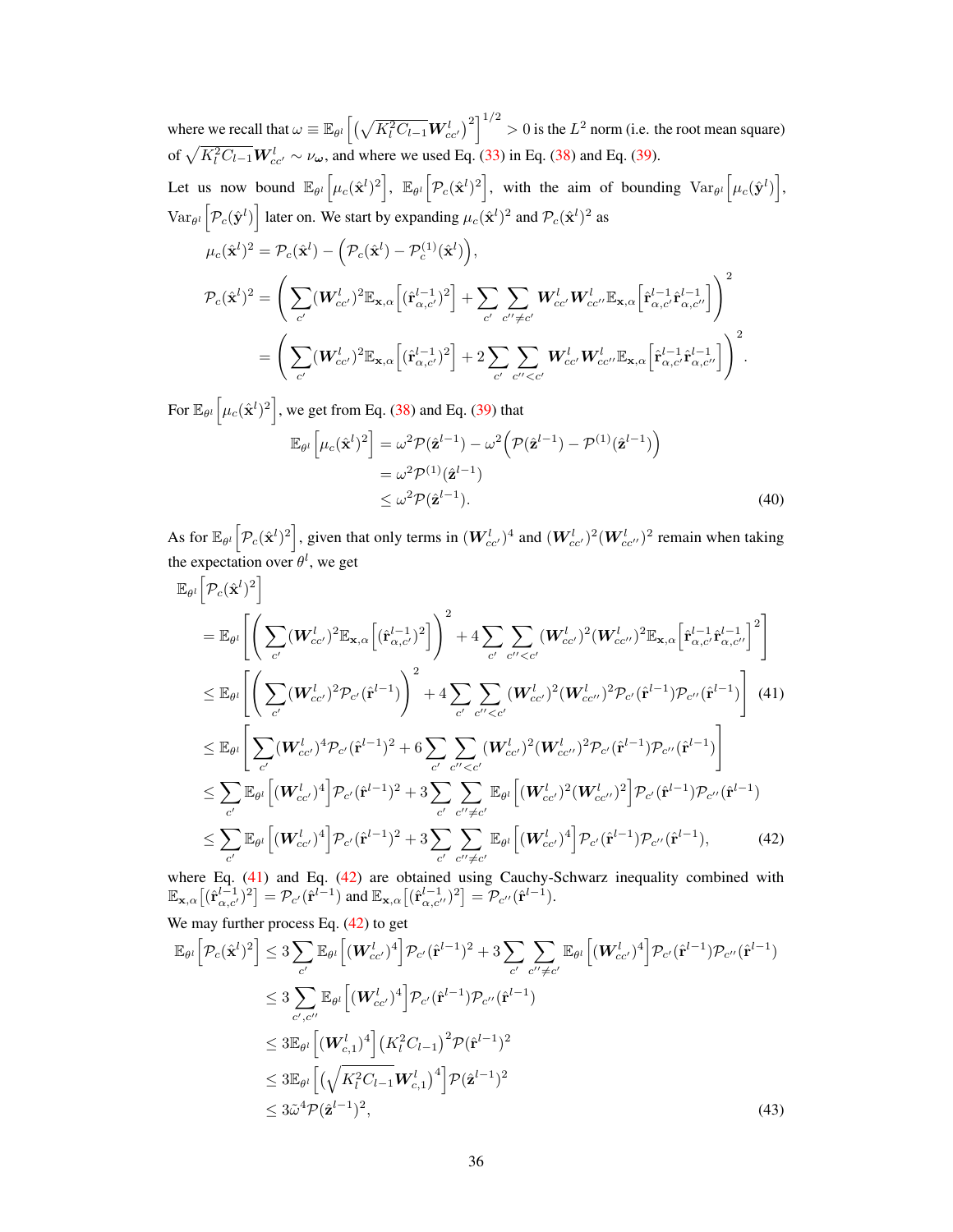where we recall that $\omega \equiv \mathbb{E}_{\theta^l}\Big[\big(\sqrt{K_l^2 C_{l-1}}\boldsymbol{W}^l_{cc'}\big)^2\Big]^{1/2} > 0$ is the $L^2$ norm (i.e. the root mean square) of $\sqrt{K_l^2 C_{l-1}}\boldsymbol{W}^l_{cc'} \sim \nu_{\boldsymbol{\omega}}$, and where we used Eq. (33) in Eq. (38) and Eq. (39).

Let us now bound $\mathbb{E}_{\theta^l}\Big[\mu_c(\hat{\mathbf{x}}^l)^2\Big]$, $\mathbb{E}_{\theta^l}\Big[\mathcal{P}_c(\hat{\mathbf{x}}^l)^2\Big]$, with the aim of bounding $\mathrm{Var}_{\theta^l}\Big[\mu_c(\hat{\mathbf{y}}^l)\Big]$, $\mathrm{Var}_{\theta^l}\Big[\mathcal{P}_c(\hat{\mathbf{y}}^l)\Big]$ later on. We start by expanding $\mu_c(\hat{\mathbf{x}}^l)^2$ and $\mathcal{P}_c(\hat{\mathbf{x}}^l)^2$ as

$$
\begin{aligned}
\mu_c(\hat{\mathbf{x}}^l)^2 &= \mathcal{P}_c(\hat{\mathbf{x}}^l) - \Big(\mathcal{P}_c(\hat{\mathbf{x}}^l) - \mathcal{P}^{(1)}_c(\hat{\mathbf{x}}^l)\Big), \\
\mathcal{P}_c(\hat{\mathbf{x}}^l)^2 &= \Bigg(\sum_{c'}(\boldsymbol{W}^l_{cc'})^2\mathbb{E}_{\mathbf{x},\alpha}\Big[(\hat{\mathbf{r}}^{l-1}_{\alpha,c'})^2\Big] + \sum_{c'}\sum_{c''\neq c'}\boldsymbol{W}^l_{cc'}\boldsymbol{W}^l_{cc''}\mathbb{E}_{\mathbf{x},\alpha}\Big[\hat{\mathbf{r}}^{l-1}_{\alpha,c'}\hat{\mathbf{r}}^{l-1}_{\alpha,c''}\Big]\Bigg)^2 \\
&= \Bigg(\sum_{c'}(\boldsymbol{W}^l_{cc'})^2\mathbb{E}_{\mathbf{x},\alpha}\Big[(\hat{\mathbf{r}}^{l-1}_{\alpha,c'})^2\Big] + 2\sum_{c'}\sum_{c''< c'}\boldsymbol{W}^l_{cc'}\boldsymbol{W}^l_{cc''}\mathbb{E}_{\mathbf{x},\alpha}\Big[\hat{\mathbf{r}}^{l-1}_{\alpha,c'}\hat{\mathbf{r}}^{l-1}_{\alpha,c''}\Big]\Bigg)^2.
\end{aligned}
$$

For $\mathbb{E}_{\theta^l}\Big[\mu_c(\hat{\mathbf{x}}^l)^2\Big]$, we get from Eq. (38) and Eq. (39) that

$$
\begin{aligned}
\mathbb{E}_{\theta^l}\Big[\mu_c(\hat{\mathbf{x}}^l)^2\Big] &= \omega^2\mathcal{P}(\hat{\mathbf{z}}^{l-1}) - \omega^2\Big(\mathcal{P}(\hat{\mathbf{z}}^{l-1}) - \mathcal{P}^{(1)}(\hat{\mathbf{z}}^{l-1})\Big) \\
&= \omega^2\mathcal{P}^{(1)}(\hat{\mathbf{z}}^{l-1}) \\
&\leq \omega^2\mathcal{P}(\hat{\mathbf{z}}^{l-1}).
\end{aligned} \tag{40}
$$

As for $\mathbb{E}_{\theta^l}\Big[\mathcal{P}_c(\hat{\mathbf{x}}^l)^2\Big]$, given that only terms in $(\boldsymbol{W}^l_{cc'})^4$ and $(\boldsymbol{W}^l_{cc'})^2(\boldsymbol{W}^l_{cc''})^2$ remain when taking the expectation over $\theta^l$, we get

$$
\begin{aligned}
&\mathbb{E}_{\theta^l}\Big[\mathcal{P}_c(\hat{\mathbf{x}}^l)^2\Big] \\
&= \mathbb{E}_{\theta^l}\Bigg[\Bigg(\sum_{c'}(\boldsymbol{W}^l_{cc'})^2\mathbb{E}_{\mathbf{x},\alpha}\Big[(\hat{\mathbf{r}}^{l-1}_{\alpha,c'})^2\Big]\Bigg)^2 + 4\sum_{c'}\sum_{c''<c'}(\boldsymbol{W}^l_{cc'})^2(\boldsymbol{W}^l_{cc''})^2\mathbb{E}_{\mathbf{x},\alpha}\Big[\hat{\mathbf{r}}^{l-1}_{\alpha,c'}\hat{\mathbf{r}}^{l-1}_{\alpha,c''}\Big]^2\Bigg] \\
&\leq \mathbb{E}_{\theta^l}\Bigg[\Bigg(\sum_{c'}(\boldsymbol{W}^l_{cc'})^2\mathcal{P}_{c'}(\hat{\mathbf{r}}^{l-1})\Bigg)^2 + 4\sum_{c'}\sum_{c''<c'}(\boldsymbol{W}^l_{cc'})^2(\boldsymbol{W}^l_{cc''})^2\mathcal{P}_{c'}(\hat{\mathbf{r}}^{l-1})\mathcal{P}_{c''}(\hat{\mathbf{r}}^{l-1})\Bigg] \quad (41) \\
&\leq \mathbb{E}_{\theta^l}\Bigg[\sum_{c'}(\boldsymbol{W}^l_{cc'})^4\mathcal{P}_{c'}(\hat{\mathbf{r}}^{l-1})^2 + 6\sum_{c'}\sum_{c''<c'}(\boldsymbol{W}^l_{cc'})^2(\boldsymbol{W}^l_{cc''})^2\mathcal{P}_{c'}(\hat{\mathbf{r}}^{l-1})\mathcal{P}_{c''}(\hat{\mathbf{r}}^{l-1})\Bigg] \\
&\leq \sum_{c'}\mathbb{E}_{\theta^l}\Big[(\boldsymbol{W}^l_{cc'})^4\Big]\mathcal{P}_{c'}(\hat{\mathbf{r}}^{l-1})^2 + 3\sum_{c'}\sum_{c''\neq c'}\mathbb{E}_{\theta^l}\Big[(\boldsymbol{W}^l_{cc'})^2(\boldsymbol{W}^l_{cc''})^2\Big]\mathcal{P}_{c'}(\hat{\mathbf{r}}^{l-1})\mathcal{P}_{c''}(\hat{\mathbf{r}}^{l-1}) \\
&\leq \sum_{c'}\mathbb{E}_{\theta^l}\Big[(\boldsymbol{W}^l_{cc'})^4\Big]\mathcal{P}_{c'}(\hat{\mathbf{r}}^{l-1})^2 + 3\sum_{c'}\sum_{c''\neq c'}\mathbb{E}_{\theta^l}\Big[(\boldsymbol{W}^l_{cc'})^4\Big]\mathcal{P}_{c'}(\hat{\mathbf{r}}^{l-1})\mathcal{P}_{c''}(\hat{\mathbf{r}}^{l-1}), \quad (42)
\end{aligned}
$$

where Eq. (41) and Eq. (42) are obtained using Cauchy-Schwarz inequality combined with $\mathbb{E}_{\mathbf{x},\alpha}\big[(\hat{\mathbf{r}}^{l-1}_{\alpha,c'})^2\big] = \mathcal{P}_{c'}(\hat{\mathbf{r}}^{l-1})$ and $\mathbb{E}_{\mathbf{x},\alpha}\big[(\hat{\mathbf{r}}^{l-1}_{\alpha,c''})^2\big] = \mathcal{P}_{c''}(\hat{\mathbf{r}}^{l-1})$.

We may further process Eq. (42) to get

$$
\begin{aligned}
\mathbb{E}_{\theta^l}\Big[\mathcal{P}_c(\hat{\mathbf{x}}^l)^2\Big] &\leq 3\sum_{c'}\mathbb{E}_{\theta^l}\Big[(\boldsymbol{W}^l_{cc'})^4\Big]\mathcal{P}_{c'}(\hat{\mathbf{r}}^{l-1})^2 + 3\sum_{c'}\sum_{c''\neq c'}\mathbb{E}_{\theta^l}\Big[(\boldsymbol{W}^l_{cc'})^4\Big]\mathcal{P}_{c'}(\hat{\mathbf{r}}^{l-1})\mathcal{P}_{c''}(\hat{\mathbf{r}}^{l-1}) \\
&\leq 3\sum_{c',c''}\mathbb{E}_{\theta^l}\Big[(\boldsymbol{W}^l_{cc'})^4\Big]\mathcal{P}_{c'}(\hat{\mathbf{r}}^{l-1})\mathcal{P}_{c''}(\hat{\mathbf{r}}^{l-1}) \\
&\leq 3\mathbb{E}_{\theta^l}\Big[(\boldsymbol{W}^l_{c,1})^4\Big]\big(K_l^2C_{l-1}\big)^2\mathcal{P}(\hat{\mathbf{r}}^{l-1})^2 \\
&\leq 3\mathbb{E}_{\theta^l}\Big[\big(\sqrt{K_l^2C_{l-1}}\boldsymbol{W}^l_{c,1}\big)^4\Big]\mathcal{P}(\hat{\mathbf{z}}^{l-1})^2 \\
&\leq 3\tilde{\omega}^4\mathcal{P}(\hat{\mathbf{z}}^{l-1})^2,
\end{aligned} \tag{43}
$$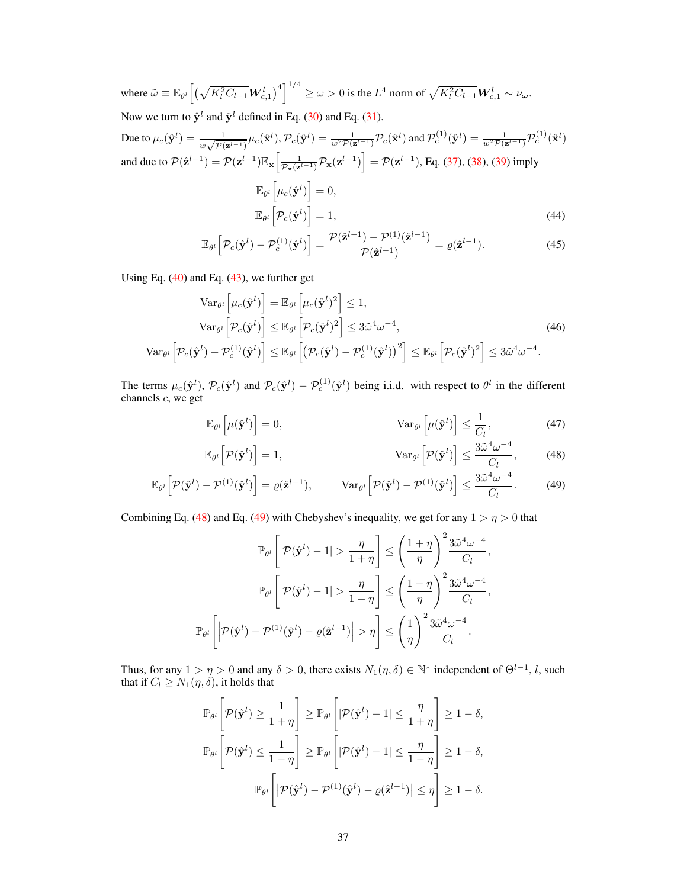where $\tilde{\omega} \equiv \mathbb{E}_{\theta^l}\Big[\big(\sqrt{K_l^2 C_{l-1}}\mathbf{W}_{c,1}^l\big)^4\Big]^{1/4} \geq \omega > 0$ is the $L^4$ norm of $\sqrt{K_l^2 C_{l-1}}\mathbf{W}_{c,1}^l \sim \nu_{\boldsymbol{\omega}}$.

Now we turn to $\hat{\mathbf{y}}^l$ and $\check{\mathbf{y}}^l$ defined in Eq. (30) and Eq. (31).

Due to $\mu_c(\hat{\mathbf{y}}^l) = \frac{1}{w\sqrt{\mathcal{P}(\mathbf{z}^{l-1})}}\mu_c(\hat{\mathbf{x}}^l)$, $\mathcal{P}_c(\hat{\mathbf{y}}^l) = \frac{1}{w^2\mathcal{P}(\mathbf{z}^{l-1})}\mathcal{P}_c(\hat{\mathbf{x}}^l)$ and $\mathcal{P}_c^{(1)}(\hat{\mathbf{y}}^l) = \frac{1}{w^2\mathcal{P}(\mathbf{z}^{l-1})}\mathcal{P}_c^{(1)}(\hat{\mathbf{x}}^l)$ and due to $\mathcal{P}(\hat{\mathbf{z}}^{l-1}) = \mathcal{P}(\mathbf{z}^{l-1})\mathbb{E}_{\mathbf{x}}\Big[\frac{1}{\mathcal{P}_{\mathbf{x}}(\mathbf{z}^{l-1})}\mathcal{P}_{\mathbf{x}}(\mathbf{z}^{l-1})\Big] = \mathcal{P}(\mathbf{z}^{l-1})$, Eq. (37), (38), (39) imply

$$
\begin{aligned}
\mathbb{E}_{\theta^l}\Big[\mu_c(\hat{\mathbf{y}}^l)\Big] &= 0, \\
\mathbb{E}_{\theta^l}\Big[\mathcal{P}_c(\hat{\mathbf{y}}^l)\Big] &= 1, \qquad (44)\\
\mathbb{E}_{\theta^l}\Big[\mathcal{P}_c(\hat{\mathbf{y}}^l) - \mathcal{P}_c^{(1)}(\hat{\mathbf{y}}^l)\Big] &= \frac{\mathcal{P}(\hat{\mathbf{z}}^{l-1}) - \mathcal{P}^{(1)}(\hat{\mathbf{z}}^{l-1})}{\mathcal{P}(\hat{\mathbf{z}}^{l-1})} = \varrho(\hat{\mathbf{z}}^{l-1}). \qquad (45)
\end{aligned}
$$

Using Eq. (40) and Eq. (43), we further get

$$
\begin{aligned}
\mathrm{Var}_{\theta^l}\Big[\mu_c(\hat{\mathbf{y}}^l)\Big] &= \mathbb{E}_{\theta^l}\Big[\mu_c(\hat{\mathbf{y}}^l)^2\Big] \leq 1, \\
\mathrm{Var}_{\theta^l}\Big[\mathcal{P}_c(\hat{\mathbf{y}}^l)\Big] &\leq \mathbb{E}_{\theta^l}\Big[\mathcal{P}_c(\hat{\mathbf{y}}^l)^2\Big] \leq 3\tilde{\omega}^4\omega^{-4}, \qquad (46)\\
\mathrm{Var}_{\theta^l}\Big[\mathcal{P}_c(\hat{\mathbf{y}}^l) - \mathcal{P}_c^{(1)}(\hat{\mathbf{y}}^l)\Big] &\leq \mathbb{E}_{\theta^l}\Big[\big(\mathcal{P}_c(\hat{\mathbf{y}}^l) - \mathcal{P}_c^{(1)}(\hat{\mathbf{y}}^l)\big)^2\Big] \leq \mathbb{E}_{\theta^l}\Big[\mathcal{P}_c(\hat{\mathbf{y}}^l)^2\Big] \leq 3\tilde{\omega}^4\omega^{-4}.
\end{aligned}
$$

The terms $\mu_c(\hat{\mathbf{y}}^l)$, $\mathcal{P}_c(\hat{\mathbf{y}}^l)$ and $\mathcal{P}_c(\hat{\mathbf{y}}^l) - \mathcal{P}_c^{(1)}(\hat{\mathbf{y}}^l)$ being i.i.d. with respect to $\theta^l$ in the different channels $c$, we get

$$
\mathbb{E}_{\theta^l}\Big[\mu(\hat{\mathbf{y}}^l)\Big] = 0, \qquad \mathrm{Var}_{\theta^l}\Big[\mu(\hat{\mathbf{y}}^l)\Big] \leq \frac{1}{C_l}, \qquad (47)
$$

$$
\mathbb{E}_{\theta^l}\Big[\mathcal{P}(\hat{\mathbf{y}}^l)\Big] = 1, \qquad \mathrm{Var}_{\theta^l}\Big[\mathcal{P}(\hat{\mathbf{y}}^l)\Big] \leq \frac{3\tilde{\omega}^4\omega^{-4}}{C_l}, \qquad (48)
$$

$$
\mathbb{E}_{\theta^l}\Big[\mathcal{P}(\hat{\mathbf{y}}^l) - \mathcal{P}^{(1)}(\hat{\mathbf{y}}^l)\Big] = \varrho(\hat{\mathbf{z}}^{l-1}), \qquad \mathrm{Var}_{\theta^l}\Big[\mathcal{P}(\hat{\mathbf{y}}^l) - \mathcal{P}^{(1)}(\hat{\mathbf{y}}^l)\Big] \leq \frac{3\tilde{\omega}^4\omega^{-4}}{C_l}. \qquad (49)
$$

Combining Eq. (48) and Eq. (49) with Chebyshev's inequality, we get for any $1 > \eta > 0$ that

$$
\begin{aligned}
\mathbb{P}_{\theta^l}\bigg[|\mathcal{P}(\hat{\mathbf{y}}^l) - 1| > \frac{\eta}{1+\eta}\bigg] &\leq \bigg(\frac{1+\eta}{\eta}\bigg)^2 \frac{3\tilde{\omega}^4\omega^{-4}}{C_l}, \\
\mathbb{P}_{\theta^l}\bigg[|\mathcal{P}(\hat{\mathbf{y}}^l) - 1| > \frac{\eta}{1-\eta}\bigg] &\leq \bigg(\frac{1-\eta}{\eta}\bigg)^2 \frac{3\tilde{\omega}^4\omega^{-4}}{C_l}, \\
\mathbb{P}_{\theta^l}\bigg[\Big|\mathcal{P}(\hat{\mathbf{y}}^l) - \mathcal{P}^{(1)}(\hat{\mathbf{y}}^l) - \varrho(\hat{\mathbf{z}}^{l-1})\Big| > \eta\bigg] &\leq \bigg(\frac{1}{\eta}\bigg)^2 \frac{3\tilde{\omega}^4\omega^{-4}}{C_l}.
\end{aligned}
$$

Thus, for any $1 > \eta > 0$ and any $\delta > 0$, there exists $N_1(\eta, \delta) \in \mathbb{N}^*$ independent of $\Theta^{l-1}$, $l$, such that if $C_l \geq N_1(\eta, \delta)$, it holds that

$$
\begin{aligned}
\mathbb{P}_{\theta^l}\bigg[\mathcal{P}(\hat{\mathbf{y}}^l) \geq \frac{1}{1+\eta}\bigg] &\geq \mathbb{P}_{\theta^l}\bigg[|\mathcal{P}(\hat{\mathbf{y}}^l) - 1| \leq \frac{\eta}{1+\eta}\bigg] \geq 1 - \delta, \\
\mathbb{P}_{\theta^l}\bigg[\mathcal{P}(\hat{\mathbf{y}}^l) \leq \frac{1}{1-\eta}\bigg] &\geq \mathbb{P}_{\theta^l}\bigg[|\mathcal{P}(\hat{\mathbf{y}}^l) - 1| \leq \frac{\eta}{1-\eta}\bigg] \geq 1 - \delta, \\
\mathbb{P}_{\theta^l}\bigg[\big|\mathcal{P}(\hat{\mathbf{y}}^l) - \mathcal{P}^{(1)}(\hat{\mathbf{y}}^l) - \varrho(\hat{\mathbf{z}}^{l-1})\big| \leq \eta\bigg] &\geq 1 - \delta.
\end{aligned}
$$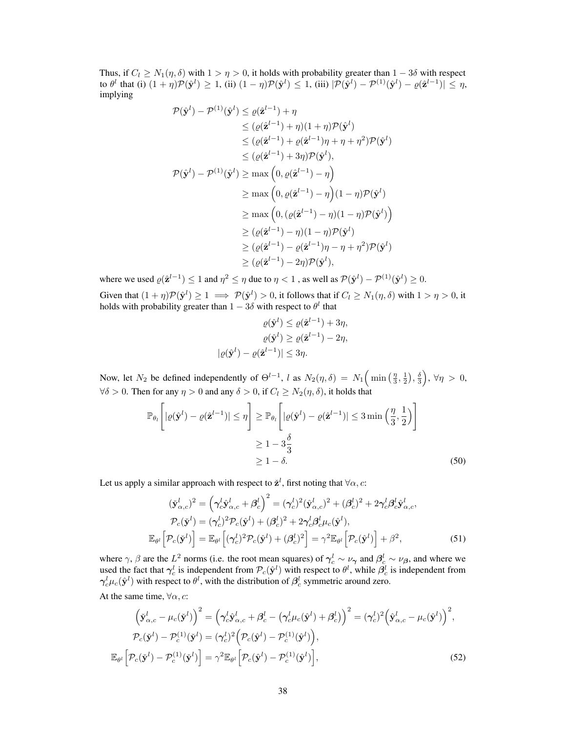Thus, if $C_l \geq N_1(\eta, \delta)$ with $1 > \eta > 0$, it holds with probability greater than $1 - 3\delta$ with respect to $\theta^l$ that (i) $(1 + \eta)\mathcal{P}(\hat{\mathbf{y}}^l) \geq 1$, (ii) $(1 - \eta)\mathcal{P}(\hat{\mathbf{y}}^l) \leq 1$, (iii) $|\mathcal{P}(\hat{\mathbf{y}}^l) - \mathcal{P}^{(1)}(\hat{\mathbf{y}}^l) - \varrho(\hat{\mathbf{z}}^{l-1})| \leq \eta$, implying

$$
\begin{aligned}
\mathcal{P}(\hat{\mathbf{y}}^l) - \mathcal{P}^{(1)}(\hat{\mathbf{y}}^l) &\leq \varrho(\hat{\mathbf{z}}^{l-1}) + \eta \\
&\leq (\varrho(\hat{\mathbf{z}}^{l-1}) + \eta)(1 + \eta)\mathcal{P}(\hat{\mathbf{y}}^l) \\
&\leq (\varrho(\hat{\mathbf{z}}^{l-1}) + \varrho(\hat{\mathbf{z}}^{l-1})\eta + \eta + \eta^2)\mathcal{P}(\hat{\mathbf{y}}^l) \\
&\leq (\varrho(\hat{\mathbf{z}}^{l-1}) + 3\eta)\mathcal{P}(\hat{\mathbf{y}}^l), \\
\mathcal{P}(\hat{\mathbf{y}}^l) - \mathcal{P}^{(1)}(\hat{\mathbf{y}}^l) &\geq \max\Big(0, \varrho(\hat{\mathbf{z}}^{l-1}) - \eta\Big) \\
&\geq \max\Big(0, \varrho(\hat{\mathbf{z}}^{l-1}) - \eta\Big)(1 - \eta)\mathcal{P}(\hat{\mathbf{y}}^l) \\
&\geq \max\Big(0, (\varrho(\hat{\mathbf{z}}^{l-1}) - \eta)(1 - \eta)\mathcal{P}(\hat{\mathbf{y}}^l)\Big) \\
&\geq (\varrho(\hat{\mathbf{z}}^{l-1}) - \eta)(1 - \eta)\mathcal{P}(\hat{\mathbf{y}}^l) \\
&\geq (\varrho(\hat{\mathbf{z}}^{l-1}) - \varrho(\hat{\mathbf{z}}^{l-1})\eta - \eta + \eta^2)\mathcal{P}(\hat{\mathbf{y}}^l) \\
&\geq (\varrho(\hat{\mathbf{z}}^{l-1}) - 2\eta)\mathcal{P}(\hat{\mathbf{y}}^l),
\end{aligned}
$$

where we used $\varrho(\hat{\mathbf{z}}^{l-1}) \leq 1$ and $\eta^2 \leq \eta$ due to $\eta < 1$ , as well as $\mathcal{P}(\hat{\mathbf{y}}^l) - \mathcal{P}^{(1)}(\hat{\mathbf{y}}^l) \geq 0$.

Given that $(1 + \eta)\mathcal{P}(\hat{\mathbf{y}}^l) \geq 1 \implies \mathcal{P}(\hat{\mathbf{y}}^l) > 0$, it follows that if $C_l \geq N_1(\eta, \delta)$ with $1 > \eta > 0$, it holds with probability greater than $1 - 3\delta$ with respect to $\theta^l$ that

$$
\begin{aligned}
\varrho(\hat{\mathbf{y}}^l) &\leq \varrho(\hat{\mathbf{z}}^{l-1}) + 3\eta, \\
\varrho(\hat{\mathbf{y}}^l) &\geq \varrho(\hat{\mathbf{z}}^{l-1}) - 2\eta, \\
|\varrho(\hat{\mathbf{y}}^l) - \varrho(\hat{\mathbf{z}}^{l-1})| &\leq 3\eta.
\end{aligned}
$$

Now, let $N_2$ be defined independently of $\Theta^{l-1}$, $l$ as $N_2(\eta, \delta) = N_1\Big(\min\big(\frac{\eta}{3}, \frac{1}{2}\big), \frac{\delta}{3}\Big)$, $\forall \eta > 0$, $\forall \delta > 0$. Then for any $\eta > 0$ and any $\delta > 0$, if $C_l \geq N_2(\eta, \delta)$, it holds that

$$
\begin{aligned}
\mathbb{P}_{\theta_l}\Bigg[|\varrho(\hat{\mathbf{y}}^l) - \varrho(\hat{\mathbf{z}}^{l-1})| \leq \eta\Bigg] &\geq \mathbb{P}_{\theta_l}\Bigg[|\varrho(\hat{\mathbf{y}}^l) - \varrho(\hat{\mathbf{z}}^{l-1})| \leq 3\min\Big(\frac{\eta}{3}, \frac{1}{2}\Big)\Bigg] \\
&\geq 1 - 3\frac{\delta}{3} \\
&\geq 1 - \delta. \qquad (50)
\end{aligned}
$$

Let us apply a similar approach with respect to $\check{\mathbf{z}}^l$, first noting that $\forall \alpha, c$:

$$
\begin{aligned}
(\check{\mathbf{y}}^l_{\alpha,c})^2 = \Big(\boldsymbol{\gamma}^l_c \hat{\mathbf{y}}^l_{\alpha,c} + \boldsymbol{\beta}^l_c\Big)^2 &= (\boldsymbol{\gamma}^l_c)^2(\hat{\mathbf{y}}^l_{\alpha,c})^2 + (\boldsymbol{\beta}^l_c)^2 + 2\boldsymbol{\gamma}^l_c\boldsymbol{\beta}^l_c\hat{\mathbf{y}}^l_{\alpha,c}, \\
\mathcal{P}_c(\check{\mathbf{y}}^l) &= (\boldsymbol{\gamma}^l_c)^2\mathcal{P}_c(\hat{\mathbf{y}}^l) + (\boldsymbol{\beta}^l_c)^2 + 2\boldsymbol{\gamma}^l_c\boldsymbol{\beta}^l_c\mu_c(\hat{\mathbf{y}}^l), \\
\mathbb{E}_{\theta^l}\Big[\mathcal{P}_c(\check{\mathbf{y}}^l)\Big] = \mathbb{E}_{\theta^l}\Big[(\boldsymbol{\gamma}^l_c)^2\mathcal{P}_c(\hat{\mathbf{y}}^l) + (\boldsymbol{\beta}^l_c)^2\Big] &= \gamma^2\mathbb{E}_{\theta^l}\Big[\mathcal{P}_c(\hat{\mathbf{y}}^l)\Big] + \beta^2, \qquad (51)
\end{aligned}
$$

where $\gamma$, $\beta$ are the $L^2$ norms (i.e. the root mean squares) of $\boldsymbol{\gamma}^l_c \sim \nu_{\boldsymbol{\gamma}}$ and $\boldsymbol{\beta}^l_c \sim \nu_{\boldsymbol{\beta}}$, and where we used the fact that $\boldsymbol{\gamma}^l_c$ is independent from $\mathcal{P}_c(\hat{\mathbf{y}}^l)$ with respect to $\theta^l$, while $\boldsymbol{\beta}^l_c$ is independent from $\boldsymbol{\gamma}^l_c\mu_c(\hat{\mathbf{y}}^l)$ with respect to $\theta^l$, with the distribution of $\boldsymbol{\beta}^l_c$ symmetric around zero.

At the same time, $\forall \alpha, c$:

$$
\begin{aligned}
\Big(\check{\mathbf{y}}^l_{\alpha,c} - \mu_c(\check{\mathbf{y}}^l)\Big)^2 = \Big(\boldsymbol{\gamma}^l_c\hat{\mathbf{y}}^l_{\alpha,c} + \boldsymbol{\beta}^l_c - \big(\boldsymbol{\gamma}^l_c\mu_c(\hat{\mathbf{y}}^l) + \boldsymbol{\beta}^l_c\big)\Big)^2 &= (\boldsymbol{\gamma}^l_c)^2\Big(\hat{\mathbf{y}}^l_{\alpha,c} - \mu_c(\hat{\mathbf{y}}^l)\Big)^2, \\
\mathcal{P}_c(\check{\mathbf{y}}^l) - \mathcal{P}^{(1)}_c(\check{\mathbf{y}}^l) &= (\boldsymbol{\gamma}^l_c)^2\Big(\mathcal{P}_c(\hat{\mathbf{y}}^l) - \mathcal{P}^{(1)}_c(\hat{\mathbf{y}}^l)\Big), \\
\mathbb{E}_{\theta^l}\Big[\mathcal{P}_c(\check{\mathbf{y}}^l) - \mathcal{P}^{(1)}_c(\check{\mathbf{y}}^l)\Big] &= \gamma^2\mathbb{E}_{\theta^l}\Big[\mathcal{P}_c(\hat{\mathbf{y}}^l) - \mathcal{P}^{(1)}_c(\hat{\mathbf{y}}^l)\Big], \qquad (52)
\end{aligned}
$$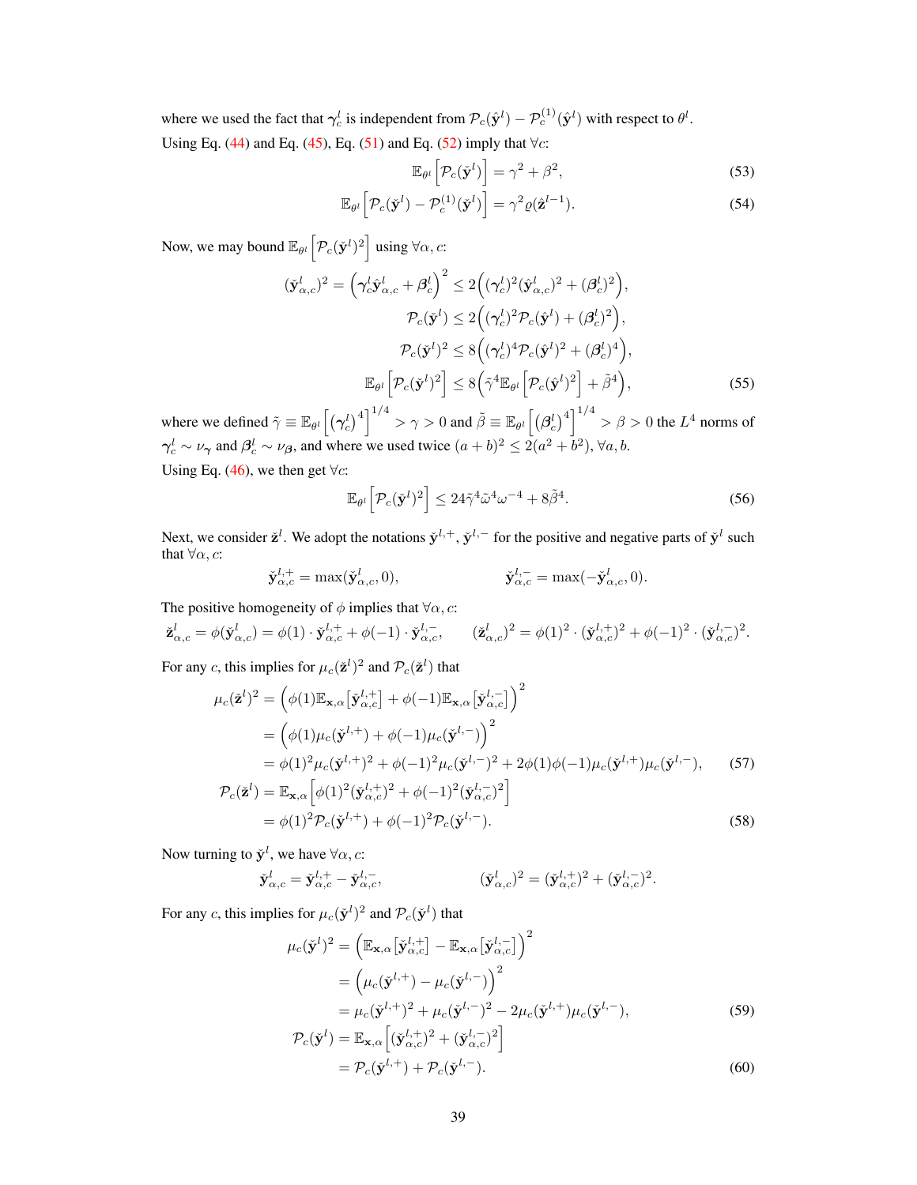where we used the fact that $\boldsymbol{\gamma}^l_c$ is independent from $\mathcal{P}_c(\hat{\mathbf{y}}^l) - \mathcal{P}^{(1)}_c(\hat{\mathbf{y}}^l)$ with respect to $\theta^l$.

Using Eq. (44) and Eq. (45), Eq. (51) and Eq. (52) imply that $\forall c$:

$$\mathbb{E}_{\theta^l}\Big[\mathcal{P}_c(\check{\mathbf{y}}^l)\Big] = \gamma^2 + \beta^2, \tag{53}$$

$$\mathbb{E}_{\theta^l}\Big[\mathcal{P}_c(\check{\mathbf{y}}^l) - \mathcal{P}^{(1)}_c(\check{\mathbf{y}}^l)\Big] = \gamma^2 \varrho(\hat{\mathbf{z}}^{l-1}). \tag{54}$$

Now, we may bound $\mathbb{E}_{\theta^l}\Big[\mathcal{P}_c(\check{\mathbf{y}}^l)^2\Big]$ using $\forall \alpha, c$:

$$
\begin{aligned}
(\check{\mathbf{y}}^l_{\alpha,c})^2 = \Big(\boldsymbol{\gamma}^l_c \hat{\mathbf{y}}^l_{\alpha,c} + \boldsymbol{\beta}^l_c\Big)^2 &\leq 2\Big((\boldsymbol{\gamma}^l_c)^2(\hat{\mathbf{y}}^l_{\alpha,c})^2 + (\boldsymbol{\beta}^l_c)^2\Big), \\
\mathcal{P}_c(\check{\mathbf{y}}^l) &\leq 2\Big((\boldsymbol{\gamma}^l_c)^2\mathcal{P}_c(\hat{\mathbf{y}}^l) + (\boldsymbol{\beta}^l_c)^2\Big), \\
\mathcal{P}_c(\check{\mathbf{y}}^l)^2 &\leq 8\Big((\boldsymbol{\gamma}^l_c)^4\mathcal{P}_c(\hat{\mathbf{y}}^l)^2 + (\boldsymbol{\beta}^l_c)^4\Big), \\
\mathbb{E}_{\theta^l}\Big[\mathcal{P}_c(\check{\mathbf{y}}^l)^2\Big] &\leq 8\Big(\tilde{\gamma}^4\mathbb{E}_{\theta^l}\Big[\mathcal{P}_c(\hat{\mathbf{y}}^l)^2\Big] + \tilde{\beta}^4\Big),
\end{aligned} \tag{55}
$$

where we defined $\tilde{\gamma} \equiv \mathbb{E}_{\theta^l}\Big[\big(\boldsymbol{\gamma}^l_c\big)^4\Big]^{1/4} > \gamma > 0$ and $\tilde{\beta} \equiv \mathbb{E}_{\theta^l}\Big[\big(\boldsymbol{\beta}^l_c\big)^4\Big]^{1/4} > \beta > 0$ the $L^4$ norms of $\boldsymbol{\gamma}^l_c \sim \nu_{\boldsymbol{\gamma}}$ and $\boldsymbol{\beta}^l_c \sim \nu_{\boldsymbol{\beta}}$, and where we used twice $(a+b)^2 \leq 2(a^2+b^2)$, $\forall a, b$.

Using Eq. (46), we then get $\forall c$:

$$\mathbb{E}_{\theta^l}\Big[\mathcal{P}_c(\check{\mathbf{y}}^l)^2\Big] \leq 24\tilde{\gamma}^4\tilde{\omega}^4\omega^{-4} + 8\tilde{\beta}^4. \tag{56}$$

Next, we consider $\check{\mathbf{z}}^l$. We adopt the notations $\check{\mathbf{y}}^{l,+}$, $\check{\mathbf{y}}^{l,-}$ for the positive and negative parts of $\check{\mathbf{y}}^l$ such that $\forall \alpha, c$:

$$\check{\mathbf{y}}^{l,+}_{\alpha,c} = \max(\check{\mathbf{y}}^l_{\alpha,c}, 0), \qquad \check{\mathbf{y}}^{l,-}_{\alpha,c} = \max(-\check{\mathbf{y}}^l_{\alpha,c}, 0).$$

The positive homogeneity of $\phi$ implies that $\forall \alpha, c$:

$$\check{\mathbf{z}}^l_{\alpha,c} = \phi(\check{\mathbf{y}}^l_{\alpha,c}) = \phi(1)\cdot\check{\mathbf{y}}^{l,+}_{\alpha,c} + \phi(-1)\cdot\check{\mathbf{y}}^{l,-}_{\alpha,c}, \qquad (\check{\mathbf{z}}^l_{\alpha,c})^2 = \phi(1)^2\cdot(\check{\mathbf{y}}^{l,+}_{\alpha,c})^2 + \phi(-1)^2\cdot(\check{\mathbf{y}}^{l,-}_{\alpha,c})^2.$$

For any $c$, this implies for $\mu_c(\check{\mathbf{z}}^l)^2$ and $\mathcal{P}_c(\check{\mathbf{z}}^l)$ that

$$
\begin{aligned}
\mu_c(\check{\mathbf{z}}^l)^2 &= \Big(\phi(1)\mathbb{E}_{\mathbf{x},\alpha}\big[\check{\mathbf{y}}^{l,+}_{\alpha,c}\big] + \phi(-1)\mathbb{E}_{\mathbf{x},\alpha}\big[\check{\mathbf{y}}^{l,-}_{\alpha,c}\big]\Big)^2 \\
&= \Big(\phi(1)\mu_c(\check{\mathbf{y}}^{l,+}) + \phi(-1)\mu_c(\check{\mathbf{y}}^{l,-})\Big)^2 \\
&= \phi(1)^2\mu_c(\check{\mathbf{y}}^{l,+})^2 + \phi(-1)^2\mu_c(\check{\mathbf{y}}^{l,-})^2 + 2\phi(1)\phi(-1)\mu_c(\check{\mathbf{y}}^{l,+})\mu_c(\check{\mathbf{y}}^{l,-}),
\end{aligned} \tag{57}
$$

$$
\begin{aligned}
\mathcal{P}_c(\check{\mathbf{z}}^l) &= \mathbb{E}_{\mathbf{x},\alpha}\Big[\phi(1)^2(\check{\mathbf{y}}^{l,+}_{\alpha,c})^2 + \phi(-1)^2(\check{\mathbf{y}}^{l,-}_{\alpha,c})^2\Big] \\
&= \phi(1)^2\mathcal{P}_c(\check{\mathbf{y}}^{l,+}) + \phi(-1)^2\mathcal{P}_c(\check{\mathbf{y}}^{l,-}).
\end{aligned} \tag{58}
$$

Now turning to $\check{\mathbf{y}}^l$, we have $\forall \alpha, c$:

$$\check{\mathbf{y}}^l_{\alpha,c} = \check{\mathbf{y}}^{l,+}_{\alpha,c} - \check{\mathbf{y}}^{l,-}_{\alpha,c}, \qquad (\check{\mathbf{y}}^l_{\alpha,c})^2 = (\check{\mathbf{y}}^{l,+}_{\alpha,c})^2 + (\check{\mathbf{y}}^{l,-}_{\alpha,c})^2.$$

For any $c$, this implies for $\mu_c(\check{\mathbf{y}}^l)^2$ and $\mathcal{P}_c(\check{\mathbf{y}}^l)$ that

$$
\begin{aligned}
\mu_c(\check{\mathbf{y}}^l)^2 &= \Big(\mathbb{E}_{\mathbf{x},\alpha}\big[\check{\mathbf{y}}^{l,+}_{\alpha,c}\big] - \mathbb{E}_{\mathbf{x},\alpha}\big[\check{\mathbf{y}}^{l,-}_{\alpha,c}\big]\Big)^2 \\
&= \Big(\mu_c(\check{\mathbf{y}}^{l,+}) - \mu_c(\check{\mathbf{y}}^{l,-})\Big)^2 \\
&= \mu_c(\check{\mathbf{y}}^{l,+})^2 + \mu_c(\check{\mathbf{y}}^{l,-})^2 - 2\mu_c(\check{\mathbf{y}}^{l,+})\mu_c(\check{\mathbf{y}}^{l,-}),
\end{aligned} \tag{59}
$$

$$
\begin{aligned}
\mathcal{P}_c(\check{\mathbf{y}}^l) &= \mathbb{E}_{\mathbf{x},\alpha}\Big[(\check{\mathbf{y}}^{l,+}_{\alpha,c})^2 + (\check{\mathbf{y}}^{l,-}_{\alpha,c})^2\Big] \\
&= \mathcal{P}_c(\check{\mathbf{y}}^{l,+}) + \mathcal{P}_c(\check{\mathbf{y}}^{l,-}).
\end{aligned} \tag{60}
$$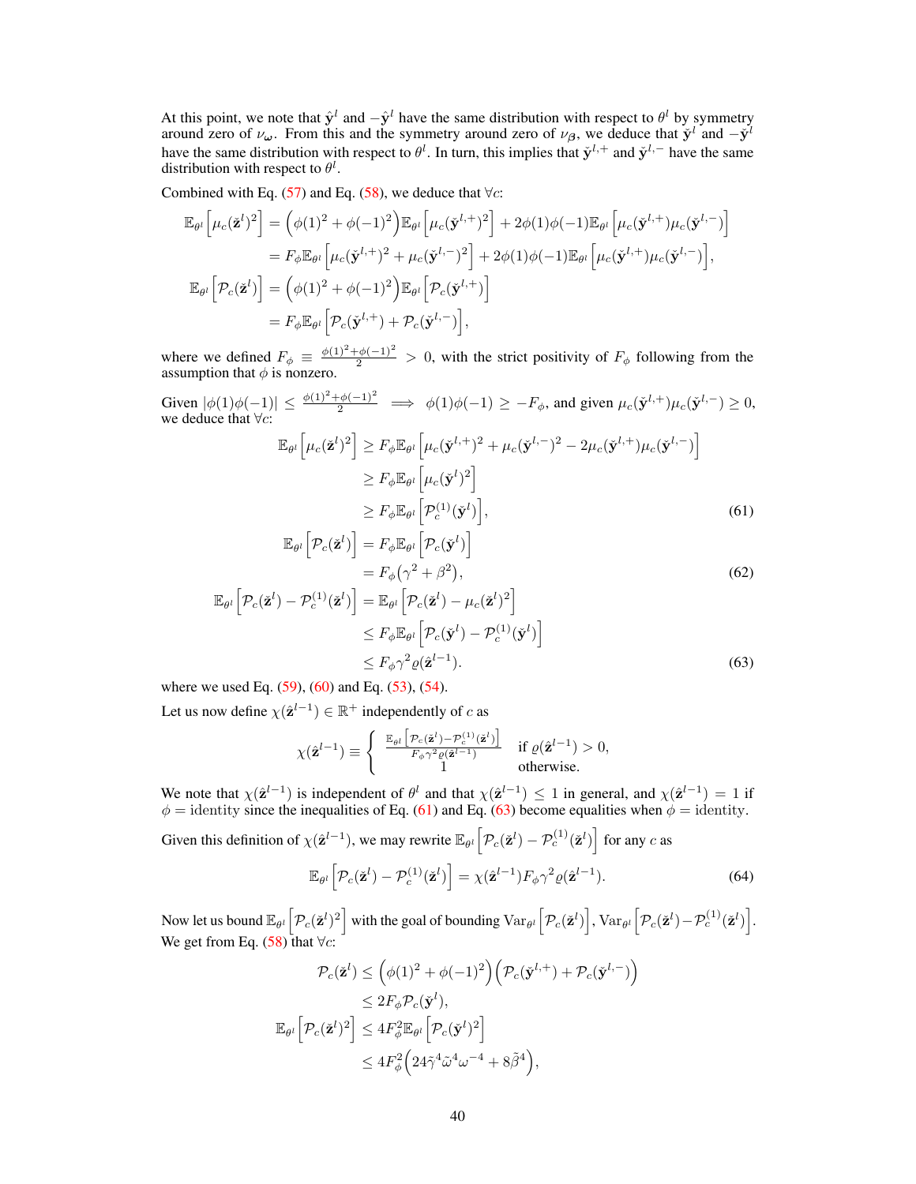At this point, we note that $\hat{\mathbf{y}}^l$ and $-\hat{\mathbf{y}}^l$ have the same distribution with respect to $\theta^l$ by symmetry around zero of $\nu_{\boldsymbol{\omega}}$. From this and the symmetry around zero of $\nu_{\boldsymbol{\beta}}$, we deduce that $\check{\mathbf{y}}^l$ and $-\check{\mathbf{y}}^l$ have the same distribution with respect to $\theta^l$. In turn, this implies that $\check{\mathbf{y}}^{l,+}$ and $\check{\mathbf{y}}^{l,-}$ have the same distribution with respect to $\theta^l$.

Combined with Eq. (57) and Eq. (58), we deduce that $\forall c$:

$$
\begin{aligned}
\mathbb{E}_{\theta^l}\Big[\mu_c(\check{\mathbf{z}}^l)^2\Big] &= \Big(\phi(1)^2+\phi(-1)^2\Big)\mathbb{E}_{\theta^l}\Big[\mu_c(\check{\mathbf{y}}^{l,+})^2\Big] + 2\phi(1)\phi(-1)\mathbb{E}_{\theta^l}\Big[\mu_c(\check{\mathbf{y}}^{l,+})\mu_c(\check{\mathbf{y}}^{l,-})\Big] \\
&= F_\phi \mathbb{E}_{\theta^l}\Big[\mu_c(\check{\mathbf{y}}^{l,+})^2+\mu_c(\check{\mathbf{y}}^{l,-})^2\Big] + 2\phi(1)\phi(-1)\mathbb{E}_{\theta^l}\Big[\mu_c(\check{\mathbf{y}}^{l,+})\mu_c(\check{\mathbf{y}}^{l,-})\Big], \\
\mathbb{E}_{\theta^l}\Big[\mathcal{P}_c(\check{\mathbf{z}}^l)\Big] &= \Big(\phi(1)^2+\phi(-1)^2\Big)\mathbb{E}_{\theta^l}\Big[\mathcal{P}_c(\check{\mathbf{y}}^{l,+})\Big] \\
&= F_\phi \mathbb{E}_{\theta^l}\Big[\mathcal{P}_c(\check{\mathbf{y}}^{l,+})+\mathcal{P}_c(\check{\mathbf{y}}^{l,-})\Big],
\end{aligned}
$$

where we defined $F_\phi \equiv \frac{\phi(1)^2+\phi(-1)^2}{2} > 0$, with the strict positivity of $F_\phi$ following from the assumption that $\phi$ is nonzero.

Given $|\phi(1)\phi(-1)| \leq \frac{\phi(1)^2+\phi(-1)^2}{2} \implies \phi(1)\phi(-1) \geq -F_\phi$, and given $\mu_c(\check{\mathbf{y}}^{l,+})\mu_c(\check{\mathbf{y}}^{l,-}) \geq 0$, we deduce that $\forall c$:

$$
\begin{aligned}
\mathbb{E}_{\theta^l}\Big[\mu_c(\check{\mathbf{z}}^l)^2\Big] &\geq F_\phi \mathbb{E}_{\theta^l}\Big[\mu_c(\check{\mathbf{y}}^{l,+})^2+\mu_c(\check{\mathbf{y}}^{l,-})^2 - 2\mu_c(\check{\mathbf{y}}^{l,+})\mu_c(\check{\mathbf{y}}^{l,-})\Big] \\
&\geq F_\phi \mathbb{E}_{\theta^l}\Big[\mu_c(\check{\mathbf{y}}^l)^2\Big] \\
&\geq F_\phi \mathbb{E}_{\theta^l}\Big[\mathcal{P}^{(1)}_c(\check{\mathbf{y}}^l)\Big], \qquad (61) \\
\mathbb{E}_{\theta^l}\Big[\mathcal{P}_c(\check{\mathbf{z}}^l)\Big] &= F_\phi \mathbb{E}_{\theta^l}\Big[\mathcal{P}_c(\check{\mathbf{y}}^l)\Big] \\
&= F_\phi\big(\gamma^2+\beta^2\big), \qquad (62) \\
\mathbb{E}_{\theta^l}\Big[\mathcal{P}_c(\check{\mathbf{z}}^l) - \mathcal{P}^{(1)}_c(\check{\mathbf{z}}^l)\Big] &= \mathbb{E}_{\theta^l}\Big[\mathcal{P}_c(\check{\mathbf{z}}^l) - \mu_c(\check{\mathbf{z}}^l)^2\Big] \\
&\leq F_\phi \mathbb{E}_{\theta^l}\Big[\mathcal{P}_c(\check{\mathbf{y}}^l) - \mathcal{P}^{(1)}_c(\check{\mathbf{y}}^l)\Big] \\
&\leq F_\phi \gamma^2 \varrho(\hat{\mathbf{z}}^{l-1}). \qquad (63)
\end{aligned}
$$

where we used Eq. (59), (60) and Eq. (53), (54).

Let us now define $\chi(\hat{\mathbf{z}}^{l-1}) \in \mathbb{R}^+$ independently of $c$ as

$$
\chi(\hat{\mathbf{z}}^{l-1}) \equiv \begin{cases} \dfrac{\mathbb{E}_{\theta^l}\Big[\mathcal{P}_c(\check{\mathbf{z}}^l)-\mathcal{P}^{(1)}_c(\check{\mathbf{z}}^l)\Big]}{F_\phi\gamma^2\varrho(\hat{\mathbf{z}}^{l-1})} & \text{if } \varrho(\hat{\mathbf{z}}^{l-1})>0, \\ 1 & \text{otherwise.} \end{cases}
$$

We note that $\chi(\hat{\mathbf{z}}^{l-1})$ is independent of $\theta^l$ and that $\chi(\hat{\mathbf{z}}^{l-1}) \leq 1$ in general, and $\chi(\hat{\mathbf{z}}^{l-1}) = 1$ if $\phi = \text{identity}$ since the inequalities of Eq. (61) and Eq. (63) become equalities when $\phi = \text{identity}$.

Given this definition of $\chi(\hat{\mathbf{z}}^{l-1})$, we may rewrite $\mathbb{E}_{\theta^l}\Big[\mathcal{P}_c(\check{\mathbf{z}}^l) - \mathcal{P}^{(1)}_c(\check{\mathbf{z}}^l)\Big]$ for any $c$ as

$$
\mathbb{E}_{\theta^l}\Big[\mathcal{P}_c(\check{\mathbf{z}}^l) - \mathcal{P}^{(1)}_c(\check{\mathbf{z}}^l)\Big] = \chi(\hat{\mathbf{z}}^{l-1}) F_\phi \gamma^2 \varrho(\hat{\mathbf{z}}^{l-1}). \qquad (64)
$$

Now let us bound $\mathbb{E}_{\theta^l}\Big[\mathcal{P}_c(\check{\mathbf{z}}^l)^2\Big]$ with the goal of bounding $\mathrm{Var}_{\theta^l}\Big[\mathcal{P}_c(\check{\mathbf{z}}^l)\Big]$, $\mathrm{Var}_{\theta^l}\Big[\mathcal{P}_c(\check{\mathbf{z}}^l) - \mathcal{P}^{(1)}_c(\check{\mathbf{z}}^l)\Big]$. We get from Eq. (58) that $\forall c$:

$$
\begin{aligned}
\mathcal{P}_c(\check{\mathbf{z}}^l) &\leq \Big(\phi(1)^2+\phi(-1)^2\Big)\Big(\mathcal{P}_c(\check{\mathbf{y}}^{l,+})+\mathcal{P}_c(\check{\mathbf{y}}^{l,-})\Big) \\
&\leq 2F_\phi \mathcal{P}_c(\check{\mathbf{y}}^l), \\
\mathbb{E}_{\theta^l}\Big[\mathcal{P}_c(\check{\mathbf{z}}^l)^2\Big] &\leq 4F_\phi^2 \mathbb{E}_{\theta^l}\Big[\mathcal{P}_c(\check{\mathbf{y}}^l)^2\Big] \\
&\leq 4F_\phi^2\Big(24\tilde{\gamma}^4\tilde{\omega}^4\omega^{-4} + 8\tilde{\beta}^4\Big),
\end{aligned}
$$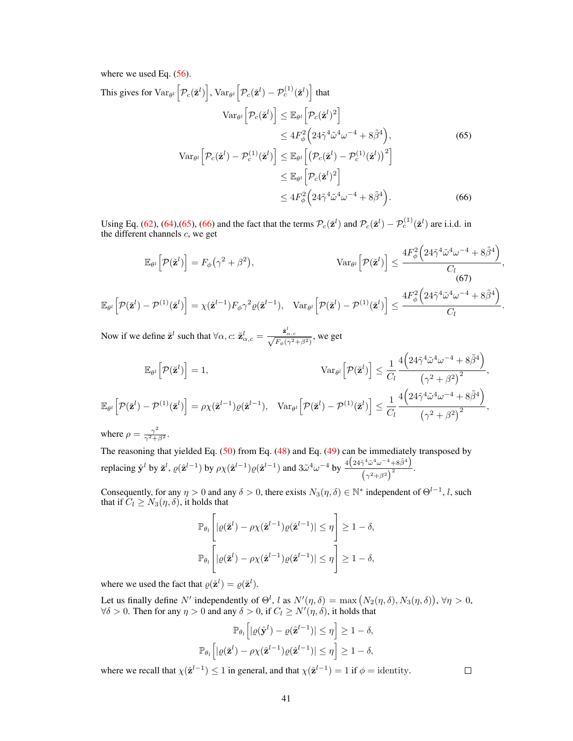where we used Eq. (56).

This gives for $\mathrm{Var}_{\theta^l}\Big[\mathcal{P}_c(\breve{\mathbf{z}}^l)\Big]$, $\mathrm{Var}_{\theta^l}\Big[\mathcal{P}_c(\breve{\mathbf{z}}^l) - \mathcal{P}^{(1)}_c(\breve{\mathbf{z}}^l)\Big]$ that

$$
\begin{aligned}
\mathrm{Var}_{\theta^l}\Big[\mathcal{P}_c(\breve{\mathbf{z}}^l)\Big] &\leq \mathbb{E}_{\theta^l}\Big[\mathcal{P}_c(\breve{\mathbf{z}}^l)^2\Big] \\
&\leq 4F_\phi^2\Big(24\tilde{\gamma}^4\tilde{\omega}^4\omega^{-4} + 8\tilde{\beta}^4\Big), &(65)\\
\mathrm{Var}_{\theta^l}\Big[\mathcal{P}_c(\breve{\mathbf{z}}^l) - \mathcal{P}^{(1)}_c(\breve{\mathbf{z}}^l)\Big] &\leq \mathbb{E}_{\theta^l}\Big[\Big(\mathcal{P}_c(\breve{\mathbf{z}}^l) - \mathcal{P}^{(1)}_c(\breve{\mathbf{z}}^l)\Big)^2\Big] \\
&\leq \mathbb{E}_{\theta^l}\Big[\mathcal{P}_c(\breve{\mathbf{z}}^l)^2\Big] \\
&\leq 4F_\phi^2\Big(24\tilde{\gamma}^4\tilde{\omega}^4\omega^{-4} + 8\tilde{\beta}^4\Big). &(66)
\end{aligned}
$$

Using Eq. (62), (64),(65), (66) and the fact that the terms $\mathcal{P}_c(\breve{\mathbf{z}}^l)$ and $\mathcal{P}_c(\breve{\mathbf{z}}^l) - \mathcal{P}^{(1)}_c(\breve{\mathbf{z}}^l)$ are i.i.d. in the different channels $c$, we get

$$
\mathbb{E}_{\theta^l}\Big[\mathcal{P}(\breve{\mathbf{z}}^l)\Big] = F_\phi(\gamma^2+\beta^2), \qquad \mathrm{Var}_{\theta^l}\Big[\mathcal{P}(\breve{\mathbf{z}}^l)\Big] \leq \frac{4F_\phi^2\Big(24\tilde{\gamma}^4\tilde{\omega}^4\omega^{-4} + 8\tilde{\beta}^4\Big)}{C_l}, \tag{67}
$$

$$
\mathbb{E}_{\theta^l}\Big[\mathcal{P}(\breve{\mathbf{z}}^l) - \mathcal{P}^{(1)}(\breve{\mathbf{z}}^l)\Big] = \chi(\hat{\mathbf{z}}^{l-1})F_\phi\gamma^2\varrho(\hat{\mathbf{z}}^{l-1}), \quad \mathrm{Var}_{\theta^l}\Big[\mathcal{P}(\breve{\mathbf{z}}^l) - \mathcal{P}^{(1)}(\breve{\mathbf{z}}^l)\Big] \leq \frac{4F_\phi^2\Big(24\tilde{\gamma}^4\tilde{\omega}^4\omega^{-4} + 8\tilde{\beta}^4\Big)}{C_l}.
$$

Now if we define $\check{\mathbf{z}}^l$ such that $\forall\alpha, c$: $\check{\mathbf{z}}^l_{\alpha,c} = \frac{\breve{\mathbf{z}}^l_{\alpha,c}}{\sqrt{F_\phi(\gamma^2+\beta^2)}}$, we get

$$
\mathbb{E}_{\theta^l}\Big[\mathcal{P}(\check{\mathbf{z}}^l)\Big] = 1, \qquad \mathrm{Var}_{\theta^l}\Big[\mathcal{P}(\check{\mathbf{z}}^l)\Big] \leq \frac{1}{C_l}\frac{4\Big(24\tilde{\gamma}^4\tilde{\omega}^4\omega^{-4} + 8\tilde{\beta}^4\Big)}{\big(\gamma^2+\beta^2\big)^2},
$$

$$
\mathbb{E}_{\theta^l}\Big[\mathcal{P}(\check{\mathbf{z}}^l) - \mathcal{P}^{(1)}(\check{\mathbf{z}}^l)\Big] = \rho\chi(\hat{\mathbf{z}}^{l-1})\varrho(\hat{\mathbf{z}}^{l-1}), \quad \mathrm{Var}_{\theta^l}\Big[\mathcal{P}(\check{\mathbf{z}}^l) - \mathcal{P}^{(1)}(\check{\mathbf{z}}^l)\Big] \leq \frac{1}{C_l}\frac{4\Big(24\tilde{\gamma}^4\tilde{\omega}^4\omega^{-4} + 8\tilde{\beta}^4\Big)}{\big(\gamma^2+\beta^2\big)^2},
$$

where $\rho = \frac{\gamma^2}{\gamma^2+\beta^2}$.

The reasoning that yielded Eq. (50) from Eq. (48) and Eq. (49) can be immediately transposed by replacing $\hat{\mathbf{y}}^l$ by $\check{\mathbf{z}}^l$, $\varrho(\hat{\mathbf{z}}^{l-1})$ by $\rho\chi(\hat{\mathbf{z}}^{l-1})\varrho(\hat{\mathbf{z}}^{l-1})$ and $3\tilde{\omega}^4\omega^{-4}$ by $\frac{4\left(24\tilde{\gamma}^4\tilde{\omega}^4\omega^{-4}+8\tilde{\beta}^4\right)}{\left(\gamma^2+\beta^2\right)^2}$.

Consequently, for any $\eta > 0$ and any $\delta > 0$, there exists $N_3(\eta,\delta) \in \mathbb{N}^*$ independent of $\Theta^{l-1}$, $l$, such that if $C_l \geq N_3(\eta,\delta)$, it holds that

$$
\mathbb{P}_{\theta_l}\bigg[|\varrho(\check{\mathbf{z}}^l) - \rho\chi(\hat{\mathbf{z}}^{l-1})\varrho(\hat{\mathbf{z}}^{l-1})| \leq \eta\bigg] \geq 1-\delta,
$$

$$
\mathbb{P}_{\theta_l}\bigg[|\varrho(\breve{\mathbf{z}}^l) - \rho\chi(\hat{\mathbf{z}}^{l-1})\varrho(\hat{\mathbf{z}}^{l-1})| \leq \eta\bigg] \geq 1-\delta,
$$

where we used the fact that $\varrho(\check{\mathbf{z}}^l) = \varrho(\breve{\mathbf{z}}^l)$.

Let us finally define $N'$ independently of $\Theta^l$, $l$ as $N'(\eta,\delta) = \max\big(N_2(\eta,\delta), N_3(\eta,\delta)\big)$, $\forall\eta > 0$, $\forall\delta > 0$. Then for any $\eta > 0$ and any $\delta > 0$, if $C_l \geq N'(\eta,\delta)$, it holds that

$$
\mathbb{P}_{\theta_l}\Big[|\varrho(\hat{\mathbf{y}}^l) - \varrho(\hat{\mathbf{z}}^{l-1})| \leq \eta\Big] \geq 1-\delta,
$$

$$
\mathbb{P}_{\theta_l}\Big[|\varrho(\breve{\mathbf{z}}^l) - \rho\chi(\hat{\mathbf{z}}^{l-1})\varrho(\hat{\mathbf{z}}^{l-1})| \leq \eta\Big] \geq 1-\delta,
$$

where we recall that $\chi(\hat{\mathbf{z}}^{l-1}) \leq 1$ in general, and that $\chi(\hat{\mathbf{z}}^{l-1}) = 1$ if $\phi = \text{identity}$. $\square$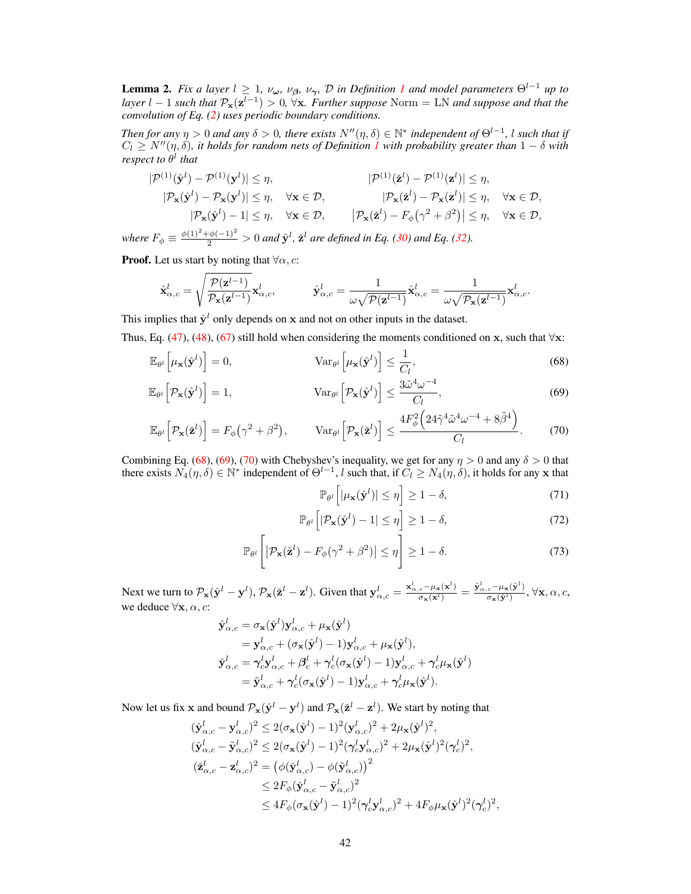**Lemma 2.** *Fix a layer $l \geq 1$, $\nu_{\boldsymbol{\omega}}$, $\nu_{\boldsymbol{\beta}}$, $\nu_{\boldsymbol{\gamma}}$, $\mathcal{D}$ in Definition 1 and model parameters $\Theta^{l-1}$ up to layer $l-1$ such that $\mathcal{P}_{\mathbf{x}}(\mathbf{z}^{l-1}) > 0$, $\forall \mathbf{x}$. Further suppose* Norm = LN *and suppose and that the convolution of Eq. (2) uses periodic boundary conditions.*

*Then for any $\eta > 0$ and any $\delta > 0$, there exists $N''(\eta, \delta) \in \mathbb{N}^*$ independent of $\Theta^{l-1}$, $l$ such that if $C_l \geq N''(\eta, \delta)$, it holds for random nets of Definition 1 with probability greater than $1 - \delta$ with respect to $\theta^l$ that*

$$
\begin{aligned}
&|\mathcal{P}^{(1)}(\hat{\mathbf{y}}^l) - \mathcal{P}^{(1)}(\mathbf{y}^l)| \leq \eta, && |\mathcal{P}^{(1)}(\check{\mathbf{z}}^l) - \mathcal{P}^{(1)}(\mathbf{z}^l)| \leq \eta, \\
&|\mathcal{P}_{\mathbf{x}}(\hat{\mathbf{y}}^l) - \mathcal{P}_{\mathbf{x}}(\mathbf{y}^l)| \leq \eta, \quad \forall \mathbf{x} \in \mathcal{D}, && |\mathcal{P}_{\mathbf{x}}(\check{\mathbf{z}}^l) - \mathcal{P}_{\mathbf{x}}(\mathbf{z}^l)| \leq \eta, \quad \forall \mathbf{x} \in \mathcal{D}, \\
&|\mathcal{P}_{\mathbf{x}}(\hat{\mathbf{y}}^l) - 1| \leq \eta, \quad \forall \mathbf{x} \in \mathcal{D}, && \big|\mathcal{P}_{\mathbf{x}}(\check{\mathbf{z}}^l) - F_\phi\big(\gamma^2 + \beta^2\big)\big| \leq \eta, \quad \forall \mathbf{x} \in \mathcal{D},
\end{aligned}
$$

*where $F_\phi \equiv \frac{\phi(1)^2 + \phi(-1)^2}{2} > 0$ and $\hat{\mathbf{y}}^l$, $\check{\mathbf{z}}^l$ are defined in Eq. (30) and Eq. (32).*

**Proof.** Let us start by noting that $\forall \alpha, c$:

$$
\hat{\mathbf{x}}^l_{\alpha,c} = \sqrt{\frac{\mathcal{P}(\mathbf{z}^{l-1})}{\mathcal{P}_{\mathbf{x}}(\mathbf{z}^{l-1})}} \mathbf{x}^l_{\alpha,c}, \qquad \hat{\mathbf{y}}^l_{\alpha,c} = \frac{1}{\omega\sqrt{\mathcal{P}(\mathbf{z}^{l-1})}} \hat{\mathbf{x}}^l_{\alpha,c} = \frac{1}{\omega\sqrt{\mathcal{P}_{\mathbf{x}}(\mathbf{z}^{l-1})}} \mathbf{x}^l_{\alpha,c}.
$$

This implies that $\hat{\mathbf{y}}^l$ only depends on $\mathbf{x}$ and not on other inputs in the dataset.

Thus, Eq. (47), (48), (67) still hold when considering the moments conditioned on $\mathbf{x}$, such that $\forall \mathbf{x}$:

$$
\mathbb{E}_{\theta^l}\Big[\mu_{\mathbf{x}}(\hat{\mathbf{y}}^l)\Big] = 0, \qquad \mathrm{Var}_{\theta^l}\Big[\mu_{\mathbf{x}}(\hat{\mathbf{y}}^l)\Big] \leq \frac{1}{C_l}, \tag{68}
$$

$$
\mathbb{E}_{\theta^l}\Big[\mathcal{P}_{\mathbf{x}}(\hat{\mathbf{y}}^l)\Big] = 1, \qquad \mathrm{Var}_{\theta^l}\Big[\mathcal{P}_{\mathbf{x}}(\hat{\mathbf{y}}^l)\Big] \leq \frac{3\tilde{\omega}^4\omega^{-4}}{C_l}, \tag{69}
$$

$$
\mathbb{E}_{\theta^l}\Big[\mathcal{P}_{\mathbf{x}}(\check{\mathbf{z}}^l)\Big] = F_\phi\big(\gamma^2 + \beta^2\big), \qquad \mathrm{Var}_{\theta^l}\Big[\mathcal{P}_{\mathbf{x}}(\check{\mathbf{z}}^l)\Big] \leq \frac{4F_\phi^2\Big(24\tilde{\gamma}^4\tilde{\omega}^4\omega^{-4} + 8\tilde{\beta}^4\Big)}{C_l}. \tag{70}
$$

Combining Eq. (68), (69), (70) with Chebyshev's inequality, we get for any $\eta > 0$ and any $\delta > 0$ that there exists $N_4(\eta, \delta) \in \mathbb{N}^*$ independent of $\Theta^{l-1}$, $l$ such that, if $C_l \geq N_4(\eta, \delta)$, it holds for any $\mathbf{x}$ that

$$
\mathbb{P}_{\theta^l}\Big[|\mu_{\mathbf{x}}(\hat{\mathbf{y}}^l)| \leq \eta\Big] \geq 1 - \delta, \tag{71}
$$

$$
\mathbb{P}_{\theta^l}\Big[|\mathcal{P}_{\mathbf{x}}(\hat{\mathbf{y}}^l) - 1| \leq \eta\Big] \geq 1 - \delta, \tag{72}
$$

$$
\mathbb{P}_{\theta^l}\Bigg[\big|\mathcal{P}_{\mathbf{x}}(\check{\mathbf{z}}^l) - F_\phi(\gamma^2 + \beta^2)\big| \leq \eta\Bigg] \geq 1 - \delta. \tag{73}
$$

Next we turn to $\mathcal{P}_{\mathbf{x}}(\hat{\mathbf{y}}^l - \mathbf{y}^l)$, $\mathcal{P}_{\mathbf{x}}(\check{\mathbf{z}}^l - \mathbf{z}^l)$. Given that $\mathbf{y}^l_{\alpha,c} = \frac{\mathbf{x}^l_{\alpha,c} - \mu_{\mathbf{x}}(\mathbf{x}^l)}{\sigma_{\mathbf{x}}(\mathbf{x}^l)} = \frac{\hat{\mathbf{y}}^l_{\alpha,c} - \mu_{\mathbf{x}}(\hat{\mathbf{y}}^l)}{\sigma_{\mathbf{x}}(\hat{\mathbf{y}}^l)}$, $\forall \mathbf{x}, \alpha, c$, we deduce $\forall \mathbf{x}, \alpha, c$:

$$
\begin{aligned}
\hat{\mathbf{y}}^l_{\alpha,c} &= \sigma_{\mathbf{x}}(\hat{\mathbf{y}}^l)\mathbf{y}^l_{\alpha,c} + \mu_{\mathbf{x}}(\hat{\mathbf{y}}^l) \\
&= \mathbf{y}^l_{\alpha,c} + (\sigma_{\mathbf{x}}(\hat{\mathbf{y}}^l) - 1)\mathbf{y}^l_{\alpha,c} + \mu_{\mathbf{x}}(\hat{\mathbf{y}}^l), \\
\check{\mathbf{y}}^l_{\alpha,c} &= \boldsymbol{\gamma}^l_c \mathbf{y}^l_{\alpha,c} + \boldsymbol{\beta}^l_c + \boldsymbol{\gamma}^l_c(\sigma_{\mathbf{x}}(\hat{\mathbf{y}}^l) - 1)\mathbf{y}^l_{\alpha,c} + \boldsymbol{\gamma}^l_c \mu_{\mathbf{x}}(\hat{\mathbf{y}}^l) \\
&= \tilde{\mathbf{y}}^l_{\alpha,c} + \boldsymbol{\gamma}^l_c(\sigma_{\mathbf{x}}(\hat{\mathbf{y}}^l) - 1)\mathbf{y}^l_{\alpha,c} + \boldsymbol{\gamma}^l_c \mu_{\mathbf{x}}(\hat{\mathbf{y}}^l).
\end{aligned}
$$

Now let us fix $\mathbf{x}$ and bound $\mathcal{P}_{\mathbf{x}}(\hat{\mathbf{y}}^l - \mathbf{y}^l)$ and $\mathcal{P}_{\mathbf{x}}(\check{\mathbf{z}}^l - \mathbf{z}^l)$. We start by noting that

$$
\begin{aligned}
(\hat{\mathbf{y}}^l_{\alpha,c} - \mathbf{y}^l_{\alpha,c})^2 &\leq 2(\sigma_{\mathbf{x}}(\hat{\mathbf{y}}^l) - 1)^2(\mathbf{y}^l_{\alpha,c})^2 + 2\mu_{\mathbf{x}}(\hat{\mathbf{y}}^l)^2, \\
(\check{\mathbf{y}}^l_{\alpha,c} - \tilde{\mathbf{y}}^l_{\alpha,c})^2 &\leq 2(\sigma_{\mathbf{x}}(\hat{\mathbf{y}}^l) - 1)^2(\boldsymbol{\gamma}^l_c \mathbf{y}^l_{\alpha,c})^2 + 2\mu_{\mathbf{x}}(\hat{\mathbf{y}}^l)^2(\boldsymbol{\gamma}^l_c)^2, \\
(\check{\mathbf{z}}^l_{\alpha,c} - \mathbf{z}^l_{\alpha,c})^2 &= \big(\phi(\check{\mathbf{y}}^l_{\alpha,c}) - \phi(\tilde{\mathbf{y}}^l_{\alpha,c})\big)^2 \\
&\leq 2F_\phi(\check{\mathbf{y}}^l_{\alpha,c} - \tilde{\mathbf{y}}^l_{\alpha,c})^2 \\
&\leq 4F_\phi(\sigma_{\mathbf{x}}(\hat{\mathbf{y}}^l) - 1)^2(\boldsymbol{\gamma}^l_c \mathbf{y}^l_{\alpha,c})^2 + 4F_\phi \mu_{\mathbf{x}}(\hat{\mathbf{y}}^l)^2(\boldsymbol{\gamma}^l_c)^2,
\end{aligned}
$$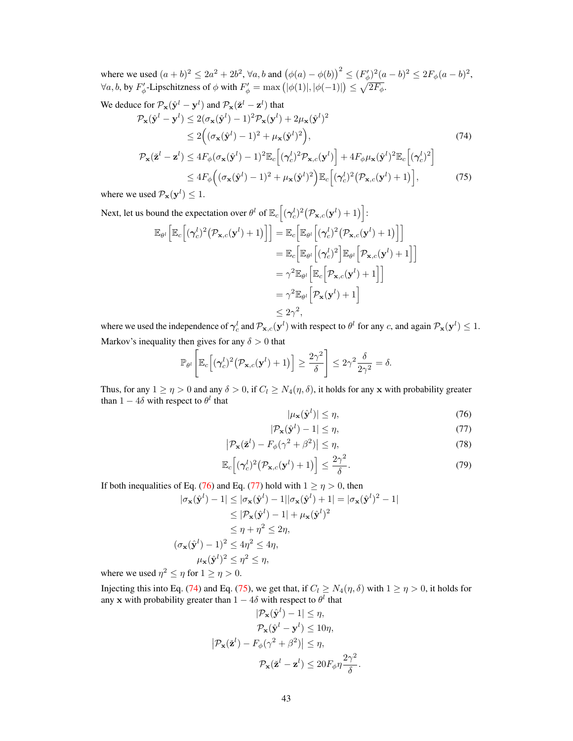where we used $(a+b)^2 \leq 2a^2 + 2b^2$, $\forall a, b$ and $\big(\phi(a) - \phi(b)\big)^2 \leq (F'_\phi)^2(a-b)^2 \leq 2F_\phi(a-b)^2$, $\forall a, b$, by $F'_\phi$-Lipschitzness of $\phi$ with $F'_\phi = \max\big(|\phi(1)|, |\phi(-1)|\big) \leq \sqrt{2F_\phi}$.

We deduce for $\mathcal{P}_{\mathbf{x}}(\hat{\mathbf{y}}^l - \mathbf{y}^l)$ and $\mathcal{P}_{\mathbf{x}}(\check{\mathbf{z}}^l - \mathbf{z}^l)$ that

$$
\begin{aligned}
\mathcal{P}_{\mathbf{x}}(\hat{\mathbf{y}}^l - \mathbf{y}^l) &\leq 2(\sigma_{\mathbf{x}}(\hat{\mathbf{y}}^l) - 1)^2 \mathcal{P}_{\mathbf{x}}(\mathbf{y}^l) + 2\mu_{\mathbf{x}}(\hat{\mathbf{y}}^l)^2 \\
&\leq 2\Big((\sigma_{\mathbf{x}}(\hat{\mathbf{y}}^l) - 1)^2 + \mu_{\mathbf{x}}(\hat{\mathbf{y}}^l)^2\Big), \qquad (74)\\
\mathcal{P}_{\mathbf{x}}(\check{\mathbf{z}}^l - \mathbf{z}^l) &\leq 4F_\phi(\sigma_{\mathbf{x}}(\hat{\mathbf{y}}^l) - 1)^2 \mathbb{E}_c\Big[(\boldsymbol{\gamma}^l_c)^2 \mathcal{P}_{\mathbf{x},c}(\mathbf{y}^l)\Big] + 4F_\phi \mu_{\mathbf{x}}(\hat{\mathbf{y}}^l)^2 \mathbb{E}_c\Big[(\boldsymbol{\gamma}^l_c)^2\Big] \\
&\leq 4F_\phi\Big((\sigma_{\mathbf{x}}(\hat{\mathbf{y}}^l) - 1)^2 + \mu_{\mathbf{x}}(\hat{\mathbf{y}}^l)^2\Big)\mathbb{E}_c\Big[(\boldsymbol{\gamma}^l_c)^2\big(\mathcal{P}_{\mathbf{x},c}(\mathbf{y}^l) + 1\big)\Big], \qquad (75)
\end{aligned}
$$

where we used $\mathcal{P}_{\mathbf{x}}(\mathbf{y}^l) \leq 1$.

Next, let us bound the expectation over $\theta^l$ of $\mathbb{E}_c\Big[(\boldsymbol{\gamma}^l_c)^2\big(\mathcal{P}_{\mathbf{x},c}(\mathbf{y}^l) + 1\big)\Big]$:

$$
\begin{aligned}
\mathbb{E}_{\theta^l}\Big[\mathbb{E}_c\Big[(\boldsymbol{\gamma}^l_c)^2\big(\mathcal{P}_{\mathbf{x},c}(\mathbf{y}^l) + 1\big)\Big]\Big] &= \mathbb{E}_c\Big[\mathbb{E}_{\theta^l}\Big[(\boldsymbol{\gamma}^l_c)^2\big(\mathcal{P}_{\mathbf{x},c}(\mathbf{y}^l) + 1\big)\Big]\Big] \\
&= \mathbb{E}_c\Big[\mathbb{E}_{\theta^l}\Big[(\boldsymbol{\gamma}^l_c)^2\Big]\mathbb{E}_{\theta^l}\Big[\mathcal{P}_{\mathbf{x},c}(\mathbf{y}^l) + 1\Big]\Big] \\
&= \gamma^2 \mathbb{E}_{\theta^l}\Big[\mathbb{E}_c\Big[\mathcal{P}_{\mathbf{x},c}(\mathbf{y}^l) + 1\Big]\Big] \\
&= \gamma^2 \mathbb{E}_{\theta^l}\Big[\mathcal{P}_{\mathbf{x}}(\mathbf{y}^l) + 1\Big] \\
&\leq 2\gamma^2,
\end{aligned}
$$

where we used the independence of $\boldsymbol{\gamma}^l_c$ and $\mathcal{P}_{\mathbf{x},c}(\mathbf{y}^l)$ with respect to $\theta^l$ for any $c$, and again $\mathcal{P}_{\mathbf{x}}(\mathbf{y}^l) \leq 1$.

Markov's inequality then gives for any $\delta > 0$ that

$$
\mathbb{P}_{\theta^l}\left[\mathbb{E}_c\Big[(\boldsymbol{\gamma}^l_c)^2\big(\mathcal{P}_{\mathbf{x},c}(\mathbf{y}^l) + 1\big)\Big] \geq \frac{2\gamma^2}{\delta}\right] \leq 2\gamma^2 \frac{\delta}{2\gamma^2} = \delta.
$$

Thus, for any $1 \geq \eta > 0$ and any $\delta > 0$, if $C_l \geq N_4(\eta, \delta)$, it holds for any $\mathbf{x}$ with probability greater than $1 - 4\delta$ with respect to $\theta^l$ that

$$
|\mu_{\mathbf{x}}(\hat{\mathbf{y}}^l)| \leq \eta, \qquad (76)
$$

$$
|\mathcal{P}_{\mathbf{x}}(\hat{\mathbf{y}}^l) - 1| \leq \eta, \qquad (77)
$$

$$
\big|\mathcal{P}_{\mathbf{x}}(\check{\mathbf{z}}^l) - F_\phi(\gamma^2 + \beta^2)\big| \leq \eta, \qquad (78)
$$

$$
\mathbb{E}_c\Big[(\boldsymbol{\gamma}^l_c)^2\big(\mathcal{P}_{\mathbf{x},c}(\mathbf{y}^l) + 1\big)\Big] \leq \frac{2\gamma^2}{\delta}. \qquad (79)
$$

If both inequalities of Eq. (76) and Eq. (77) hold with $1 \geq \eta > 0$, then

$$
\begin{aligned}
|\sigma_{\mathbf{x}}(\hat{\mathbf{y}}^l) - 1| &\leq |\sigma_{\mathbf{x}}(\hat{\mathbf{y}}^l) - 1||\sigma_{\mathbf{x}}(\hat{\mathbf{y}}^l) + 1| = |\sigma_{\mathbf{x}}(\hat{\mathbf{y}}^l)^2 - 1| \\
&\leq |\mathcal{P}_{\mathbf{x}}(\hat{\mathbf{y}}^l) - 1| + \mu_{\mathbf{x}}(\hat{\mathbf{y}}^l)^2 \\
&\leq \eta + \eta^2 \leq 2\eta, \\
(\sigma_{\mathbf{x}}(\hat{\mathbf{y}}^l) - 1)^2 &\leq 4\eta^2 \leq 4\eta, \\
\mu_{\mathbf{x}}(\hat{\mathbf{y}}^l)^2 &\leq \eta^2 \leq \eta,
\end{aligned}
$$

where we used $\eta^2 \leq \eta$ for $1 \geq \eta > 0$.

Injecting this into Eq. (74) and Eq. (75), we get that, if $C_l \geq N_4(\eta, \delta)$ with $1 \geq \eta > 0$, it holds for any $\mathbf{x}$ with probability greater than $1 - 4\delta$ with respect to $\theta^l$ that

$$
\begin{aligned}
|\mathcal{P}_{\mathbf{x}}(\hat{\mathbf{y}}^l) - 1| &\leq \eta, \\
\mathcal{P}_{\mathbf{x}}(\hat{\mathbf{y}}^l - \mathbf{y}^l) &\leq 10\eta, \\
\big|\mathcal{P}_{\mathbf{x}}(\check{\mathbf{z}}^l) - F_\phi(\gamma^2 + \beta^2)\big| &\leq \eta, \\
\mathcal{P}_{\mathbf{x}}(\check{\mathbf{z}}^l - \mathbf{z}^l) &\leq 20F_\phi\eta\frac{2\gamma^2}{\delta}.
\end{aligned}
$$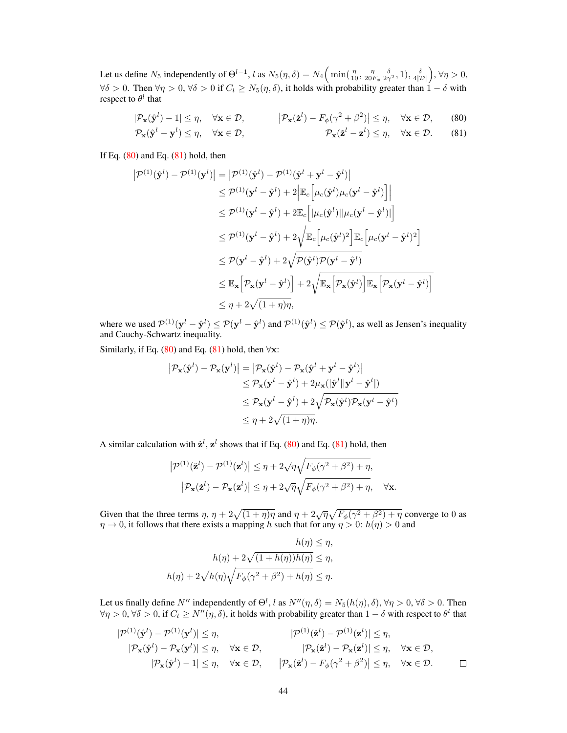Let us define $N_5$ independently of $\Theta^{l-1}, l$ as $N_5(\eta, \delta) = N_4\Big(\min(\frac{\eta}{10}, \frac{\eta}{20F_\phi}\frac{\delta}{2\gamma^2}, 1), \frac{\delta}{4|\mathcal{D}|}\Big), \forall \eta > 0$, $\forall \delta > 0$. Then $\forall \eta > 0, \forall \delta > 0$ if $C_l \geq N_5(\eta, \delta)$, it holds with probability greater than $1 - \delta$ with respect to $\theta^l$ that

$$
|\mathcal{P}_\mathbf{x}(\hat{\mathbf{y}}^l) - 1| \leq \eta, \quad \forall \mathbf{x} \in \mathcal{D}, \qquad \big|\mathcal{P}_\mathbf{x}(\check{\mathbf{z}}^l) - F_\phi(\gamma^2 + \beta^2)\big| \leq \eta, \quad \forall \mathbf{x} \in \mathcal{D}, \tag{80}
$$

$$
\mathcal{P}_\mathbf{x}(\hat{\mathbf{y}}^l - \mathbf{y}^l) \leq \eta, \quad \forall \mathbf{x} \in \mathcal{D}, \qquad \mathcal{P}_\mathbf{x}(\check{\mathbf{z}}^l - \mathbf{z}^l) \leq \eta, \quad \forall \mathbf{x} \in \mathcal{D}. \tag{81}
$$

If Eq. (80) and Eq. (81) hold, then

$$
\begin{aligned}
\big|\mathcal{P}^{(1)}(\hat{\mathbf{y}}^l) - \mathcal{P}^{(1)}(\mathbf{y}^l)\big| &= \big|\mathcal{P}^{(1)}(\hat{\mathbf{y}}^l) - \mathcal{P}^{(1)}(\hat{\mathbf{y}}^l + \mathbf{y}^l - \hat{\mathbf{y}}^l)\big| \\
&\leq \mathcal{P}^{(1)}(\mathbf{y}^l - \hat{\mathbf{y}}^l) + 2\Big|\mathbb{E}_c\Big[\mu_c(\hat{\mathbf{y}}^l)\mu_c(\mathbf{y}^l - \hat{\mathbf{y}}^l)\Big]\Big| \\
&\leq \mathcal{P}^{(1)}(\mathbf{y}^l - \hat{\mathbf{y}}^l) + 2\mathbb{E}_c\Big[|\mu_c(\hat{\mathbf{y}}^l)||\mu_c(\mathbf{y}^l - \hat{\mathbf{y}}^l)|\Big] \\
&\leq \mathcal{P}^{(1)}(\mathbf{y}^l - \hat{\mathbf{y}}^l) + 2\sqrt{\mathbb{E}_c\Big[\mu_c(\hat{\mathbf{y}}^l)^2\Big]\mathbb{E}_c\Big[\mu_c(\mathbf{y}^l - \hat{\mathbf{y}}^l)^2\Big]} \\
&\leq \mathcal{P}(\mathbf{y}^l - \hat{\mathbf{y}}^l) + 2\sqrt{\mathcal{P}(\hat{\mathbf{y}}^l)\mathcal{P}(\mathbf{y}^l - \hat{\mathbf{y}}^l)} \\
&\leq \mathbb{E}_\mathbf{x}\Big[\mathcal{P}_\mathbf{x}(\mathbf{y}^l - \hat{\mathbf{y}}^l)\Big] + 2\sqrt{\mathbb{E}_\mathbf{x}\Big[\mathcal{P}_\mathbf{x}(\hat{\mathbf{y}}^l)\Big]\mathbb{E}_\mathbf{x}\Big[\mathcal{P}_\mathbf{x}(\mathbf{y}^l - \hat{\mathbf{y}}^l)\Big]} \\
&\leq \eta + 2\sqrt{(1+\eta)\eta},
\end{aligned}
$$

where we used $\mathcal{P}^{(1)}(\mathbf{y}^l - \hat{\mathbf{y}}^l) \leq \mathcal{P}(\mathbf{y}^l - \hat{\mathbf{y}}^l)$ and $\mathcal{P}^{(1)}(\hat{\mathbf{y}}^l) \leq \mathcal{P}(\hat{\mathbf{y}}^l)$, as well as Jensen's inequality and Cauchy-Schwartz inequality.

Similarly, if Eq. (80) and Eq. (81) hold, then $\forall \mathbf{x}$:

$$
\begin{aligned}
\big|\mathcal{P}_\mathbf{x}(\hat{\mathbf{y}}^l) - \mathcal{P}_\mathbf{x}(\mathbf{y}^l)\big| &= \big|\mathcal{P}_\mathbf{x}(\hat{\mathbf{y}}^l) - \mathcal{P}_\mathbf{x}(\hat{\mathbf{y}}^l + \mathbf{y}^l - \hat{\mathbf{y}}^l)\big| \\
&\leq \mathcal{P}_\mathbf{x}(\mathbf{y}^l - \hat{\mathbf{y}}^l) + 2\mu_\mathbf{x}(|\hat{\mathbf{y}}^l||\mathbf{y}^l - \hat{\mathbf{y}}^l|) \\
&\leq \mathcal{P}_\mathbf{x}(\mathbf{y}^l - \hat{\mathbf{y}}^l) + 2\sqrt{\mathcal{P}_\mathbf{x}(\hat{\mathbf{y}}^l)\mathcal{P}_\mathbf{x}(\mathbf{y}^l - \hat{\mathbf{y}}^l)} \\
&\leq \eta + 2\sqrt{(1+\eta)\eta}.
\end{aligned}
$$

A similar calculation with $\check{\mathbf{z}}^l$, $\mathbf{z}^l$ shows that if Eq. (80) and Eq. (81) hold, then

$$
\begin{aligned}
\big|\mathcal{P}^{(1)}(\check{\mathbf{z}}^l) - \mathcal{P}^{(1)}(\mathbf{z}^l)\big| &\leq \eta + 2\sqrt{\eta}\sqrt{F_\phi(\gamma^2 + \beta^2) + \eta}, \\
\big|\mathcal{P}_\mathbf{x}(\check{\mathbf{z}}^l) - \mathcal{P}_\mathbf{x}(\mathbf{z}^l)\big| &\leq \eta + 2\sqrt{\eta}\sqrt{F_\phi(\gamma^2 + \beta^2) + \eta}, \quad \forall \mathbf{x}.
\end{aligned}
$$

Given that the three terms $\eta$, $\eta + 2\sqrt{(1+\eta)\eta}$ and $\eta + 2\sqrt{\eta}\sqrt{F_\phi(\gamma^2 + \beta^2) + \eta}$ converge to 0 as $\eta \to 0$, it follows that there exists a mapping $h$ such that for any $\eta > 0$: $h(\eta) > 0$ and

$$
\begin{aligned}
h(\eta) &\leq \eta, \\
h(\eta) + 2\sqrt{(1 + h(\eta))h(\eta)} &\leq \eta, \\
h(\eta) + 2\sqrt{h(\eta)}\sqrt{F_\phi(\gamma^2 + \beta^2) + h(\eta)} &\leq \eta.
\end{aligned}
$$

Let us finally define $N''$ independently of $\Theta^l, l$ as $N''(\eta, \delta) = N_5(h(\eta), \delta), \forall \eta > 0, \forall \delta > 0$. Then $\forall \eta > 0, \forall \delta > 0$, if $C_l \geq N''(\eta, \delta)$, it holds with probability greater than $1 - \delta$ with respect to $\theta^l$ that

$$
\begin{aligned}
&|\mathcal{P}^{(1)}(\hat{\mathbf{y}}^l) - \mathcal{P}^{(1)}(\mathbf{y}^l)| \leq \eta, && |\mathcal{P}^{(1)}(\check{\mathbf{z}}^l) - \mathcal{P}^{(1)}(\mathbf{z}^l)| \leq \eta, \\
&|\mathcal{P}_\mathbf{x}(\hat{\mathbf{y}}^l) - \mathcal{P}_\mathbf{x}(\mathbf{y}^l)| \leq \eta, \quad \forall \mathbf{x} \in \mathcal{D}, && |\mathcal{P}_\mathbf{x}(\check{\mathbf{z}}^l) - \mathcal{P}_\mathbf{x}(\mathbf{z}^l)| \leq \eta, \quad \forall \mathbf{x} \in \mathcal{D}, \\
&|\mathcal{P}_\mathbf{x}(\hat{\mathbf{y}}^l) - 1| \leq \eta, \quad \forall \mathbf{x} \in \mathcal{D}, && \big|\mathcal{P}_\mathbf{x}(\check{\mathbf{z}}^l) - F_\phi(\gamma^2 + \beta^2)\big| \leq \eta, \quad \forall \mathbf{x} \in \mathcal{D}.
\end{aligned}
$$

□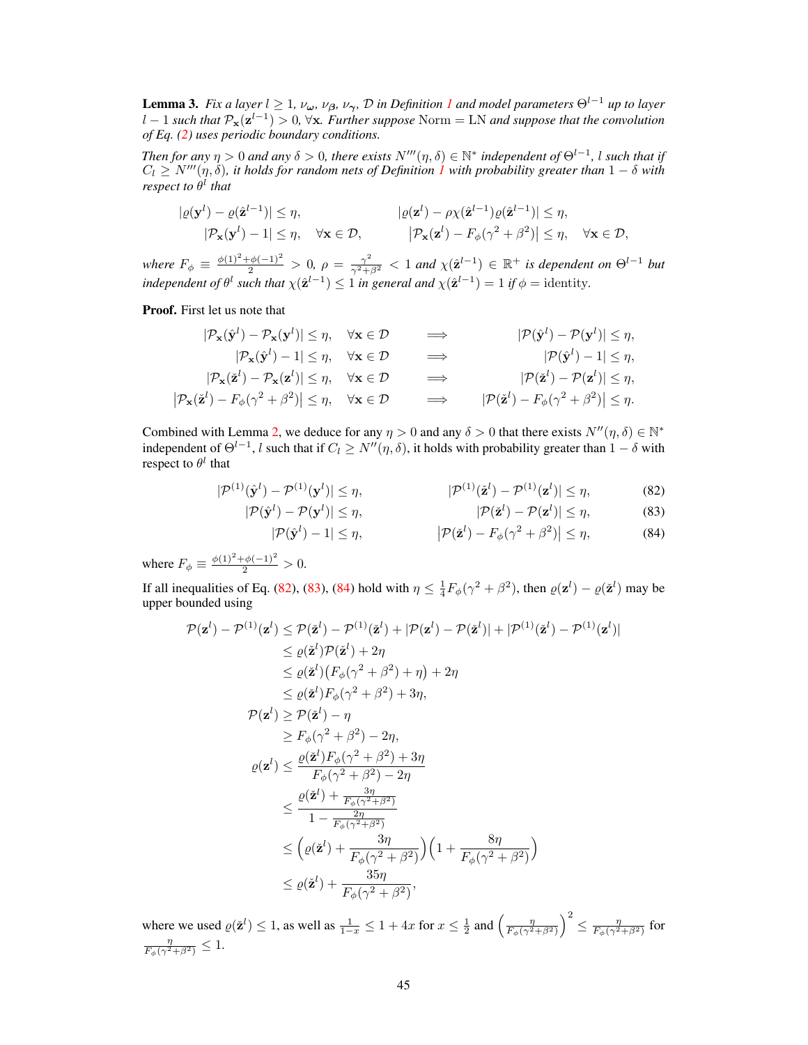**Lemma 3.** *Fix a layer $l \geq 1$, $\nu_{\boldsymbol{\omega}}$, $\nu_{\boldsymbol{\beta}}$, $\nu_{\boldsymbol{\gamma}}$, $\mathcal{D}$ in Definition 1 and model parameters $\Theta^{l-1}$ up to layer $l-1$ such that $\mathcal{P}_{\mathbf{x}}(\mathbf{z}^{l-1}) > 0$, $\forall \mathbf{x}$. Further suppose $\mathrm{Norm} = \mathrm{LN}$ and suppose that the convolution of Eq. (2) uses periodic boundary conditions.*

*Then for any $\eta > 0$ and any $\delta > 0$, there exists $N'''(\eta, \delta) \in \mathbb{N}^*$ independent of $\Theta^{l-1}$, $l$ such that if $C_l \geq N'''(\eta, \delta)$, it holds for random nets of Definition 1 with probability greater than $1-\delta$ with respect to $\theta^l$ that*

$$
|\varrho(\mathbf{y}^l) - \varrho(\hat{\mathbf{z}}^{l-1})| \leq \eta, \qquad |\varrho(\mathbf{z}^l) - \rho\chi(\hat{\mathbf{z}}^{l-1})\varrho(\hat{\mathbf{z}}^{l-1})| \leq \eta,
$$

$$
|\mathcal{P}_{\mathbf{x}}(\mathbf{y}^l) - 1| \leq \eta, \quad \forall \mathbf{x} \in \mathcal{D}, \qquad \left|\mathcal{P}_{\mathbf{x}}(\mathbf{z}^l) - F_\phi(\gamma^2 + \beta^2)\right| \leq \eta, \quad \forall \mathbf{x} \in \mathcal{D},
$$

*where $F_\phi \equiv \frac{\phi(1)^2 + \phi(-1)^2}{2} > 0$, $\rho = \frac{\gamma^2}{\gamma^2 + \beta^2} < 1$ and $\chi(\hat{\mathbf{z}}^{l-1}) \in \mathbb{R}^+$ is dependent on $\Theta^{l-1}$ but independent of $\theta^l$ such that $\chi(\hat{\mathbf{z}}^{l-1}) \leq 1$ in general and $\chi(\hat{\mathbf{z}}^{l-1}) = 1$ if $\phi = \mathrm{identity}$.*

**Proof.** First let us note that

$$
\begin{aligned}
|\mathcal{P}_{\mathbf{x}}(\hat{\mathbf{y}}^l) - \mathcal{P}_{\mathbf{x}}(\mathbf{y}^l)| \leq \eta, \quad \forall \mathbf{x} \in \mathcal{D} \qquad &\Longrightarrow \qquad |\mathcal{P}(\hat{\mathbf{y}}^l) - \mathcal{P}(\mathbf{y}^l)| \leq \eta, \\
|\mathcal{P}_{\mathbf{x}}(\hat{\mathbf{y}}^l) - 1| \leq \eta, \quad \forall \mathbf{x} \in \mathcal{D} \qquad &\Longrightarrow \qquad |\mathcal{P}(\hat{\mathbf{y}}^l) - 1| \leq \eta, \\
|\mathcal{P}_{\mathbf{x}}(\check{\mathbf{z}}^l) - \mathcal{P}_{\mathbf{x}}(\mathbf{z}^l)| \leq \eta, \quad \forall \mathbf{x} \in \mathcal{D} \qquad &\Longrightarrow \qquad |\mathcal{P}(\check{\mathbf{z}}^l) - \mathcal{P}(\mathbf{z}^l)| \leq \eta, \\
\left|\mathcal{P}_{\mathbf{x}}(\check{\mathbf{z}}^l) - F_\phi(\gamma^2 + \beta^2)\right| \leq \eta, \quad \forall \mathbf{x} \in \mathcal{D} \qquad &\Longrightarrow \qquad \left|\mathcal{P}(\check{\mathbf{z}}^l) - F_\phi(\gamma^2 + \beta^2)\right| \leq \eta.
\end{aligned}
$$

Combined with Lemma 2, we deduce for any $\eta > 0$ and any $\delta > 0$ that there exists $N''(\eta, \delta) \in \mathbb{N}^*$ independent of $\Theta^{l-1}$, $l$ such that if $C_l \geq N''(\eta, \delta)$, it holds with probability greater than $1-\delta$ with respect to $\theta^l$ that

$$
|\mathcal{P}^{(1)}(\hat{\mathbf{y}}^l) - \mathcal{P}^{(1)}(\mathbf{y}^l)| \leq \eta, \qquad |\mathcal{P}^{(1)}(\check{\mathbf{z}}^l) - \mathcal{P}^{(1)}(\mathbf{z}^l)| \leq \eta, \tag{82}
$$

$$
|\mathcal{P}(\hat{\mathbf{y}}^l) - \mathcal{P}(\mathbf{y}^l)| \leq \eta, \qquad |\mathcal{P}(\check{\mathbf{z}}^l) - \mathcal{P}(\mathbf{z}^l)| \leq \eta, \tag{83}
$$

$$
|\mathcal{P}(\hat{\mathbf{y}}^l) - 1| \leq \eta, \qquad \left|\mathcal{P}(\check{\mathbf{z}}^l) - F_\phi(\gamma^2 + \beta^2)\right| \leq \eta, \tag{84}
$$

where $F_\phi \equiv \frac{\phi(1)^2 + \phi(-1)^2}{2} > 0$.

If all inequalities of Eq. (82), (83), (84) hold with $\eta \leq \frac{1}{4} F_\phi(\gamma^2 + \beta^2)$, then $\varrho(\mathbf{z}^l) - \varrho(\check{\mathbf{z}}^l)$ may be upper bounded using

$$
\begin{aligned}
\mathcal{P}(\mathbf{z}^l) - \mathcal{P}^{(1)}(\mathbf{z}^l) &\leq \mathcal{P}(\check{\mathbf{z}}^l) - \mathcal{P}^{(1)}(\check{\mathbf{z}}^l) + |\mathcal{P}(\mathbf{z}^l) - \mathcal{P}(\check{\mathbf{z}}^l)| + |\mathcal{P}^{(1)}(\check{\mathbf{z}}^l) - \mathcal{P}^{(1)}(\mathbf{z}^l)| \\
&\leq \varrho(\check{\mathbf{z}}^l)\mathcal{P}(\check{\mathbf{z}}^l) + 2\eta \\
&\leq \varrho(\check{\mathbf{z}}^l)\big(F_\phi(\gamma^2 + \beta^2) + \eta\big) + 2\eta \\
&\leq \varrho(\check{\mathbf{z}}^l) F_\phi(\gamma^2 + \beta^2) + 3\eta, \\
\mathcal{P}(\mathbf{z}^l) &\geq \mathcal{P}(\check{\mathbf{z}}^l) - \eta \\
&\geq F_\phi(\gamma^2 + \beta^2) - 2\eta, \\
\varrho(\mathbf{z}^l) &\leq \frac{\varrho(\check{\mathbf{z}}^l) F_\phi(\gamma^2 + \beta^2) + 3\eta}{F_\phi(\gamma^2 + \beta^2) - 2\eta} \\
&\leq \frac{\varrho(\check{\mathbf{z}}^l) + \frac{3\eta}{F_\phi(\gamma^2 + \beta^2)}}{1 - \frac{2\eta}{F_\phi(\gamma^2 + \beta^2)}} \\
&\leq \Big(\varrho(\check{\mathbf{z}}^l) + \frac{3\eta}{F_\phi(\gamma^2 + \beta^2)}\Big)\Big(1 + \frac{8\eta}{F_\phi(\gamma^2 + \beta^2)}\Big) \\
&\leq \varrho(\check{\mathbf{z}}^l) + \frac{35\eta}{F_\phi(\gamma^2 + \beta^2)},
\end{aligned}
$$

where we used $\varrho(\check{\mathbf{z}}^l) \leq 1$, as well as $\frac{1}{1-x} \leq 1 + 4x$ for $x \leq \frac{1}{2}$ and $\left(\frac{\eta}{F_\phi(\gamma^2+\beta^2)}\right)^2 \leq \frac{\eta}{F_\phi(\gamma^2+\beta^2)}$ for $\frac{\eta}{F_\phi(\gamma^2+\beta^2)} \leq 1$.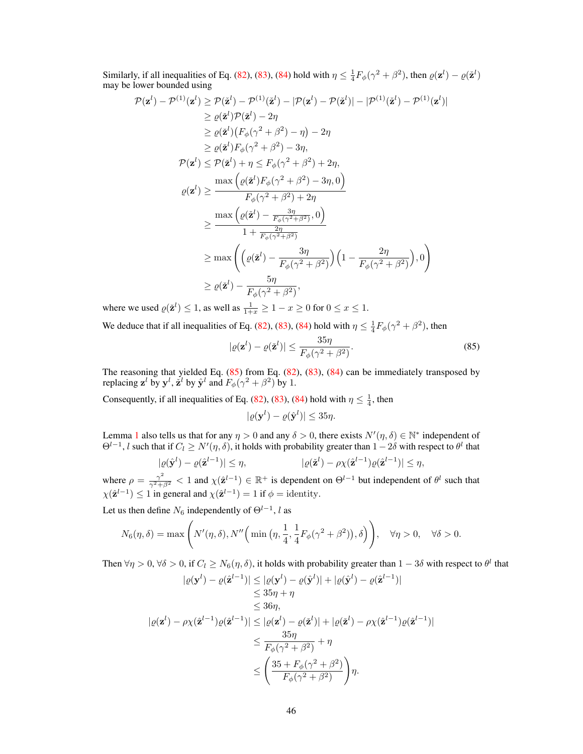Similarly, if all inequalities of Eq. (82), (83), (84) hold with $\eta \leq \frac{1}{4} F_\phi(\gamma^2+\beta^2)$, then $\varrho(\mathbf{z}^l) - \varrho(\check{\mathbf{z}}^l)$ may be lower bounded using

$$
\begin{aligned}
\mathcal{P}(\mathbf{z}^l) - \mathcal{P}^{(1)}(\mathbf{z}^l) &\geq \mathcal{P}(\check{\mathbf{z}}^l) - \mathcal{P}^{(1)}(\check{\mathbf{z}}^l) - |\mathcal{P}(\mathbf{z}^l) - \mathcal{P}(\check{\mathbf{z}}^l)| - |\mathcal{P}^{(1)}(\check{\mathbf{z}}^l) - \mathcal{P}^{(1)}(\mathbf{z}^l)| \\
&\geq \varrho(\check{\mathbf{z}}^l)\mathcal{P}(\check{\mathbf{z}}^l) - 2\eta \\
&\geq \varrho(\check{\mathbf{z}}^l)\big(F_\phi(\gamma^2+\beta^2) - \eta\big) - 2\eta \\
&\geq \varrho(\check{\mathbf{z}}^l) F_\phi(\gamma^2+\beta^2) - 3\eta, \\
\mathcal{P}(\mathbf{z}^l) &\leq \mathcal{P}(\check{\mathbf{z}}^l) + \eta \leq F_\phi(\gamma^2+\beta^2) + 2\eta, \\
\varrho(\mathbf{z}^l) &\geq \frac{\max\Big(\varrho(\check{\mathbf{z}}^l) F_\phi(\gamma^2+\beta^2) - 3\eta, 0\Big)}{F_\phi(\gamma^2+\beta^2) + 2\eta} \\
&\geq \frac{\max\Big(\varrho(\check{\mathbf{z}}^l) - \frac{3\eta}{F_\phi(\gamma^2+\beta^2)}, 0\Big)}{1 + \frac{2\eta}{F_\phi(\gamma^2+\beta^2)}} \\
&\geq \max\left(\Big(\varrho(\check{\mathbf{z}}^l) - \frac{3\eta}{F_\phi(\gamma^2+\beta^2)}\Big)\Big(1 - \frac{2\eta}{F_\phi(\gamma^2+\beta^2)}\Big), 0\right) \\
&\geq \varrho(\check{\mathbf{z}}^l) - \frac{5\eta}{F_\phi(\gamma^2+\beta^2)},
\end{aligned}
$$

where we used $\varrho(\check{\mathbf{z}}^l) \leq 1$, as well as $\frac{1}{1+x} \geq 1 - x \geq 0$ for $0 \leq x \leq 1$.

We deduce that if all inequalities of Eq. (82), (83), (84) hold with $\eta \leq \frac{1}{4} F_\phi(\gamma^2+\beta^2)$, then

$$
|\varrho(\mathbf{z}^l) - \varrho(\check{\mathbf{z}}^l)| \leq \frac{35\eta}{F_\phi(\gamma^2+\beta^2)}. \tag{85}
$$

The reasoning that yielded Eq. (85) from Eq. (82), (83), (84) can be immediately transposed by replacing $\mathbf{z}^l$ by $\mathbf{y}^l$, $\check{\mathbf{z}}^l$ by $\hat{\mathbf{y}}^l$ and $F_\phi(\gamma^2+\beta^2)$ by 1.

Consequently, if all inequalities of Eq. (82), (83), (84) hold with $\eta \leq \frac{1}{4}$, then

$$
|\varrho(\mathbf{y}^l) - \varrho(\hat{\mathbf{y}}^l)| \leq 35\eta.
$$

Lemma 1 also tells us that for any $\eta > 0$ and any $\delta > 0$, there exists $N'(\eta, \delta) \in \mathbb{N}^*$ independent of $\Theta^{l-1}, l$ such that if $C_l \geq N'(\eta, \delta)$, it holds with probability greater than $1 - 2\delta$ with respect to $\theta^l$ that

$$
|\varrho(\hat{\mathbf{y}}^l) - \varrho(\hat{\mathbf{z}}^{l-1})| \leq \eta, \qquad\qquad |\varrho(\check{\mathbf{z}}^l) - \rho\chi(\hat{\mathbf{z}}^{l-1})\varrho(\hat{\mathbf{z}}^{l-1})| \leq \eta,
$$

where $\rho = \frac{\gamma^2}{\gamma^2+\beta^2} < 1$ and $\chi(\hat{\mathbf{z}}^{l-1}) \in \mathbb{R}^+$ is dependent on $\Theta^{l-1}$ but independent of $\theta^l$ such that $\chi(\hat{\mathbf{z}}^{l-1}) \leq 1$ in general and $\chi(\hat{\mathbf{z}}^{l-1}) = 1$ if $\phi = \text{identity}$.

Let us then define $N_6$ independently of $\Theta^{l-1}, l$ as

$$
N_6(\eta, \delta) = \max\left(N'(\eta, \delta), N''\Big(\min\big(\eta, \frac{1}{4}, \frac{1}{4}F_\phi(\gamma^2+\beta^2)\big), \delta\Big)\right), \quad \forall \eta > 0, \quad \forall \delta > 0.
$$

Then $\forall \eta > 0, \forall \delta > 0$, if $C_l \geq N_6(\eta, \delta)$, it holds with probability greater than $1 - 3\delta$ with respect to $\theta^l$ that

$$
\begin{aligned}
|\varrho(\mathbf{y}^l) - \varrho(\hat{\mathbf{z}}^{l-1})| &\leq |\varrho(\mathbf{y}^l) - \varrho(\hat{\mathbf{y}}^l)| + |\varrho(\hat{\mathbf{y}}^l) - \varrho(\hat{\mathbf{z}}^{l-1})| \\
&\leq 35\eta + \eta \\
&\leq 36\eta, \\
|\varrho(\mathbf{z}^l) - \rho\chi(\hat{\mathbf{z}}^{l-1})\varrho(\hat{\mathbf{z}}^{l-1})| &\leq |\varrho(\mathbf{z}^l) - \varrho(\check{\mathbf{z}}^l)| + |\varrho(\check{\mathbf{z}}^l) - \rho\chi(\hat{\mathbf{z}}^{l-1})\varrho(\hat{\mathbf{z}}^{l-1})| \\
&\leq \frac{35\eta}{F_\phi(\gamma^2+\beta^2)} + \eta \\
&\leq \left(\frac{35 + F_\phi(\gamma^2+\beta^2)}{F_\phi(\gamma^2+\beta^2)}\right)\eta.
\end{aligned}
$$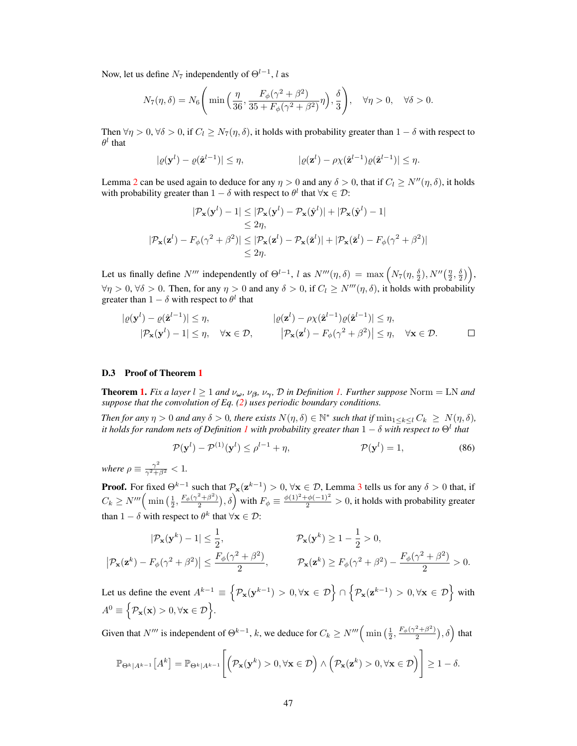Now, let us define $N_7$ independently of $\Theta^{l-1}, l$ as

$$N_7(\eta, \delta) = N_6\Bigg( \min\Big(\frac{\eta}{36}, \frac{F_\phi(\gamma^2+\beta^2)}{35+F_\phi(\gamma^2+\beta^2)}\eta\Big), \frac{\delta}{3} \Bigg), \quad \forall \eta > 0, \quad \forall \delta > 0.$$

Then $\forall \eta > 0, \forall \delta > 0$, if $C_l \geq N_7(\eta, \delta)$, it holds with probability greater than $1-\delta$ with respect to $\theta^l$ that

$$|\varrho(\mathbf{y}^l) - \varrho(\hat{\mathbf{z}}^{l-1})| \leq \eta, \qquad\qquad |\varrho(\mathbf{z}^l) - \rho\chi(\hat{\mathbf{z}}^{l-1})\varrho(\hat{\mathbf{z}}^{l-1})| \leq \eta.$$

Lemma 2 can be used again to deduce for any $\eta > 0$ and any $\delta > 0$, that if $C_l \geq N''(\eta, \delta)$, it holds with probability greater than $1-\delta$ with respect to $\theta^l$ that $\forall \mathbf{x} \in \mathcal{D}$:

$$\begin{aligned}
|\mathcal{P}_\mathbf{x}(\mathbf{y}^l) - 1| &\leq |\mathcal{P}_\mathbf{x}(\mathbf{y}^l) - \mathcal{P}_\mathbf{x}(\hat{\mathbf{y}}^l)| + |\mathcal{P}_\mathbf{x}(\hat{\mathbf{y}}^l) - 1| \\
&\leq 2\eta, \\
|\mathcal{P}_\mathbf{x}(\mathbf{z}^l) - F_\phi(\gamma^2+\beta^2)| &\leq |\mathcal{P}_\mathbf{x}(\mathbf{z}^l) - \mathcal{P}_\mathbf{x}(\check{\mathbf{z}}^l)| + |\mathcal{P}_\mathbf{x}(\check{\mathbf{z}}^l) - F_\phi(\gamma^2+\beta^2)| \\
&\leq 2\eta.
\end{aligned}$$

Let us finally define $N'''$ independently of $\Theta^{l-1}, l$ as $N'''(\eta, \delta) = \max\Big(N_7(\eta, \frac{\delta}{2}), N''\big(\frac{\eta}{2}, \frac{\delta}{2}\big)\Big)$, $\forall \eta > 0, \forall \delta > 0$. Then, for any $\eta > 0$ and any $\delta > 0$, if $C_l \geq N'''(\eta, \delta)$, it holds with probability greater than $1-\delta$ with respect to $\theta^l$ that

$$\begin{aligned}
|\varrho(\mathbf{y}^l) - \varrho(\hat{\mathbf{z}}^{l-1})| &\leq \eta, & |\varrho(\mathbf{z}^l) - \rho\chi(\hat{\mathbf{z}}^{l-1})\varrho(\hat{\mathbf{z}}^{l-1})| &\leq \eta, \\
|\mathcal{P}_\mathbf{x}(\mathbf{y}^l) - 1| &\leq \eta, \quad \forall \mathbf{x} \in \mathcal{D}, & \big|\mathcal{P}_\mathbf{x}(\mathbf{z}^l) - F_\phi(\gamma^2+\beta^2)\big| &\leq \eta, \quad \forall \mathbf{x} \in \mathcal{D}. \qquad \square
\end{aligned}$$

### D.3 Proof of Theorem 1

**Theorem 1.** *Fix a layer $l \geq 1$ and $\nu_{\boldsymbol{\omega}}$, $\nu_{\boldsymbol{\beta}}$, $\nu_{\boldsymbol{\gamma}}$, $\mathcal{D}$ in Definition 1. Further suppose* Norm = LN *and suppose that the convolution of Eq. (2) uses periodic boundary conditions.*

*Then for any $\eta > 0$ and any $\delta > 0$, there exists $N(\eta, \delta) \in \mathbb{N}^*$ such that if $\min_{1 \leq k \leq l} C_k \geq N(\eta, \delta)$, it holds for random nets of Definition 1 with probability greater than $1-\delta$ with respect to $\Theta^l$ that*

$$\mathcal{P}(\mathbf{y}^l) - \mathcal{P}^{(1)}(\mathbf{y}^l) \leq \rho^{l-1} + \eta, \qquad\qquad \mathcal{P}(\mathbf{y}^l) = 1, \tag{86}$$

*where $\rho \equiv \frac{\gamma^2}{\gamma^2+\beta^2} < 1$.*

**Proof.** For fixed $\Theta^{k-1}$ such that $\mathcal{P}_\mathbf{x}(\mathbf{z}^{k-1}) > 0, \forall \mathbf{x} \in \mathcal{D}$, Lemma 3 tells us for any $\delta > 0$ that, if $C_k \geq N'''\Big(\min\big(\frac{1}{2}, \frac{F_\phi(\gamma^2+\beta^2)}{2}\big), \delta\Big)$ with $F_\phi \equiv \frac{\phi(1)^2+\phi(-1)^2}{2} > 0$, it holds with probability greater than $1-\delta$ with respect to $\theta^k$ that $\forall \mathbf{x} \in \mathcal{D}$:

$$\begin{aligned}
|\mathcal{P}_\mathbf{x}(\mathbf{y}^k) - 1| &\leq \frac{1}{2}, & \mathcal{P}_\mathbf{x}(\mathbf{y}^k) &\geq 1 - \frac{1}{2} > 0, \\
\big|\mathcal{P}_\mathbf{x}(\mathbf{z}^k) - F_\phi(\gamma^2+\beta^2)\big| &\leq \frac{F_\phi(\gamma^2+\beta^2)}{2}, & \mathcal{P}_\mathbf{x}(\mathbf{z}^k) &\geq F_\phi(\gamma^2+\beta^2) - \frac{F_\phi(\gamma^2+\beta^2)}{2} > 0.
\end{aligned}$$

Let us define the event $A^{k-1} \equiv \Big\{\mathcal{P}_\mathbf{x}(\mathbf{y}^{k-1}) > 0, \forall \mathbf{x} \in \mathcal{D}\Big\} \cap \Big\{\mathcal{P}_\mathbf{x}(\mathbf{z}^{k-1}) > 0, \forall \mathbf{x} \in \mathcal{D}\Big\}$ with $A^0 \equiv \Big\{\mathcal{P}_\mathbf{x}(\mathbf{x}) > 0, \forall \mathbf{x} \in \mathcal{D}\Big\}$.

Given that $N'''$ is independent of $\Theta^{k-1}, k$, we deduce for $C_k \geq N'''\Big(\min\big(\frac{1}{2}, \frac{F_\phi(\gamma^2+\beta^2)}{2}\big), \delta\Big)$ that

$$\mathbb{P}_{\Theta^k|A^{k-1}}\big[A^k\big] = \mathbb{P}_{\Theta^k|A^{k-1}}\bigg[\Big(\mathcal{P}_\mathbf{x}(\mathbf{y}^k) > 0, \forall \mathbf{x} \in \mathcal{D}\Big) \wedge \Big(\mathcal{P}_\mathbf{x}(\mathbf{z}^k) > 0, \forall \mathbf{x} \in \mathcal{D}\Big)\bigg] \geq 1 - \delta.$$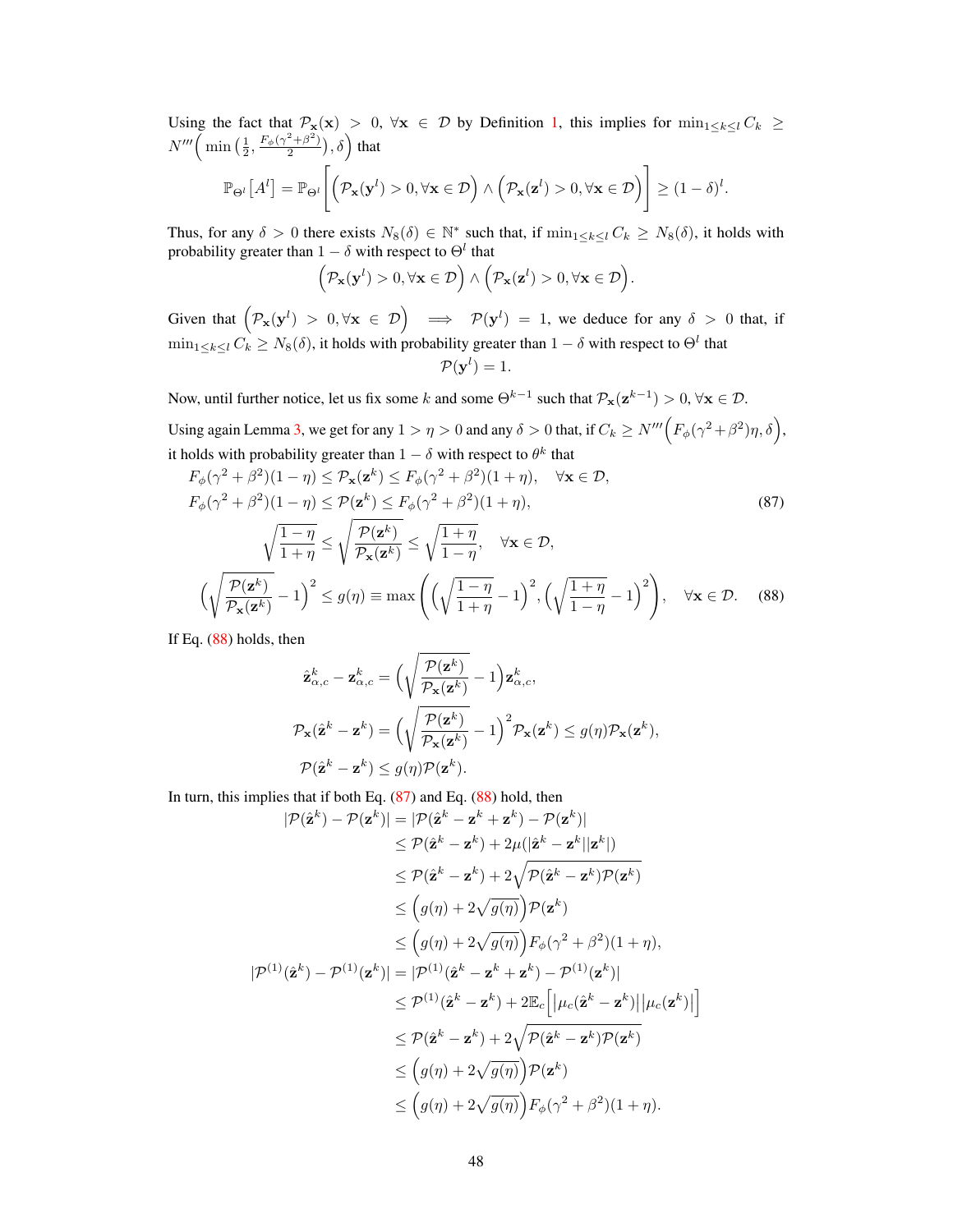Using the fact that $\mathcal{P}_{\mathbf{x}}(\mathbf{x}) > 0, \forall \mathbf{x} \in \mathcal{D}$ by Definition 1, this implies for $\min_{1 \leq k \leq l} C_k \geq N'''\Big(\min\big(\frac{1}{2}, \frac{F_\phi(\gamma^2+\beta^2)}{2}\big), \delta\Big)$ that

$$
\mathbb{P}_{\Theta^l}\big[A^l\big] = \mathbb{P}_{\Theta^l}\Bigg[\Big(\mathcal{P}_{\mathbf{x}}(\mathbf{y}^l) > 0, \forall \mathbf{x} \in \mathcal{D}\Big) \wedge \Big(\mathcal{P}_{\mathbf{x}}(\mathbf{z}^l) > 0, \forall \mathbf{x} \in \mathcal{D}\Big)\Bigg] \geq (1-\delta)^l.
$$

Thus, for any $\delta > 0$ there exists $N_8(\delta) \in \mathbb{N}^*$ such that, if $\min_{1 \leq k \leq l} C_k \geq N_8(\delta)$, it holds with probability greater than $1 - \delta$ with respect to $\Theta^l$ that

$$
\Big(\mathcal{P}_{\mathbf{x}}(\mathbf{y}^l) > 0, \forall \mathbf{x} \in \mathcal{D}\Big) \wedge \Big(\mathcal{P}_{\mathbf{x}}(\mathbf{z}^l) > 0, \forall \mathbf{x} \in \mathcal{D}\Big).
$$

Given that $\Big(\mathcal{P}_{\mathbf{x}}(\mathbf{y}^l) > 0, \forall \mathbf{x} \in \mathcal{D}\Big) \implies \mathcal{P}(\mathbf{y}^l) = 1$, we deduce for any $\delta > 0$ that, if $\min_{1 \leq k \leq l} C_k \geq N_8(\delta)$, it holds with probability greater than $1 - \delta$ with respect to $\Theta^l$ that

$$
\mathcal{P}(\mathbf{y}^l) = 1.
$$

Now, until further notice, let us fix some $k$ and some $\Theta^{k-1}$ such that $\mathcal{P}_{\mathbf{x}}(\mathbf{z}^{k-1}) > 0, \forall \mathbf{x} \in \mathcal{D}$.

Using again Lemma 3, we get for any $1 > \eta > 0$ and any $\delta > 0$ that, if $C_k \geq N'''\Big(F_\phi(\gamma^2+\beta^2)\eta, \delta\Big)$, it holds with probability greater than $1 - \delta$ with respect to $\theta^k$ that

$$
\begin{aligned}
&F_\phi(\gamma^2+\beta^2)(1-\eta) \leq \mathcal{P}_{\mathbf{x}}(\mathbf{z}^k) \leq F_\phi(\gamma^2+\beta^2)(1+\eta), \quad \forall \mathbf{x} \in \mathcal{D}, \\
&F_\phi(\gamma^2+\beta^2)(1-\eta) \leq \mathcal{P}(\mathbf{z}^k) \leq F_\phi(\gamma^2+\beta^2)(1+\eta),
\end{aligned} \tag{87}
$$

$$
\sqrt{\frac{1-\eta}{1+\eta}} \leq \sqrt{\frac{\mathcal{P}(\mathbf{z}^k)}{\mathcal{P}_{\mathbf{x}}(\mathbf{z}^k)}} \leq \sqrt{\frac{1+\eta}{1-\eta}}, \quad \forall \mathbf{x} \in \mathcal{D},
$$

$$
\Big(\sqrt{\frac{\mathcal{P}(\mathbf{z}^k)}{\mathcal{P}_{\mathbf{x}}(\mathbf{z}^k)}} - 1\Big)^2 \leq g(\eta) \equiv \max\Bigg(\Big(\sqrt{\frac{1-\eta}{1+\eta}} - 1\Big)^2, \Big(\sqrt{\frac{1+\eta}{1-\eta}} - 1\Big)^2\Bigg), \quad \forall \mathbf{x} \in \mathcal{D}. \tag{88}
$$

If Eq. (88) holds, then

$$
\begin{aligned}
\hat{\mathbf{z}}^k_{\alpha,c} - \mathbf{z}^k_{\alpha,c} &= \Big(\sqrt{\frac{\mathcal{P}(\mathbf{z}^k)}{\mathcal{P}_{\mathbf{x}}(\mathbf{z}^k)}} - 1\Big)\mathbf{z}^k_{\alpha,c}, \\
\mathcal{P}_{\mathbf{x}}(\hat{\mathbf{z}}^k - \mathbf{z}^k) &= \Big(\sqrt{\frac{\mathcal{P}(\mathbf{z}^k)}{\mathcal{P}_{\mathbf{x}}(\mathbf{z}^k)}} - 1\Big)^2 \mathcal{P}_{\mathbf{x}}(\mathbf{z}^k) \leq g(\eta)\mathcal{P}_{\mathbf{x}}(\mathbf{z}^k), \\
\mathcal{P}(\hat{\mathbf{z}}^k - \mathbf{z}^k) &\leq g(\eta)\mathcal{P}(\mathbf{z}^k).
\end{aligned}
$$

In turn, this implies that if both Eq. (87) and Eq. (88) hold, then

$$
\begin{aligned}
|\mathcal{P}(\hat{\mathbf{z}}^k) - \mathcal{P}(\mathbf{z}^k)| &= |\mathcal{P}(\hat{\mathbf{z}}^k - \mathbf{z}^k + \mathbf{z}^k) - \mathcal{P}(\mathbf{z}^k)| \\
&\leq \mathcal{P}(\hat{\mathbf{z}}^k - \mathbf{z}^k) + 2\mu(|\hat{\mathbf{z}}^k - \mathbf{z}^k||\mathbf{z}^k|) \\
&\leq \mathcal{P}(\hat{\mathbf{z}}^k - \mathbf{z}^k) + 2\sqrt{\mathcal{P}(\hat{\mathbf{z}}^k - \mathbf{z}^k)\mathcal{P}(\mathbf{z}^k)} \\
&\leq \Big(g(\eta) + 2\sqrt{g(\eta)}\Big)\mathcal{P}(\mathbf{z}^k) \\
&\leq \Big(g(\eta) + 2\sqrt{g(\eta)}\Big)F_\phi(\gamma^2+\beta^2)(1+\eta), \\
|\mathcal{P}^{(1)}(\hat{\mathbf{z}}^k) - \mathcal{P}^{(1)}(\mathbf{z}^k)| &= |\mathcal{P}^{(1)}(\hat{\mathbf{z}}^k - \mathbf{z}^k + \mathbf{z}^k) - \mathcal{P}^{(1)}(\mathbf{z}^k)| \\
&\leq \mathcal{P}^{(1)}(\hat{\mathbf{z}}^k - \mathbf{z}^k) + 2\mathbb{E}_c\Big[\big|\mu_c(\hat{\mathbf{z}}^k - \mathbf{z}^k)\big|\big|\mu_c(\mathbf{z}^k)\big|\Big] \\
&\leq \mathcal{P}(\hat{\mathbf{z}}^k - \mathbf{z}^k) + 2\sqrt{\mathcal{P}(\hat{\mathbf{z}}^k - \mathbf{z}^k)\mathcal{P}(\mathbf{z}^k)} \\
&\leq \Big(g(\eta) + 2\sqrt{g(\eta)}\Big)\mathcal{P}(\mathbf{z}^k) \\
&\leq \Big(g(\eta) + 2\sqrt{g(\eta)}\Big)F_\phi(\gamma^2+\beta^2)(1+\eta).
\end{aligned}
$$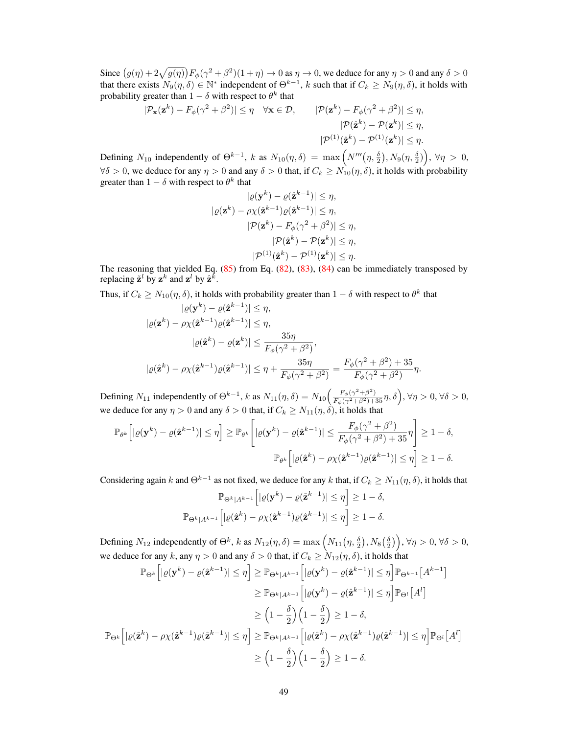Since $\big(g(\eta) + 2\sqrt{g(\eta)}\big)F_\phi(\gamma^2+\beta^2)(1+\eta) \to 0$ as $\eta \to 0$, we deduce for any $\eta > 0$ and any $\delta > 0$ that there exists $N_9(\eta, \delta) \in \mathbb{N}^*$ independent of $\Theta^{k-1}$, $k$ such that if $C_k \geq N_9(\eta, \delta)$, it holds with probability greater than $1 - \delta$ with respect to $\theta^k$ that

$$
|\mathcal{P}_{\mathbf{x}}(\mathbf{z}^k) - F_\phi(\gamma^2+\beta^2)| \leq \eta \quad \forall \mathbf{x} \in \mathcal{D}, \qquad |\mathcal{P}(\mathbf{z}^k) - F_\phi(\gamma^2+\beta^2)| \leq \eta,
$$
$$
|\mathcal{P}(\hat{\mathbf{z}}^k) - \mathcal{P}(\mathbf{z}^k)| \leq \eta,
$$
$$
|\mathcal{P}^{(1)}(\hat{\mathbf{z}}^k) - \mathcal{P}^{(1)}(\mathbf{z}^k)| \leq \eta.
$$

Defining $N_{10}$ independently of $\Theta^{k-1}$, $k$ as $N_{10}(\eta, \delta) = \max\Big(N'''\big(\eta, \frac{\delta}{2}\big), N_9\big(\eta, \frac{\delta}{2}\big)\Big)$, $\forall \eta > 0$, $\forall \delta > 0$, we deduce for any $\eta > 0$ and any $\delta > 0$ that, if $C_k \geq N_{10}(\eta, \delta)$, it holds with probability greater than $1 - \delta$ with respect to $\theta^k$ that

$$
\begin{aligned}
|\varrho(\mathbf{y}^k) - \varrho(\hat{\mathbf{z}}^{k-1})| &\leq \eta, \\
|\varrho(\mathbf{z}^k) - \rho\chi(\hat{\mathbf{z}}^{k-1})\varrho(\hat{\mathbf{z}}^{k-1})| &\leq \eta, \\
|\mathcal{P}(\mathbf{z}^k) - F_\phi(\gamma^2+\beta^2)| &\leq \eta, \\
|\mathcal{P}(\hat{\mathbf{z}}^k) - \mathcal{P}(\mathbf{z}^k)| &\leq \eta, \\
|\mathcal{P}^{(1)}(\hat{\mathbf{z}}^k) - \mathcal{P}^{(1)}(\mathbf{z}^k)| &\leq \eta.
\end{aligned}
$$

The reasoning that yielded Eq. (85) from Eq. (82), (83), (84) can be immediately transposed by replacing $\tilde{\mathbf{z}}^l$ by $\mathbf{z}^k$ and $\mathbf{z}^l$ by $\hat{\mathbf{z}}^k$.

Thus, if $C_k \geq N_{10}(\eta, \delta)$, it holds with probability greater than $1 - \delta$ with respect to $\theta^k$ that

$$
\begin{aligned}
|\varrho(\mathbf{y}^k) - \varrho(\hat{\mathbf{z}}^{k-1})| &\leq \eta, \\
|\varrho(\mathbf{z}^k) - \rho\chi(\hat{\mathbf{z}}^{k-1})\varrho(\hat{\mathbf{z}}^{k-1})| &\leq \eta, \\
|\varrho(\hat{\mathbf{z}}^k) - \varrho(\mathbf{z}^k)| &\leq \frac{35\eta}{F_\phi(\gamma^2+\beta^2)}, \\
|\varrho(\hat{\mathbf{z}}^k) - \rho\chi(\hat{\mathbf{z}}^{k-1})\varrho(\hat{\mathbf{z}}^{k-1})| &\leq \eta + \frac{35\eta}{F_\phi(\gamma^2+\beta^2)} = \frac{F_\phi(\gamma^2+\beta^2)+35}{F_\phi(\gamma^2+\beta^2)}\eta.
\end{aligned}
$$

Defining $N_{11}$ independently of $\Theta^{k-1}$, $k$ as $N_{11}(\eta, \delta) = N_{10}\Big(\frac{F_\phi(\gamma^2+\beta^2)}{F_\phi(\gamma^2+\beta^2)+35}\eta, \delta\Big)$, $\forall \eta > 0$, $\forall \delta > 0$, we deduce for any $\eta > 0$ and any $\delta > 0$ that, if $C_k \geq N_{11}(\eta, \delta)$, it holds that

$$
\mathbb{P}_{\theta^k}\Big[|\varrho(\mathbf{y}^k) - \varrho(\hat{\mathbf{z}}^{k-1})| \leq \eta\Big] \geq \mathbb{P}_{\theta^k}\Bigg[|\varrho(\mathbf{y}^k) - \varrho(\hat{\mathbf{z}}^{k-1})| \leq \frac{F_\phi(\gamma^2+\beta^2)}{F_\phi(\gamma^2+\beta^2)+35}\eta\Bigg] \geq 1 - \delta,
$$
$$
\mathbb{P}_{\theta^k}\Big[|\varrho(\hat{\mathbf{z}}^k) - \rho\chi(\hat{\mathbf{z}}^{k-1})\varrho(\hat{\mathbf{z}}^{k-1})| \leq \eta\Big] \geq 1 - \delta.
$$

Considering again $k$ and $\Theta^{k-1}$ as not fixed, we deduce for any $k$ that, if $C_k \geq N_{11}(\eta, \delta)$, it holds that

$$
\mathbb{P}_{\Theta^k|A^{k-1}}\Big[|\varrho(\mathbf{y}^k) - \varrho(\hat{\mathbf{z}}^{k-1})| \leq \eta\Big] \geq 1 - \delta,
$$
$$
\mathbb{P}_{\Theta^k|A^{k-1}}\Big[|\varrho(\hat{\mathbf{z}}^k) - \rho\chi(\hat{\mathbf{z}}^{k-1})\varrho(\hat{\mathbf{z}}^{k-1})| \leq \eta\Big] \geq 1 - \delta.
$$

Defining $N_{12}$ independently of $\Theta^k$, $k$ as $N_{12}(\eta, \delta) = \max\Big(N_{11}\big(\eta, \frac{\delta}{2}\big), N_8\big(\frac{\delta}{2}\big)\Big)$, $\forall \eta > 0$, $\forall \delta > 0$, we deduce for any $k$, any $\eta > 0$ and any $\delta > 0$ that, if $C_k \geq N_{12}(\eta, \delta)$, it holds that

$$
\begin{aligned}
\mathbb{P}_{\Theta^k}\Big[|\varrho(\mathbf{y}^k) - \varrho(\hat{\mathbf{z}}^{k-1})| \leq \eta\Big] &\geq \mathbb{P}_{\Theta^k|A^{k-1}}\Big[|\varrho(\mathbf{y}^k) - \varrho(\hat{\mathbf{z}}^{k-1})| \leq \eta\Big]\mathbb{P}_{\Theta^{k-1}}\big[A^{k-1}\big] \\
&\geq \mathbb{P}_{\Theta^k|A^{k-1}}\Big[|\varrho(\mathbf{y}^k) - \varrho(\hat{\mathbf{z}}^{k-1})| \leq \eta\Big]\mathbb{P}_{\Theta^l}\big[A^l\big] \\
&\geq \Big(1 - \frac{\delta}{2}\Big)\Big(1 - \frac{\delta}{2}\Big) \geq 1 - \delta, \\
\mathbb{P}_{\Theta^k}\Big[|\varrho(\hat{\mathbf{z}}^k) - \rho\chi(\hat{\mathbf{z}}^{k-1})\varrho(\hat{\mathbf{z}}^{k-1})| \leq \eta\Big] &\geq \mathbb{P}_{\Theta^k|A^{k-1}}\Big[|\varrho(\hat{\mathbf{z}}^k) - \rho\chi(\hat{\mathbf{z}}^{k-1})\varrho(\hat{\mathbf{z}}^{k-1})| \leq \eta\Big]\mathbb{P}_{\Theta^l}\big[A^l\big] \\
&\geq \Big(1 - \frac{\delta}{2}\Big)\Big(1 - \frac{\delta}{2}\Big) \geq 1 - \delta.
\end{aligned}
$$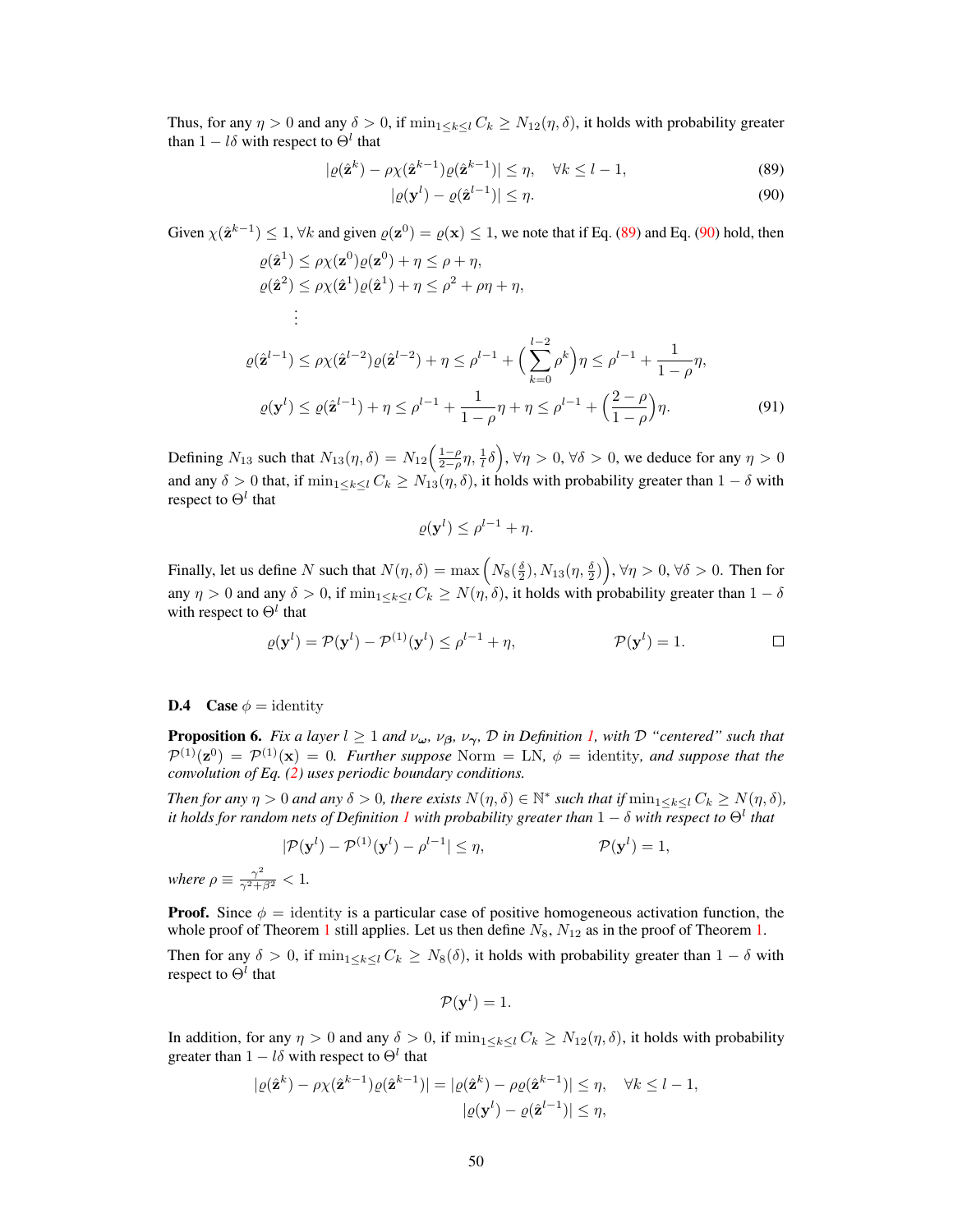Thus, for any $\eta > 0$ and any $\delta > 0$, if $\min_{1 \leq k \leq l} C_k \geq N_{12}(\eta, \delta)$, it holds with probability greater than $1 - l\delta$ with respect to $\Theta^l$ that

$$|\varrho(\hat{\mathbf{z}}^k) - \rho\chi(\hat{\mathbf{z}}^{k-1})\varrho(\hat{\mathbf{z}}^{k-1})| \leq \eta, \quad \forall k \leq l-1, \tag{89}$$

$$|\varrho(\mathbf{y}^l) - \varrho(\hat{\mathbf{z}}^{l-1})| \leq \eta. \tag{90}$$

Given $\chi(\hat{\mathbf{z}}^{k-1}) \leq 1, \forall k$ and given $\varrho(\mathbf{z}^0) = \varrho(\mathbf{x}) \leq 1$, we note that if Eq. (89) and Eq. (90) hold, then

$$\begin{aligned}
\varrho(\hat{\mathbf{z}}^1) &\leq \rho\chi(\mathbf{z}^0)\varrho(\mathbf{z}^0) + \eta \leq \rho + \eta, \\
\varrho(\hat{\mathbf{z}}^2) &\leq \rho\chi(\hat{\mathbf{z}}^1)\varrho(\hat{\mathbf{z}}^1) + \eta \leq \rho^2 + \rho\eta + \eta, \\
&\vdots \\
\varrho(\hat{\mathbf{z}}^{l-1}) &\leq \rho\chi(\hat{\mathbf{z}}^{l-2})\varrho(\hat{\mathbf{z}}^{l-2}) + \eta \leq \rho^{l-1} + \Big(\sum_{k=0}^{l-2} \rho^k\Big)\eta \leq \rho^{l-1} + \frac{1}{1-\rho}\eta, \\
\varrho(\mathbf{y}^l) &\leq \varrho(\hat{\mathbf{z}}^{l-1}) + \eta \leq \rho^{l-1} + \frac{1}{1-\rho}\eta + \eta \leq \rho^{l-1} + \Big(\frac{2-\rho}{1-\rho}\Big)\eta.
\end{aligned} \tag{91}$$

Defining $N_{13}$ such that $N_{13}(\eta, \delta) = N_{12}\Big(\frac{1-\rho}{2-\rho}\eta, \frac{1}{l}\delta\Big)$, $\forall \eta > 0, \forall \delta > 0$, we deduce for any $\eta > 0$ and any $\delta > 0$ that, if $\min_{1 \leq k \leq l} C_k \geq N_{13}(\eta, \delta)$, it holds with probability greater than $1 - \delta$ with respect to $\Theta^l$ that

$$\varrho(\mathbf{y}^l) \leq \rho^{l-1} + \eta.$$

Finally, let us define $N$ such that $N(\eta, \delta) = \max\Big(N_8(\frac{\delta}{2}), N_{13}(\eta, \frac{\delta}{2})\Big)$, $\forall \eta > 0, \forall \delta > 0$. Then for any $\eta > 0$ and any $\delta > 0$, if $\min_{1 \leq k \leq l} C_k \geq N(\eta, \delta)$, it holds with probability greater than $1 - \delta$ with respect to $\Theta^l$ that

$$\varrho(\mathbf{y}^l) = \mathcal{P}(\mathbf{y}^l) - \mathcal{P}^{(1)}(\mathbf{y}^l) \leq \rho^{l-1} + \eta, \qquad \mathcal{P}(\mathbf{y}^l) = 1. \qquad \square$$

### D.4 Case $\phi$ = identity

**Proposition 6.** *Fix a layer $l \geq 1$ and $\nu_{\boldsymbol{\omega}}$, $\nu_{\boldsymbol{\beta}}$, $\nu_{\boldsymbol{\gamma}}$, $\mathcal{D}$ in Definition 1, with $\mathcal{D}$ "centered" such that $\mathcal{P}^{(1)}(\mathbf{z}^0) = \mathcal{P}^{(1)}(\mathbf{x}) = 0$. Further suppose Norm = LN, $\phi$ = identity, and suppose that the convolution of Eq. (2) uses periodic boundary conditions.*

*Then for any $\eta > 0$ and any $\delta > 0$, there exists $N(\eta, \delta) \in \mathbb{N}^*$ such that if $\min_{1 \leq k \leq l} C_k \geq N(\eta, \delta)$, it holds for random nets of Definition 1 with probability greater than $1 - \delta$ with respect to $\Theta^l$ that*

$$|\mathcal{P}(\mathbf{y}^l) - \mathcal{P}^{(1)}(\mathbf{y}^l) - \rho^{l-1}| \leq \eta, \qquad \mathcal{P}(\mathbf{y}^l) = 1,$$

*where $\rho \equiv \frac{\gamma^2}{\gamma^2 + \beta^2} < 1$.*

**Proof.** Since $\phi$ = identity is a particular case of positive homogeneous activation function, the whole proof of Theorem 1 still applies. Let us then define $N_8$, $N_{12}$ as in the proof of Theorem 1.

Then for any $\delta > 0$, if $\min_{1 \leq k \leq l} C_k \geq N_8(\delta)$, it holds with probability greater than $1 - \delta$ with respect to $\Theta^l$ that

$$\mathcal{P}(\mathbf{y}^l) = 1.$$

In addition, for any $\eta > 0$ and any $\delta > 0$, if $\min_{1 \leq k \leq l} C_k \geq N_{12}(\eta, \delta)$, it holds with probability greater than $1 - l\delta$ with respect to $\Theta^l$ that

$$\begin{aligned}
|\varrho(\hat{\mathbf{z}}^k) - \rho\chi(\hat{\mathbf{z}}^{k-1})\varrho(\hat{\mathbf{z}}^{k-1})| = |\varrho(\hat{\mathbf{z}}^k) - \rho\varrho(\hat{\mathbf{z}}^{k-1})| &\leq \eta, \quad \forall k \leq l-1, \\
|\varrho(\mathbf{y}^l) - \varrho(\hat{\mathbf{z}}^{l-1})| &\leq \eta,
\end{aligned}$$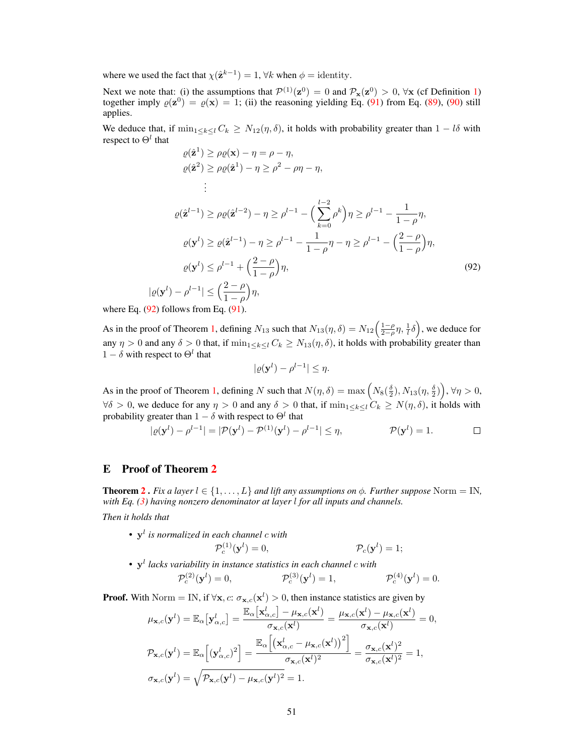where we used the fact that $\chi(\hat{\mathbf{z}}^{k-1}) = 1, \forall k$ when $\phi = \text{identity}$.

Next we note that: (i) the assumptions that $\mathcal{P}^{(1)}(\mathbf{z}^0) = 0$ and $\mathcal{P}_{\mathbf{x}}(\mathbf{z}^0) > 0$, $\forall \mathbf{x}$ (cf Definition 1) together imply $\varrho(\mathbf{z}^0) = \varrho(\mathbf{x}) = 1$; (ii) the reasoning yielding Eq. (91) from Eq. (89), (90) still applies.

We deduce that, if $\min_{1\leq k \leq l} C_k \geq N_{12}(\eta, \delta)$, it holds with probability greater than $1 - l\delta$ with respect to $\Theta^l$ that

$$
\begin{aligned}
\varrho(\hat{\mathbf{z}}^1) &\geq \rho \varrho(\mathbf{x}) - \eta = \rho - \eta, \\
\varrho(\hat{\mathbf{z}}^2) &\geq \rho \varrho(\hat{\mathbf{z}}^1) - \eta \geq \rho^2 - \rho\eta - \eta, \\
&\vdots \\
\varrho(\hat{\mathbf{z}}^{l-1}) &\geq \rho \varrho(\hat{\mathbf{z}}^{l-2}) - \eta \geq \rho^{l-1} - \Big(\sum_{k=0}^{l-2} \rho^k\Big)\eta \geq \rho^{l-1} - \frac{1}{1-\rho}\eta, \\
\varrho(\mathbf{y}^l) &\geq \varrho(\hat{\mathbf{z}}^{l-1}) - \eta \geq \rho^{l-1} - \frac{1}{1-\rho}\eta - \eta \geq \rho^{l-1} - \Big(\frac{2-\rho}{1-\rho}\Big)\eta, \\
\varrho(\mathbf{y}^l) &\leq \rho^{l-1} + \Big(\frac{2-\rho}{1-\rho}\Big)\eta, \qquad (92) \\
|\varrho(\mathbf{y}^l) - \rho^{l-1}| &\leq \Big(\frac{2-\rho}{1-\rho}\Big)\eta,
\end{aligned}
$$

where Eq. (92) follows from Eq. (91).

As in the proof of Theorem 1, defining $N_{13}$ such that $N_{13}(\eta, \delta) = N_{12}\Big(\frac{1-\rho}{2-\rho}\eta, \frac{1}{l}\delta\Big)$, we deduce for any $\eta > 0$ and any $\delta > 0$ that, if $\min_{1\leq k\leq l} C_k \geq N_{13}(\eta, \delta)$, it holds with probability greater than $1 - \delta$ with respect to $\Theta^l$ that

$$
|\varrho(\mathbf{y}^l) - \rho^{l-1}| \leq \eta.
$$

As in the proof of Theorem 1, defining $N$ such that $N(\eta, \delta) = \max\Big(N_8(\frac{\delta}{2}), N_{13}(\eta, \frac{\delta}{2})\Big)$, $\forall \eta > 0$, $\forall \delta > 0$, we deduce for any $\eta > 0$ and any $\delta > 0$ that, if $\min_{1\leq k\leq l} C_k \geq N(\eta, \delta)$, it holds with probability greater than $1 - \delta$ with respect to $\Theta^l$ that

$$
|\varrho(\mathbf{y}^l) - \rho^{l-1}| = |\mathcal{P}(\mathbf{y}^l) - \mathcal{P}^{(1)}(\mathbf{y}^l) - \rho^{l-1}| \leq \eta, \qquad \mathcal{P}(\mathbf{y}^l) = 1. \qquad \square
$$

## E Proof of Theorem 2

**Theorem 2 .** *Fix a layer $l \in \{1, \dots, L\}$ and lift any assumptions on $\phi$. Further suppose* $\text{Norm} = \text{IN}$*, with Eq. (3) having nonzero denominator at layer $l$ for all inputs and channels.*

*Then it holds that*

- $\mathbf{y}^l$ *is normalized in each channel $c$ with*
$$
\mathcal{P}^{(1)}_c(\mathbf{y}^l) = 0, \qquad \mathcal{P}_c(\mathbf{y}^l) = 1;
$$
- $\mathbf{y}^l$ *lacks variability in instance statistics in each channel $c$ with*
$$
\mathcal{P}^{(2)}_c(\mathbf{y}^l) = 0, \qquad \mathcal{P}^{(3)}_c(\mathbf{y}^l) = 1, \qquad \mathcal{P}^{(4)}_c(\mathbf{y}^l) = 0.
$$

**Proof.** With $\text{Norm} = \text{IN}$, if $\forall \mathbf{x}, c$: $\sigma_{\mathbf{x},c}(\mathbf{x}^l) > 0$, then instance statistics are given by

$$
\begin{aligned}
\mu_{\mathbf{x},c}(\mathbf{y}^l) &= \mathbb{E}_\alpha\big[\mathbf{y}^l_{\alpha,c}\big] = \frac{\mathbb{E}_\alpha\big[\mathbf{x}^l_{\alpha,c}\big] - \mu_{\mathbf{x},c}(\mathbf{x}^l)}{\sigma_{\mathbf{x},c}(\mathbf{x}^l)} = \frac{\mu_{\mathbf{x},c}(\mathbf{x}^l) - \mu_{\mathbf{x},c}(\mathbf{x}^l)}{\sigma_{\mathbf{x},c}(\mathbf{x}^l)} = 0, \\
\mathcal{P}_{\mathbf{x},c}(\mathbf{y}^l) &= \mathbb{E}_\alpha\Big[(\mathbf{y}^l_{\alpha,c})^2\Big] = \frac{\mathbb{E}_\alpha\Big[\big(\mathbf{x}^l_{\alpha,c} - \mu_{\mathbf{x},c}(\mathbf{x}^l)\big)^2\Big]}{\sigma_{\mathbf{x},c}(\mathbf{x}^l)^2} = \frac{\sigma_{\mathbf{x},c}(\mathbf{x}^l)^2}{\sigma_{\mathbf{x},c}(\mathbf{x}^l)^2} = 1, \\
\sigma_{\mathbf{x},c}(\mathbf{y}^l) &= \sqrt{\mathcal{P}_{\mathbf{x},c}(\mathbf{y}^l) - \mu_{\mathbf{x},c}(\mathbf{y}^l)^2} = 1.
\end{aligned}
$$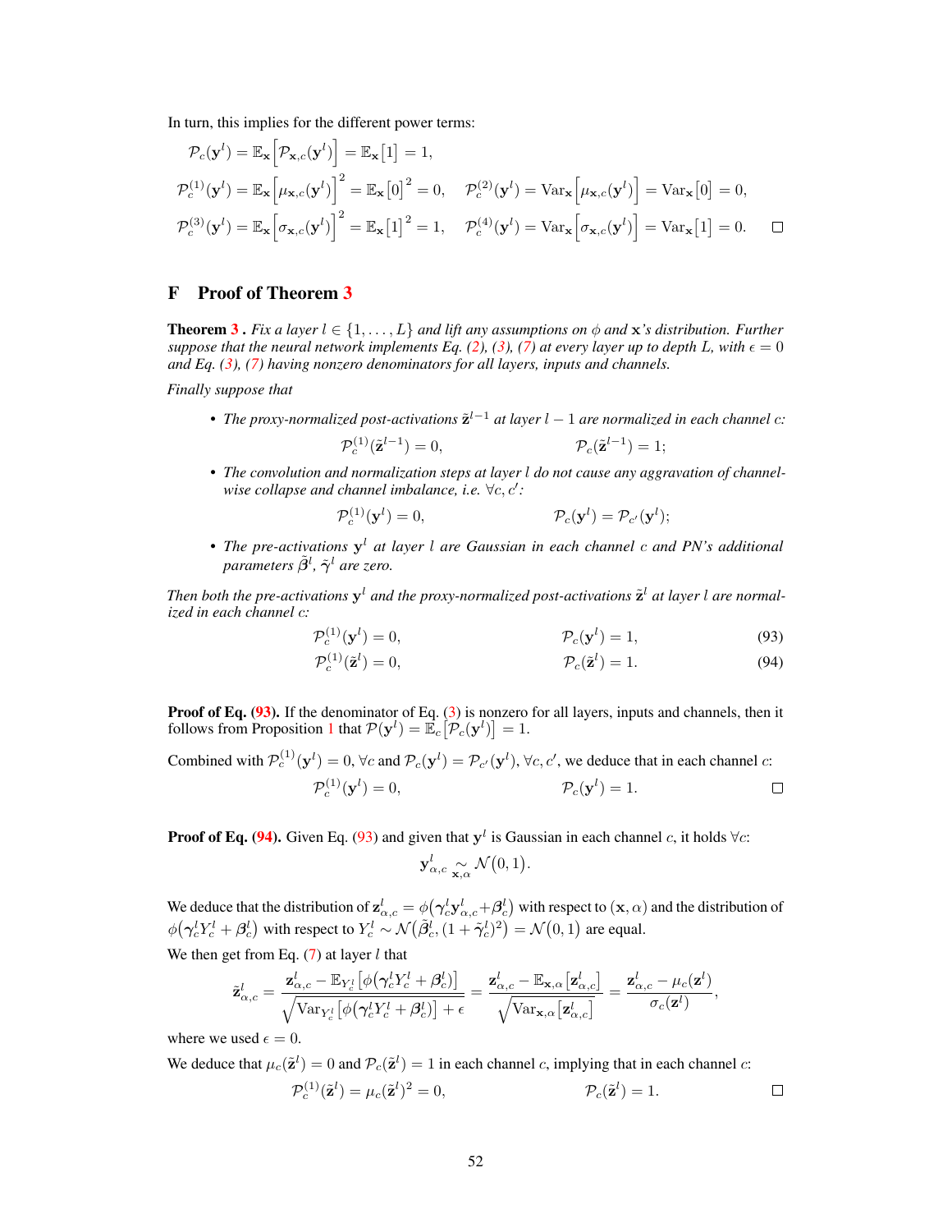In turn, this implies for the different power terms:

$$
\begin{aligned}
&\mathcal{P}_c(\mathbf{y}^l) = \mathbb{E}_{\mathbf{x}}\Big[\mathcal{P}_{\mathbf{x},c}(\mathbf{y}^l)\Big] = \mathbb{E}_{\mathbf{x}}\big[1\big] = 1, \\
&\mathcal{P}^{(1)}_c(\mathbf{y}^l) = \mathbb{E}_{\mathbf{x}}\Big[\mu_{\mathbf{x},c}(\mathbf{y}^l)\Big]^2 = \mathbb{E}_{\mathbf{x}}\big[0\big]^2 = 0, \quad \mathcal{P}^{(2)}_c(\mathbf{y}^l) = \mathrm{Var}_{\mathbf{x}}\Big[\mu_{\mathbf{x},c}(\mathbf{y}^l)\Big] = \mathrm{Var}_{\mathbf{x}}\big[0\big] = 0, \\
&\mathcal{P}^{(3)}_c(\mathbf{y}^l) = \mathbb{E}_{\mathbf{x}}\Big[\sigma_{\mathbf{x},c}(\mathbf{y}^l)\Big]^2 = \mathbb{E}_{\mathbf{x}}\big[1\big]^2 = 1, \quad \mathcal{P}^{(4)}_c(\mathbf{y}^l) = \mathrm{Var}_{\mathbf{x}}\Big[\sigma_{\mathbf{x},c}(\mathbf{y}^l)\Big] = \mathrm{Var}_{\mathbf{x}}\big[1\big] = 0. \qquad \square
\end{aligned}
$$

## F Proof of Theorem 3

**Theorem 3 .** *Fix a layer $l \in \{1, \dots, L\}$ and lift any assumptions on $\phi$ and $\mathbf{x}$'s distribution. Further suppose that the neural network implements Eq. (2), (3), (7) at every layer up to depth $L$, with $\epsilon = 0$ and Eq. (3), (7) having nonzero denominators for all layers, inputs and channels.*

*Finally suppose that*

- *The proxy-normalized post-activations $\tilde{\mathbf{z}}^{l-1}$ at layer $l-1$ are normalized in each channel $c$:*
$$\mathcal{P}^{(1)}_c(\tilde{\mathbf{z}}^{l-1}) = 0, \qquad\qquad \mathcal{P}_c(\tilde{\mathbf{z}}^{l-1}) = 1;$$
- *The convolution and normalization steps at layer $l$ do not cause any aggravation of channel-wise collapse and channel imbalance, i.e. $\forall c, c'$:*
$$\mathcal{P}^{(1)}_c(\mathbf{y}^l) = 0, \qquad\qquad \mathcal{P}_c(\mathbf{y}^l) = \mathcal{P}_{c'}(\mathbf{y}^l);$$
- *The pre-activations $\mathbf{y}^l$ at layer $l$ are Gaussian in each channel $c$ and PN's additional parameters $\tilde{\boldsymbol{\beta}}^l$, $\tilde{\boldsymbol{\gamma}}^l$ are zero.*

*Then both the pre-activations $\mathbf{y}^l$ and the proxy-normalized post-activations $\tilde{\mathbf{z}}^l$ at layer $l$ are normalized in each channel $c$:*

$$\mathcal{P}^{(1)}_c(\mathbf{y}^l) = 0, \qquad\qquad \mathcal{P}_c(\mathbf{y}^l) = 1, \tag{93}$$
$$\mathcal{P}^{(1)}_c(\tilde{\mathbf{z}}^l) = 0, \qquad\qquad \mathcal{P}_c(\tilde{\mathbf{z}}^l) = 1. \tag{94}$$

**Proof of Eq. (93).** If the denominator of Eq. (3) is nonzero for all layers, inputs and channels, then it follows from Proposition 1 that $\mathcal{P}(\mathbf{y}^l) = \mathbb{E}_c\big[\mathcal{P}_c(\mathbf{y}^l)\big] = 1$.

Combined with $\mathcal{P}^{(1)}_c(\mathbf{y}^l) = 0, \forall c$ and $\mathcal{P}_c(\mathbf{y}^l) = \mathcal{P}_{c'}(\mathbf{y}^l), \forall c, c'$, we deduce that in each channel $c$:

$$\mathcal{P}^{(1)}_c(\mathbf{y}^l) = 0, \qquad\qquad \mathcal{P}_c(\mathbf{y}^l) = 1. \qquad \square$$

**Proof of Eq. (94).** Given Eq. (93) and given that $\mathbf{y}^l$ is Gaussian in each channel $c$, it holds $\forall c$:

$$\mathbf{y}^l_{\alpha,c} \underset{\mathbf{x},\alpha}{\sim} \mathcal{N}\big(0, 1\big).$$

We deduce that the distribution of $\mathbf{z}^l_{\alpha,c} = \phi\big(\boldsymbol{\gamma}^l_c \mathbf{y}^l_{\alpha,c} + \boldsymbol{\beta}^l_c\big)$ with respect to $(\mathbf{x}, \alpha)$ and the distribution of $\phi\big(\boldsymbol{\gamma}^l_c Y^l_c + \boldsymbol{\beta}^l_c\big)$ with respect to $Y^l_c \sim \mathcal{N}\big(\tilde{\boldsymbol{\beta}}^l_c, (1 + \tilde{\boldsymbol{\gamma}}^l_c)^2\big) = \mathcal{N}\big(0, 1\big)$ are equal.

We then get from Eq. (7) at layer $l$ that

$$\tilde{\mathbf{z}}^l_{\alpha,c} = \frac{\mathbf{z}^l_{\alpha,c} - \mathbb{E}_{Y^l_c}\big[\phi\big(\boldsymbol{\gamma}^l_c Y^l_c + \boldsymbol{\beta}^l_c\big)\big]}{\sqrt{\mathrm{Var}_{Y^l_c}\big[\phi\big(\boldsymbol{\gamma}^l_c Y^l_c + \boldsymbol{\beta}^l_c\big)\big] + \epsilon}} = \frac{\mathbf{z}^l_{\alpha,c} - \mathbb{E}_{\mathbf{x},\alpha}\big[\mathbf{z}^l_{\alpha,c}\big]}{\sqrt{\mathrm{Var}_{\mathbf{x},\alpha}\big[\mathbf{z}^l_{\alpha,c}\big]}} = \frac{\mathbf{z}^l_{\alpha,c} - \mu_c(\mathbf{z}^l)}{\sigma_c(\mathbf{z}^l)},$$

where we used $\epsilon = 0$.

We deduce that $\mu_c(\tilde{\mathbf{z}}^l) = 0$ and $\mathcal{P}_c(\tilde{\mathbf{z}}^l) = 1$ in each channel $c$, implying that in each channel $c$:

$$\mathcal{P}^{(1)}_c(\tilde{\mathbf{z}}^l) = \mu_c(\tilde{\mathbf{z}}^l)^2 = 0, \qquad\qquad \mathcal{P}_c(\tilde{\mathbf{z}}^l) = 1. \qquad \square$$